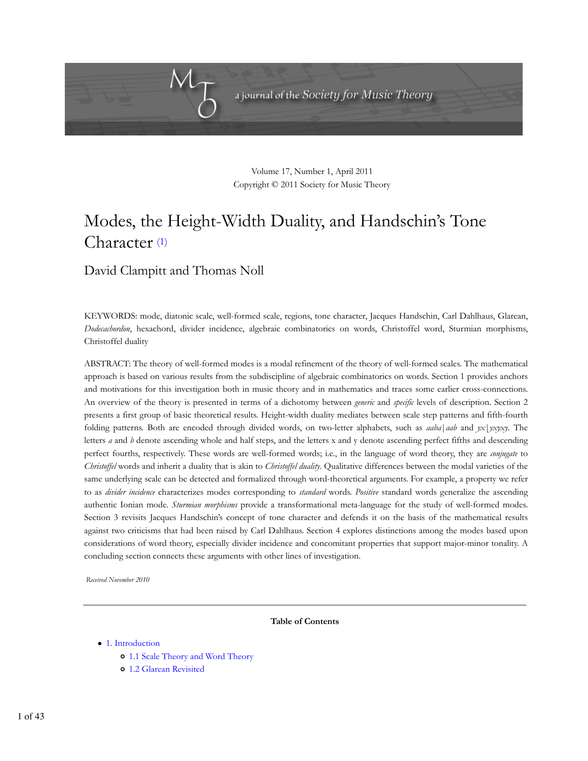Volume 17, Number 1, April 2011
Copyright © 2011 Society for Music Theory

# Modes, the Height-Width Duality, and Handschin's Tone Character (1)

## David Clampitt and Thomas Noll

KEYWORDS: mode, diatonic scale, well-formed scale, regions, tone character, Jacques Handschin, Carl Dahlhaus, Glarean, *Dodecachordon*, hexachord, divider incidence, algebraic combinatorics on words, Christoffel word, Sturmian morphisms, Christoffel duality

ABSTRACT: The theory of well-formed modes is a modal refinement of the theory of well-formed scales. The mathematical approach is based on various results from the subdiscipline of algebraic combinatorics on words. Section 1 provides anchors and motivations for this investigation both in music theory and in mathematics and traces some earlier cross-connections. An overview of the theory is presented in terms of a dichotomy between *generic* and *specific* levels of description. Section 2 presents a first group of basic theoretical results. Height-width duality mediates between scale step patterns and fifth-fourth folding patterns. Both are encoded through divided words, on two-letter alphabets, such as *aaba|aab* and *yx|yxyxy*. The letters *a* and *b* denote ascending whole and half steps, and the letters x and y denote ascending perfect fifths and descending perfect fourths, respectively. These words are well-formed words; i.e., in the language of word theory, they are *conjugate* to *Christoffel* words and inherit a duality that is akin to *Christoffel duality*. Qualitative differences between the modal varieties of the same underlying scale can be detected and formalized through word-theoretical arguments. For example, a property we refer to as *divider incidence* characterizes modes corresponding to *standard* words. *Positive* standard words generalize the ascending authentic Ionian mode. *Sturmian morphisms* provide a transformational meta-language for the study of well-formed modes. Section 3 revisits Jacques Handschin's concept of tone character and defends it on the basis of the mathematical results against two criticisms that had been raised by Carl Dahlhaus. Section 4 explores distinctions among the modes based upon considerations of word theory, especially divider incidence and concomitant properties that support major-minor tonality. A concluding section connects these arguments with other lines of investigation.

*Received November 2010*

---

**Table of Contents**

- 1. Introduction
  - 1.1 Scale Theory and Word Theory
  - 1.2 Glarean Revisited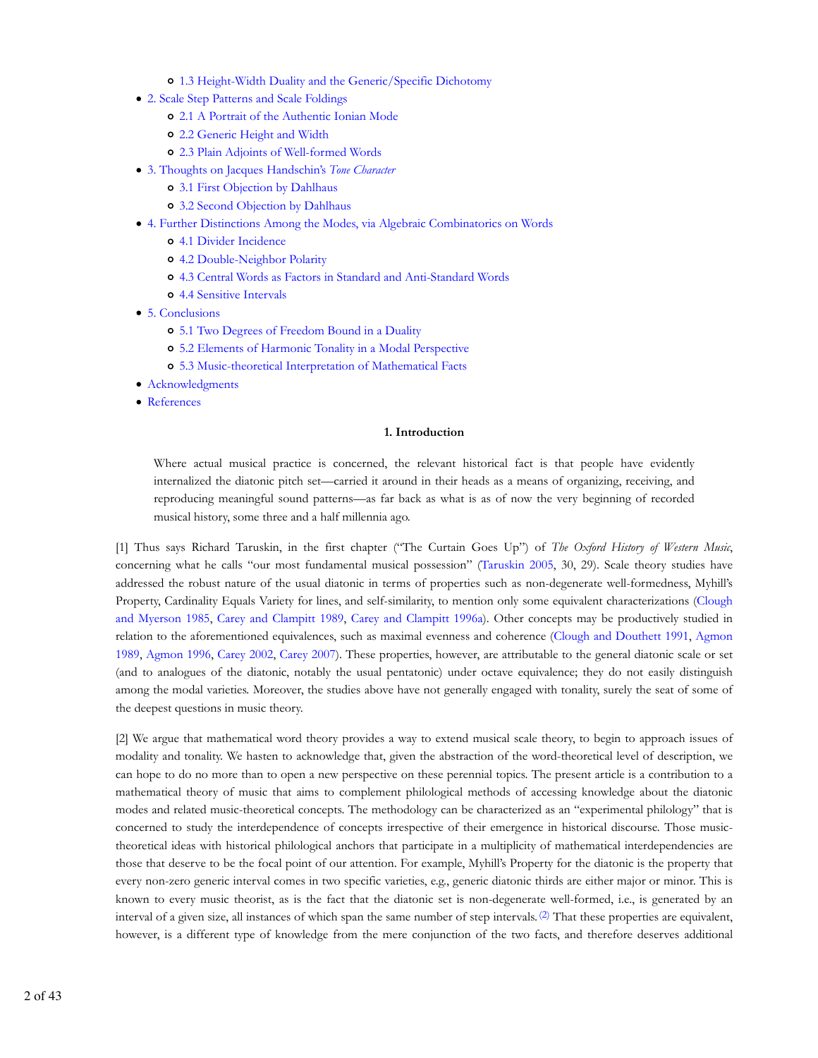- 1.3 Height-Width Duality and the Generic/Specific Dichotomy
- 2. Scale Step Patterns and Scale Foldings
  - 2.1 A Portrait of the Authentic Ionian Mode
  - 2.2 Generic Height and Width
  - 2.3 Plain Adjoints of Well-formed Words
- 3. Thoughts on Jacques Handschin's *Tone Character*
  - 3.1 First Objection by Dahlhaus
  - 3.2 Second Objection by Dahlhaus
- 4. Further Distinctions Among the Modes, via Algebraic Combinatorics on Words
  - 4.1 Divider Incidence
  - 4.2 Double-Neighbor Polarity
  - 4.3 Central Words as Factors in Standard and Anti-Standard Words
  - 4.4 Sensitive Intervals
- 5. Conclusions
  - 5.1 Two Degrees of Freedom Bound in a Duality
  - 5.2 Elements of Harmonic Tonality in a Modal Perspective
  - 5.3 Music-theoretical Interpretation of Mathematical Facts
- Acknowledgments
- References

## 1. Introduction

> Where actual musical practice is concerned, the relevant historical fact is that people have evidently internalized the diatonic pitch set—carried it around in their heads as a means of organizing, receiving, and reproducing meaningful sound patterns—as far back as what is as of now the very beginning of recorded musical history, some three and a half millennia ago.

[1] Thus says Richard Taruskin, in the first chapter ("The Curtain Goes Up") of *The Oxford History of Western Music*, concerning what he calls "our most fundamental musical possession" (Taruskin 2005, 30, 29). Scale theory studies have addressed the robust nature of the usual diatonic in terms of properties such as non-degenerate well-formedness, Myhill's Property, Cardinality Equals Variety for lines, and self-similarity, to mention only some equivalent characterizations (Clough and Myerson 1985, Carey and Clampitt 1989, Carey and Clampitt 1996a). Other concepts may be productively studied in relation to the aforementioned equivalences, such as maximal evenness and coherence (Clough and Douthett 1991, Agmon 1989, Agmon 1996, Carey 2002, Carey 2007). These properties, however, are attributable to the general diatonic scale or set (and to analogues of the diatonic, notably the usual pentatonic) under octave equivalence; they do not easily distinguish among the modal varieties. Moreover, the studies above have not generally engaged with tonality, surely the seat of some of the deepest questions in music theory.

[2] We argue that mathematical word theory provides a way to extend musical scale theory, to begin to approach issues of modality and tonality. We hasten to acknowledge that, given the abstraction of the word-theoretical level of description, we can hope to do no more than to open a new perspective on these perennial topics. The present article is a contribution to a mathematical theory of music that aims to complement philological methods of accessing knowledge about the diatonic modes and related music-theoretical concepts. The methodology can be characterized as an "experimental philology" that is concerned to study the interdependence of concepts irrespective of their emergence in historical discourse. Those music-theoretical ideas with historical philological anchors that participate in a multiplicity of mathematical interdependencies are those that deserve to be the focal point of our attention. For example, Myhill's Property for the diatonic is the property that every non-zero generic interval comes in two specific varieties, e.g., generic diatonic thirds are either major or minor. This is known to every music theorist, as is the fact that the diatonic set is non-degenerate well-formed, i.e., is generated by an interval of a given size, all instances of which span the same number of step intervals.[2] That these properties are equivalent, however, is a different type of knowledge from the mere conjunction of the two facts, and therefore deserves additional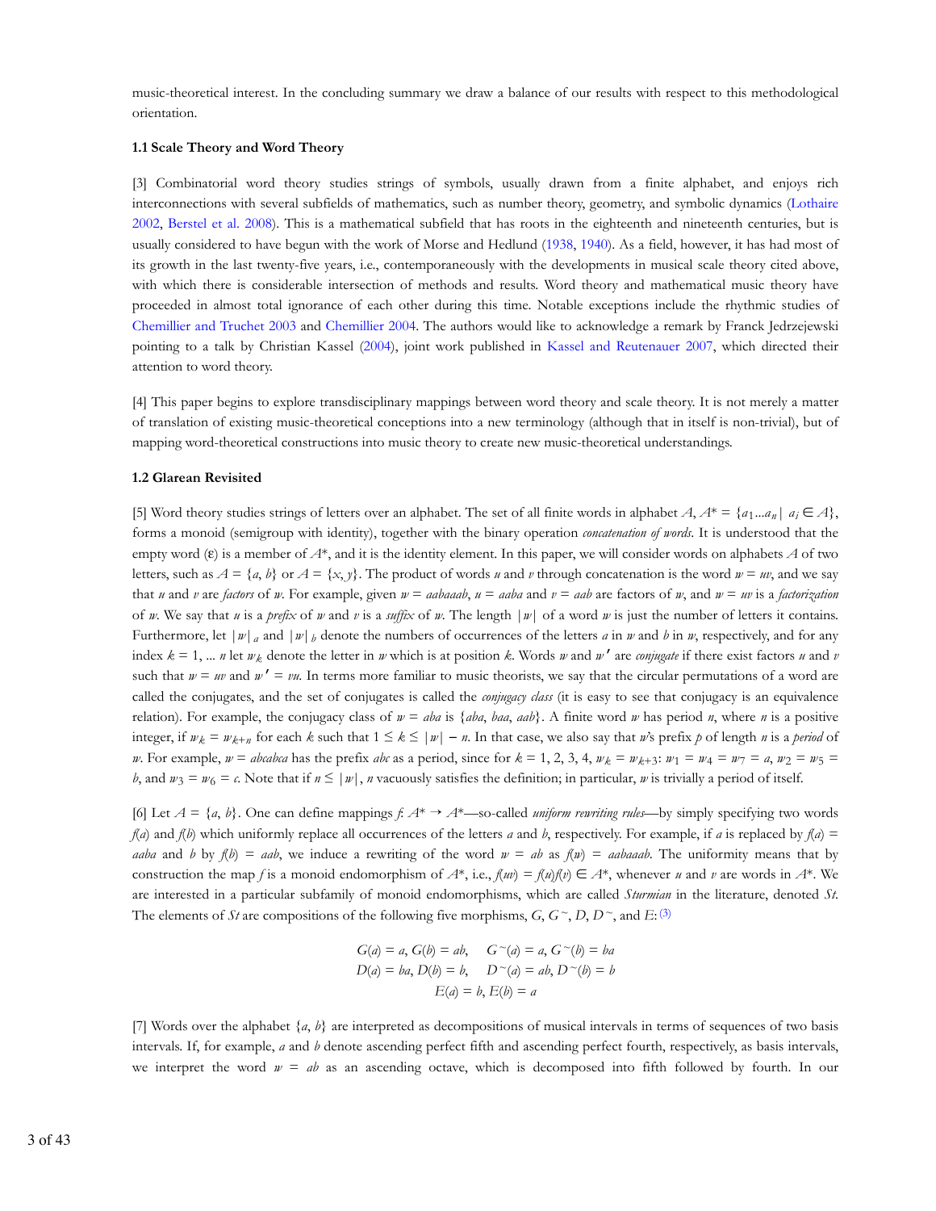music-theoretical interest. In the concluding summary we draw a balance of our results with respect to this methodological orientation.

### 1.1 Scale Theory and Word Theory

[3] Combinatorial word theory studies strings of symbols, usually drawn from a finite alphabet, and enjoys rich interconnections with several subfields of mathematics, such as number theory, geometry, and symbolic dynamics (Lothaire 2002, Berstel et al. 2008). This is a mathematical subfield that has roots in the eighteenth and nineteenth centuries, but is usually considered to have begun with the work of Morse and Hedlund (1938, 1940). As a field, however, it has had most of its growth in the last twenty-five years, i.e., contemporaneously with the developments in musical scale theory cited above, with which there is considerable intersection of methods and results. Word theory and mathematical music theory have proceeded in almost total ignorance of each other during this time. Notable exceptions include the rhythmic studies of Chemillier and Truchet 2003 and Chemillier 2004. The authors would like to acknowledge a remark by Franck Jedrzejewski pointing to a talk by Christian Kassel (2004), joint work published in Kassel and Reutenauer 2007, which directed their attention to word theory.

[4] This paper begins to explore transdisciplinary mappings between word theory and scale theory. It is not merely a matter of translation of existing music-theoretical conceptions into a new terminology (although that in itself is non-trivial), but of mapping word-theoretical constructions into music theory to create new music-theoretical understandings.

### 1.2 Glarean Revisited

[5] Word theory studies strings of letters over an alphabet. The set of all finite words in alphabet $A$, $A^* = \{a_1...a_n \mid a_i \in A\}$, forms a monoid (semigroup with identity), together with the binary operation *concatenation of words*. It is understood that the empty word ($\varepsilon$) is a member of $A^*$, and it is the identity element. In this paper, we will consider words on alphabets $A$ of two letters, such as $A = \{a, b\}$ or $A = \{x, y\}$. The product of words $u$ and $v$ through concatenation is the word $w = uv$, and we say that $u$ and $v$ are *factors* of $w$. For example, given $w = aabaaab$, $u = aaba$ and $v = aab$ are factors of $w$, and $w = uv$ is a *factorization* of $w$. We say that $u$ is a *prefix* of $w$ and $v$ is a *suffix* of $w$. The length $|w|$ of a word $w$ is just the number of letters it contains. Furthermore, let $|w|_a$ and $|w|_b$ denote the numbers of occurrences of the letters $a$ in $w$ and $b$ in $w$, respectively, and for any index $k = 1, ... n$ let $w_k$ denote the letter in $w$ which is at position $k$. Words $w$ and $w'$ are *conjugate* if there exist factors $u$ and $v$ such that $w = uv$ and $w' = vu$. In terms more familiar to music theorists, we say that the circular permutations of a word are called the conjugates, and the set of conjugates is called the *conjugacy class* (it is easy to see that conjugacy is an equivalence relation). For example, the conjugacy class of $w = aba$ is $\{aba, baa, aab\}$. A finite word $w$ has period $n$, where $n$ is a positive integer, if $w_k = w_{k+n}$ for each $k$ such that $1 \leq k \leq |w| - n$. In that case, we also say that $w$'s prefix $p$ of length $n$ is a *period* of $w$. For example, $w = abcabca$ has the prefix $abc$ as a period, since for $k = 1, 2, 3, 4$, $w_k = w_{k+3}$: $w_1 = w_4 = w_7 = a$, $w_2 = w_5 = b$, and $w_3 = w_6 = c$. Note that if $n \leq |w|$, $n$ vacuously satisfies the definition; in particular, $w$ is trivially a period of itself.

[6] Let $A = \{a, b\}$. One can define mappings $f: A^* \rightarrow A^*$—so-called *uniform rewriting rules*—by simply specifying two words $f(a)$ and $f(b)$ which uniformly replace all occurrences of the letters $a$ and $b$, respectively. For example, if $a$ is replaced by $f(a) = aaba$ and $b$ by $f(b) = aab$, we induce a rewriting of the word $w = ab$ as $f(w) = aabaaab$. The uniformity means that by construction the map $f$ is a monoid endomorphism of $A^*$, i.e., $f(uv) = f(u)f(v) \in A^*$, whenever $u$ and $v$ are words in $A^*$. We are interested in a particular subfamily of monoid endomorphisms, which are called *Sturmian* in the literature, denoted $St$. The elements of $St$ are compositions of the following five morphisms, $G$, $G^\sim$, $D$, $D^\sim$, and $E$:[3]

$$G(a) = a, G(b) = ab, \quad G^\sim(a) = a, G^\sim(b) = ba$$
$$D(a) = ba, D(b) = b, \quad D^\sim(a) = ab, D^\sim(b) = b$$
$$E(a) = b, E(b) = a$$

[7] Words over the alphabet $\{a, b\}$ are interpreted as decompositions of musical intervals in terms of sequences of two basis intervals. If, for example, $a$ and $b$ denote ascending perfect fifth and ascending perfect fourth, respectively, as basis intervals, we interpret the word $w = ab$ as an ascending octave, which is decomposed into fifth followed by fourth. In our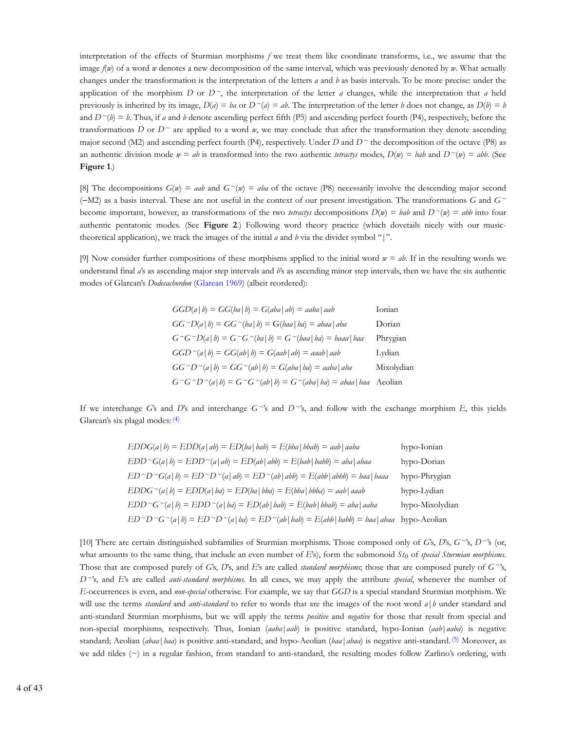interpretation of the effects of Sturmian morphisms $f$ we treat them like coordinate transforms, i.e., we assume that the image $f(w)$ of a word $w$ denotes a new decomposition of the same interval, which was previously denoted by $w$. What actually changes under the transformation is the interpretation of the letters $a$ and $b$ as basis intervals. To be more precise: under the application of the morphism $D$ or $D^{\sim}$, the interpretation of the letter $a$ changes, while the interpretation that $a$ held previously is inherited by its image, $D(a) = ba$ or $D^{\sim}(a) = ab$. The interpretation of the letter $b$ does not change, as $D(b) = b$ and $D^{\sim}(b) = b$. Thus, if $a$ and $b$ denote ascending perfect fifth (P5) and ascending perfect fourth (P4), respectively, before the transformations $D$ or $D^{\sim}$ are applied to a word $w$, we may conclude that after the transformation they denote ascending major second (M2) and ascending perfect fourth (P4), respectively. Under $D$ and $D^{\sim}$ the decomposition of the octave (P8) as an authentic division mode $w = ab$ is transformed into the two authentic *tetractys* modes, $D(w) = bab$ and $D^{\sim}(w) = abb$. (See **Figure 1**.)

[8] The decompositions $G(w) = aab$ and $G^{\sim}(w) = aba$ of the octave (P8) necessarily involve the descending major second (–M2) as a basis interval. These are not useful in the context of our present investigation. The transformations $G$ and $G^{\sim}$ become important, however, as transformations of the two *tetractys* decompositions $D(w) = bab$ and $D^{\sim}(w) = abb$ into four authentic pentatonic modes. (See **Figure 2**.) Following word theory practice (which dovetails nicely with our music-theoretical application), we track the images of the initial $a$ and $b$ via the divider symbol "|".

[9] Now consider further compositions of these morphisms applied to the initial word $w = ab$. If in the resulting words we understand final $a$'s as ascending major step intervals and $b$'s as ascending minor step intervals, then we have the six authentic modes of Glarean's *Dodecachordon* (Glarean 1969) (albeit reordered):

| | |
|---|---|
| $GGD(a \mid b) = GG(ba \mid b) = G(aba \mid ab) = aaba \mid aab$ | Ionian |
| $GG^{\sim}D(a \mid b) = GG^{\sim}(ba \mid b) = G(baa \mid ba) = abaa \mid aba$ | Dorian |
| $G^{\sim}G^{\sim}D(a \mid b) = G^{\sim}G^{\sim}(ba \mid b) = G^{\sim}(baa \mid ba) = baaa \mid baa$ | Phrygian |
| $GGD^{\sim}(a \mid b) = GG(ab \mid b) = G(aab \mid ab) = aaab \mid aab$ | Lydian |
| $GG^{\sim}D^{\sim}(a \mid b) = GG^{\sim}(ab \mid b) = G(aba \mid ba) = aaba \mid aba$ | Mixolydian |
| $G^{\sim}G^{\sim}D^{\sim}(a \mid b) = G^{\sim}G^{\sim}(ab \mid b) = G^{\sim}(aba \mid ba) = abaa \mid baa$ | Aeolian |

If we interchange $G$'s and $D$'s and interchange $G^{\sim}$'s and $D^{\sim}$'s, and follow with the exchange morphism $E$, this yields Glarean's six plagal modes: (4)

| | |
|---|---|
| $EDDG(a \mid b) = EDD(a \mid ab) = ED(ba \mid bab) = E(bba \mid bbab) = aab \mid aaba$ | hypo-Ionian |
| $EDD^{\sim}G(a \mid b) = EDD^{\sim}(a \mid ab) = ED(ab \mid abb) = E(bab \mid babb) = aba \mid abaa$ | hypo-Dorian |
| $ED^{\sim}D^{\sim}G(a \mid b) = ED^{\sim}D^{\sim}(a \mid ab) = ED^{\sim}(ab \mid abb) = E(abb \mid abbb) = baa \mid baaa$ | hypo-Phrygian |
| $EDDG^{\sim}(a \mid b) = EDD(a \mid ba) = ED(ba \mid bba) = E(bba \mid bbba) = aab \mid aaab$ | hypo-Lydian |
| $EDD^{\sim}G^{\sim}(a \mid b) = EDD^{\sim}(a \mid ba) = ED(ab \mid bab) = E(bab \mid bbab) = aba \mid aaba$ | hypo-Mixolydian |
| $ED^{\sim}D^{\sim}G^{\sim}(a \mid b) = ED^{\sim}D^{\sim}(a \mid ba) = ED^{\sim}(ab \mid bab) = E(abb \mid babb) = baa \mid abaa$ | hypo-Aeolian |

[10] There are certain distinguished subfamilies of Sturmian morphisms. Those composed only of $G$'s, $D$'s, $G^{\sim}$'s, $D^{\sim}$'s (or, what amounts to the same thing, that include an even number of $E$'s), form the submonoid $St_0$ of *special Sturmian morphisms*. Those that are composed purely of $G$'s, $D$'s, and $E$'s are called *standard morphisms*; those that are composed purely of $G^{\sim}$'s, $D^{\sim}$'s, and $E$'s are called *anti-standard morphisms*. In all cases, we may apply the attribute *special*, whenever the number of $E$-occurrences is even, and *non-special* otherwise. For example, we say that $GGD$ is a special standard Sturmian morphism. We will use the terms *standard* and *anti-standard* to refer to words that are the images of the root word $a \mid b$ under standard and anti-standard Sturmian morphisms, but we will apply the terms *positive* and *negative* for those that result from special and non-special morphisms, respectively. Thus, Ionian ($aaba \mid aab$) is positive standard, hypo-Ionian ($aab \mid aaba$) is negative standard; Aeolian ($abaa \mid baa$) is positive anti-standard, and hypo-Aeolian ($baa \mid abaa$) is negative anti-standard. (5) Moreover, as we add tildes (~) in a regular fashion, from standard to anti-standard, the resulting modes follow Zarlino's ordering, with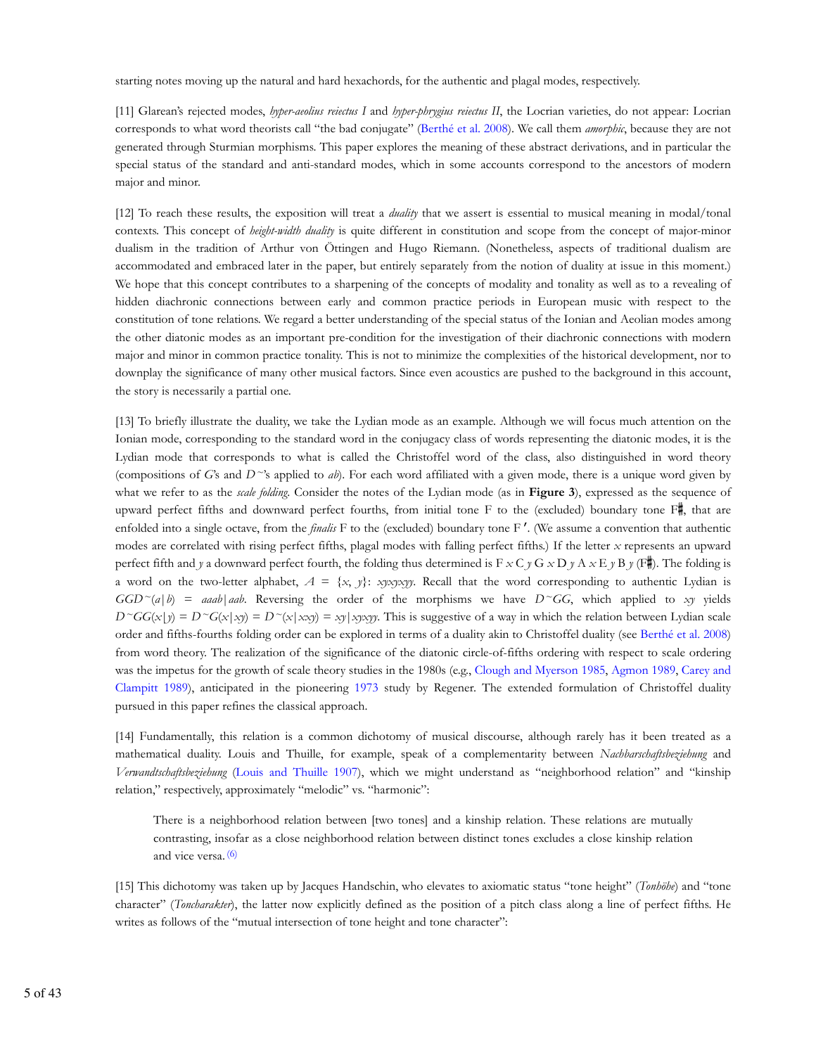starting notes moving up the natural and hard hexachords, for the authentic and plagal modes, respectively.

[11] Glarean's rejected modes, *hyper-aeolius reiectus I* and *hyper-phrygius reiectus II*, the Locrian varieties, do not appear: Locrian corresponds to what word theorists call "the bad conjugate" (Berthé et al. 2008). We call them *amorphic*, because they are not generated through Sturmian morphisms. This paper explores the meaning of these abstract derivations, and in particular the special status of the standard and anti-standard modes, which in some accounts correspond to the ancestors of modern major and minor.

[12] To reach these results, the exposition will treat a *duality* that we assert is essential to musical meaning in modal/tonal contexts. This concept of *height-width duality* is quite different in constitution and scope from the concept of major-minor dualism in the tradition of Arthur von Öttingen and Hugo Riemann. (Nonetheless, aspects of traditional dualism are accommodated and embraced later in the paper, but entirely separately from the notion of duality at issue in this moment.) We hope that this concept contributes to a sharpening of the concepts of modality and tonality as well as to a revealing of hidden diachronic connections between early and common practice periods in European music with respect to the constitution of tone relations. We regard a better understanding of the special status of the Ionian and Aeolian modes among the other diatonic modes as an important pre-condition for the investigation of their diachronic connections with modern major and minor in common practice tonality. This is not to minimize the complexities of the historical development, nor to downplay the significance of many other musical factors. Since even acoustics are pushed to the background in this account, the story is necessarily a partial one.

[13] To briefly illustrate the duality, we take the Lydian mode as an example. Although we will focus much attention on the Ionian mode, corresponding to the standard word in the conjugacy class of words representing the diatonic modes, it is the Lydian mode that corresponds to what is called the Christoffel word of the class, also distinguished in word theory (compositions of $G$'s and $\tilde{D}$'s applied to $ab$). For each word affiliated with a given mode, there is a unique word given by what we refer to as the *scale folding*. Consider the notes of the Lydian mode (as in **Figure 3**), expressed as the sequence of upward perfect fifths and downward perfect fourths, from initial tone F to the (excluded) boundary tone F♯, that are enfolded into a single octave, from the *finalis* F to the (excluded) boundary tone F′. (We assume a convention that authentic modes are correlated with rising perfect fifths, plagal modes with falling perfect fifths.) If the letter $x$ represents an upward perfect fifth and $y$ a downward perfect fourth, the folding thus determined is F $x$ C $y$ G $x$ D $y$ A $x$ E $y$ B $y$ (F♯). The folding is a word on the two-letter alphabet, $A = \{x, y\}$: $xyxyxyy$. Recall that the word corresponding to authentic Lydian is $GG\tilde{D}(a|b) = aaab|aab$. Reversing the order of the morphisms we have $\tilde{D}GG$, which applied to $xy$ yields $\tilde{D}GG(x|y) = \tilde{D}G(x|xy) = \tilde{D}(x|xxy) = xy|xyxyy$. This is suggestive of a way in which the relation between Lydian scale order and fifths-fourths folding order can be explored in terms of a duality akin to Christoffel duality (see Berthé et al. 2008) from word theory. The realization of the significance of the diatonic circle-of-fifths ordering with respect to scale ordering was the impetus for the growth of scale theory studies in the 1980s (e.g., Clough and Myerson 1985, Agmon 1989, Carey and Clampitt 1989), anticipated in the pioneering 1973 study by Regener. The extended formulation of Christoffel duality pursued in this paper refines the classical approach.

[14] Fundamentally, this relation is a common dichotomy of musical discourse, although rarely has it been treated as a mathematical duality. Louis and Thuille, for example, speak of a complementarity between *Nachbarschaftsbeziehung* and *Verwandtschaftsbeziehung* (Louis and Thuille 1907), which we might understand as "neighborhood relation" and "kinship relation," respectively, approximately "melodic" vs. "harmonic":

> There is a neighborhood relation between [two tones] and a kinship relation. These relations are mutually contrasting, insofar as a close neighborhood relation between distinct tones excludes a close kinship relation and vice versa. (6)

[15] This dichotomy was taken up by Jacques Handschin, who elevates to axiomatic status "tone height" (*Tonhöhe*) and "tone character" (*Toncharakter*), the latter now explicitly defined as the position of a pitch class along a line of perfect fifths. He writes as follows of the "mutual intersection of tone height and tone character":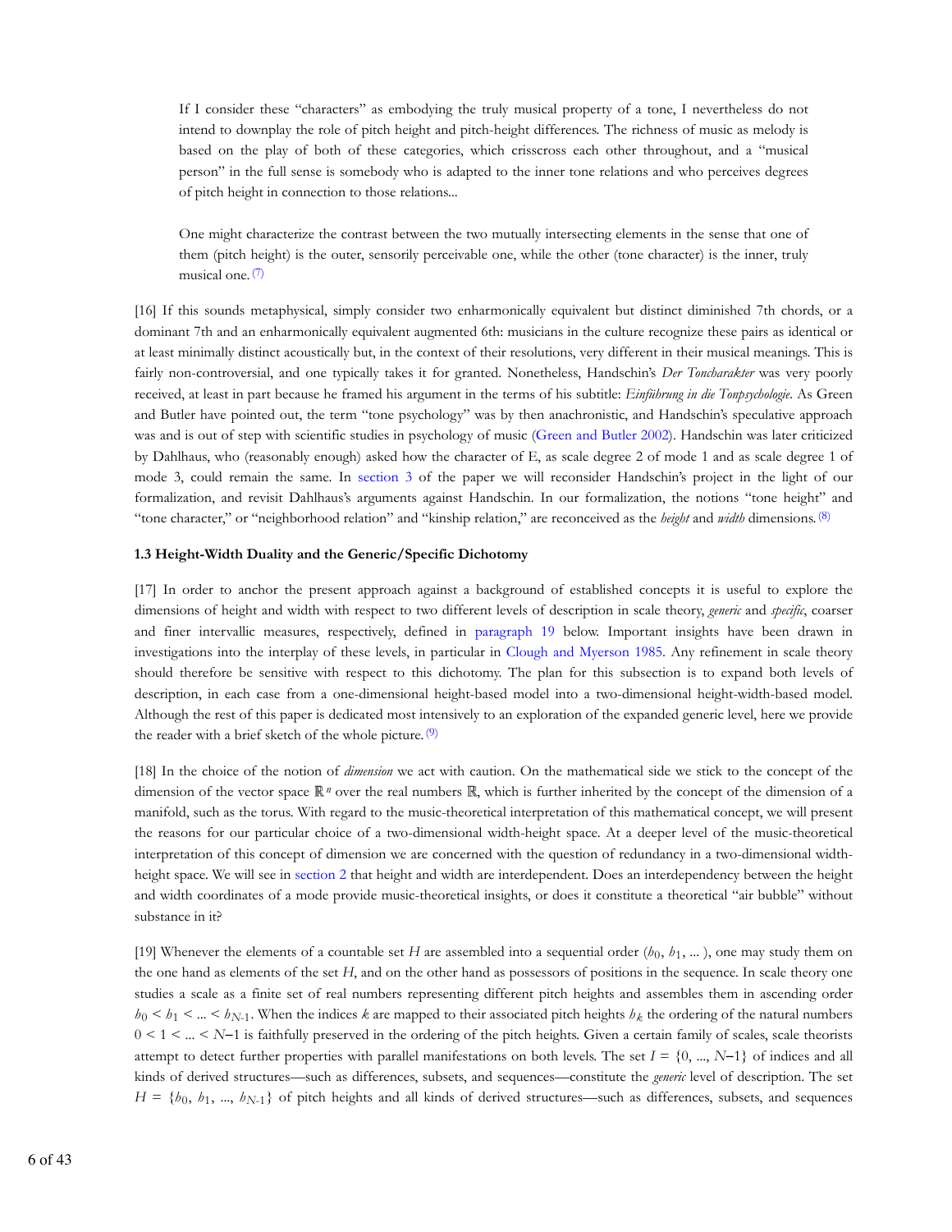> If I consider these "characters" as embodying the truly musical property of a tone, I nevertheless do not intend to downplay the role of pitch height and pitch-height differences. The richness of music as melody is based on the play of both of these categories, which crisscross each other throughout, and a "musical person" in the full sense is somebody who is adapted to the inner tone relations and who perceives degrees of pitch height in connection to those relations...
>
> One might characterize the contrast between the two mutually intersecting elements in the sense that one of them (pitch height) is the outer, sensorily perceivable one, while the other (tone character) is the inner, truly musical one. (7)

[16] If this sounds metaphysical, simply consider two enharmonically equivalent but distinct diminished 7th chords, or a dominant 7th and an enharmonically equivalent augmented 6th: musicians in the culture recognize these pairs as identical or at least minimally distinct acoustically but, in the context of their resolutions, very different in their musical meanings. This is fairly non-controversial, and one typically takes it for granted. Nonetheless, Handschin's *Der Toncharakter* was very poorly received, at least in part because he framed his argument in the terms of his subtitle: *Einführung in die Tonpsychologie*. As Green and Butler have pointed out, the term "tone psychology" was by then anachronistic, and Handschin's speculative approach was and is out of step with scientific studies in psychology of music (Green and Butler 2002). Handschin was later criticized by Dahlhaus, who (reasonably enough) asked how the character of E, as scale degree 2 of mode 1 and as scale degree 1 of mode 3, could remain the same. In section 3 of the paper we will reconsider Handschin's project in the light of our formalization, and revisit Dahlhaus's arguments against Handschin. In our formalization, the notions "tone height" and "tone character," or "neighborhood relation" and "kinship relation," are reconceived as the *height* and *width* dimensions. (8)

### 1.3 Height-Width Duality and the Generic/Specific Dichotomy

[17] In order to anchor the present approach against a background of established concepts it is useful to explore the dimensions of height and width with respect to two different levels of description in scale theory, *generic* and *specific*, coarser and finer intervallic measures, respectively, defined in paragraph 19 below. Important insights have been drawn in investigations into the interplay of these levels, in particular in Clough and Myerson 1985. Any refinement in scale theory should therefore be sensitive with respect to this dichotomy. The plan for this subsection is to expand both levels of description, in each case from a one-dimensional height-based model into a two-dimensional height-width-based model. Although the rest of this paper is dedicated most intensively to an exploration of the expanded generic level, here we provide the reader with a brief sketch of the whole picture. (9)

[18] In the choice of the notion of *dimension* we act with caution. On the mathematical side we stick to the concept of the dimension of the vector space $\mathbb{R}^n$ over the real numbers $\mathbb{R}$, which is further inherited by the concept of the dimension of a manifold, such as the torus. With regard to the music-theoretical interpretation of this mathematical concept, we will present the reasons for our particular choice of a two-dimensional width-height space. At a deeper level of the music-theoretical interpretation of this concept of dimension we are concerned with the question of redundancy in a two-dimensional width-height space. We will see in section 2 that height and width are interdependent. Does an interdependency between the height and width coordinates of a mode provide music-theoretical insights, or does it constitute a theoretical "air bubble" without substance in it?

[19] Whenever the elements of a countable set $H$ are assembled into a sequential order $(h_0, h_1, ...)$, one may study them on the one hand as elements of the set $H$, and on the other hand as possessors of positions in the sequence. In scale theory one studies a scale as a finite set of real numbers representing different pitch heights and assembles them in ascending order $h_0 < h_1 < ... < h_{N-1}$. When the indices $k$ are mapped to their associated pitch heights $h_k$ the ordering of the natural numbers $0 < 1 < ... < N-1$ is faithfully preserved in the ordering of the pitch heights. Given a certain family of scales, scale theorists attempt to detect further properties with parallel manifestations on both levels. The set $I = \{0, ..., N-1\}$ of indices and all kinds of derived structures—such as differences, subsets, and sequences—constitute the *generic* level of description. The set $H = \{h_0, h_1, ..., h_{N-1}\}$ of pitch heights and all kinds of derived structures—such as differences, subsets, and sequences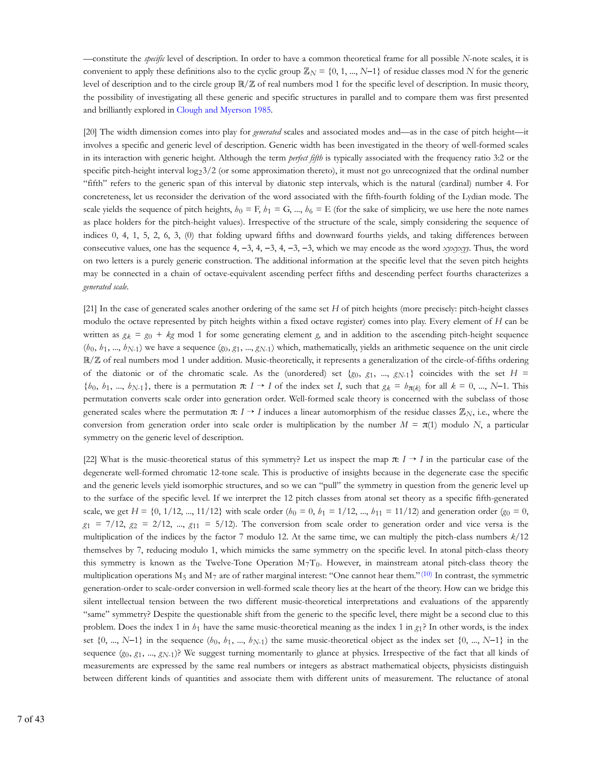—constitute the *specific* level of description. In order to have a common theoretical frame for all possible $N$-note scales, it is convenient to apply these definitions also to the cyclic group $\mathbb{Z}_N = \{0, 1, ..., N-1\}$ of residue classes mod $N$ for the generic level of description and to the circle group $\mathbb{R}/\mathbb{Z}$ of real numbers mod 1 for the specific level of description. In music theory, the possibility of investigating all these generic and specific structures in parallel and to compare them was first presented and brilliantly explored in Clough and Myerson 1985.

[20] The width dimension comes into play for *generated* scales and associated modes and—as in the case of pitch height—it involves a specific and generic level of description. Generic width has been investigated in the theory of well-formed scales in its interaction with generic height. Although the term *perfect fifth* is typically associated with the frequency ratio 3:2 or the specific pitch-height interval $\log_2 3/2$ (or some approximation thereto), it must not go unrecognized that the ordinal number "fifth" refers to the generic span of this interval by diatonic step intervals, which is the natural (cardinal) number 4. For concreteness, let us reconsider the derivation of the word associated with the fifth-fourth folding of the Lydian mode. The scale yields the sequence of pitch heights, $h_0$ = F, $h_1$ = G, ..., $h_6$ = E (for the sake of simplicity, we use here the note names as place holders for the pitch-height values). Irrespective of the structure of the scale, simply considering the sequence of indices 0, 4, 1, 5, 2, 6, 3, (0) that folding upward fifths and downward fourths yields, and taking differences between consecutive values, one has the sequence 4, −3, 4, −3, 4, −3, −3, which we may encode as the word *xyxyxyy*. Thus, the word on two letters is a purely generic construction. The additional information at the specific level that the seven pitch heights may be connected in a chain of octave-equivalent ascending perfect fifths and descending perfect fourths characterizes a *generated scale*.

[21] In the case of generated scales another ordering of the same set $H$ of pitch heights (more precisely: pitch-height classes modulo the octave represented by pitch heights within a fixed octave register) comes into play. Every element of $H$ can be written as $g_k = g_0 + kg$ mod 1 for some generating element $g$, and in addition to the ascending pitch-height sequence $(h_0, h_1, ..., h_{N-1})$ we have a sequence $(g_0, g_1, ..., g_{N-1})$ which, mathematically, yields an arithmetic sequence on the unit circle $\mathbb{R}/\mathbb{Z}$ of real numbers mod 1 under addition. Music-theoretically, it represents a generalization of the circle-of-fifths ordering of the diatonic or of the chromatic scale. As the (unordered) set $\{g_0, g_1, ..., g_{N-1}\}$ coincides with the set $H = \{h_0, h_1, ..., h_{N-1}\}$, there is a permutation $\pi: I \to I$ of the index set $I$, such that $g_k = h_{\pi(k)}$ for all $k = 0, ..., N-1$. This permutation converts scale order into generation order. Well-formed scale theory is concerned with the subclass of those generated scales where the permutation $\pi: I \to I$ induces a linear automorphism of the residue classes $\mathbb{Z}_N$, i.e., where the conversion from generation order into scale order is multiplication by the number $M = \pi(1)$ modulo $N$, a particular symmetry on the generic level of description.

[22] What is the music-theoretical status of this symmetry? Let us inspect the map $\pi: I \to I$ in the particular case of the degenerate well-formed chromatic 12-tone scale. This is productive of insights because in the degenerate case the specific and the generic levels yield isomorphic structures, and so we can "pull" the symmetry in question from the generic level up to the surface of the specific level. If we interpret the 12 pitch classes from atonal set theory as a specific fifth-generated scale, we get $H = \{0, 1/12, ..., 11/12\}$ with scale order ($h_0 = 0$, $h_1 = 1/12$, ..., $h_{11} = 11/12$) and generation order ($g_0 = 0$, $g_1 = 7/12$, $g_2 = 2/12$, ..., $g_{11} = 5/12$). The conversion from scale order to generation order and vice versa is the multiplication of the indices by the factor 7 modulo 12. At the same time, we can multiply the pitch-class numbers $k/12$ themselves by 7, reducing modulo 1, which mimicks the same symmetry on the specific level. In atonal pitch-class theory this symmetry is known as the Twelve-Tone Operation $M_7T_0$. However, in mainstream atonal pitch-class theory the multiplication operations $M_5$ and $M_7$ are of rather marginal interest: "One cannot hear them."[10] In contrast, the symmetric generation-order to scale-order conversion in well-formed scale theory lies at the heart of the theory. How can we bridge this silent intellectual tension between the two different music-theoretical interpretations and evaluations of the apparently "same" symmetry? Despite the questionable shift from the generic to the specific level, there might be a second clue to this problem. Does the index 1 in $h_1$ have the same music-theoretical meaning as the index 1 in $g_1$? In other words, is the index set $\{0, ..., N-1\}$ in the sequence $(h_0, h_1, ..., h_{N-1})$ the same music-theoretical object as the index set $\{0, ..., N-1\}$ in the sequence $(g_0, g_1, ..., g_{N-1})$? We suggest turning momentarily to glance at physics. Irrespective of the fact that all kinds of measurements are expressed by the same real numbers or integers as abstract mathematical objects, physicists distinguish between different kinds of quantities and associate them with different units of measurement. The reluctance of atonal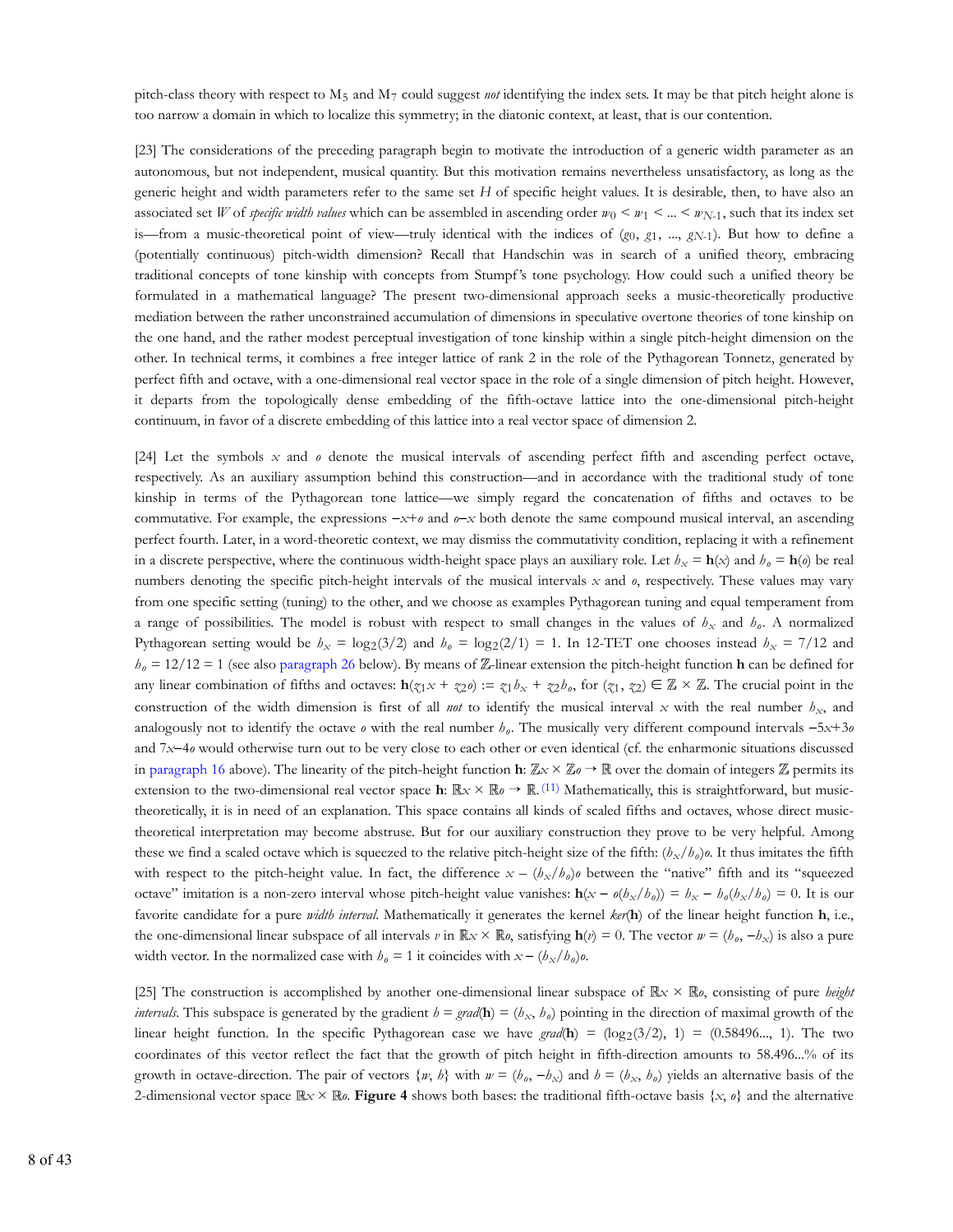pitch-class theory with respect to $M_5$ and $M_7$ could suggest *not* identifying the index sets. It may be that pitch height alone is too narrow a domain in which to localize this symmetry; in the diatonic context, at least, that is our contention.

[23] The considerations of the preceding paragraph begin to motivate the introduction of a generic width parameter as an autonomous, but not independent, musical quantity. But this motivation remains nevertheless unsatisfactory, as long as the generic height and width parameters refer to the same set $H$ of specific height values. It is desirable, then, to have also an associated set $W$ of *specific width values* which can be assembled in ascending order $w_0 < w_1 < ... < w_{N-1}$, such that its index set is—from a music-theoretical point of view—truly identical with the indices of $(g_0, g_1, ..., g_{N-1})$. But how to define a (potentially continuous) pitch-width dimension? Recall that Handschin was in search of a unified theory, embracing traditional concepts of tone kinship with concepts from Stumpf's tone psychology. How could such a unified theory be formulated in a mathematical language? The present two-dimensional approach seeks a music-theoretically productive mediation between the rather unconstrained accumulation of dimensions in speculative overtone theories of tone kinship on the one hand, and the rather modest perceptual investigation of tone kinship within a single pitch-height dimension on the other. In technical terms, it combines a free integer lattice of rank 2 in the role of the Pythagorean Tonnetz, generated by perfect fifth and octave, with a one-dimensional real vector space in the role of a single dimension of pitch height. However, it departs from the topologically dense embedding of the fifth-octave lattice into the one-dimensional pitch-height continuum, in favor of a discrete embedding of this lattice into a real vector space of dimension 2.

[24] Let the symbols $x$ and $o$ denote the musical intervals of ascending perfect fifth and ascending perfect octave, respectively. As an auxiliary assumption behind this construction—and in accordance with the traditional study of tone kinship in terms of the Pythagorean tone lattice—we simply regard the concatenation of fifths and octaves to be commutative. For example, the expressions $-x+o$ and $o-x$ both denote the same compound musical interval, an ascending perfect fourth. Later, in a word-theoretic context, we may dismiss the commutativity condition, replacing it with a refinement in a discrete perspective, where the continuous width-height space plays an auxiliary role. Let $h_x = \mathbf{h}(x)$ and $h_o = \mathbf{h}(o)$ be real numbers denoting the specific pitch-height intervals of the musical intervals $x$ and $o$, respectively. These values may vary from one specific setting (tuning) to the other, and we choose as examples Pythagorean tuning and equal temperament from a range of possibilities. The model is robust with respect to small changes in the values of $h_x$ and $h_o$. A normalized Pythagorean setting would be $h_x = \log_2(3/2)$ and $h_o = \log_2(2/1) = 1$. In 12-TET one chooses instead $h_x = 7/12$ and $h_o = 12/12 = 1$ (see also paragraph 26 below). By means of $\mathbb{Z}$-linear extension the pitch-height function $\mathbf{h}$ can be defined for any linear combination of fifths and octaves: $\mathbf{h}(z_1x + z_2o) := z_1h_x + z_2h_o$, for $(z_1, z_2) \in \mathbb{Z} \times \mathbb{Z}$. The crucial point in the construction of the width dimension is first of all *not* to identify the musical interval $x$ with the real number $h_x$, and analogously not to identify the octave $o$ with the real number $h_o$. The musically very different compound intervals $-5x+3o$ and $7x-4o$ would otherwise turn out to be very close to each other or even identical (cf. the enharmonic situations discussed in paragraph 16 above). The linearity of the pitch-height function $\mathbf{h}$: $\mathbb{Z}x \times \mathbb{Z}o \to \mathbb{R}$ over the domain of integers $\mathbb{Z}$ permits its extension to the two-dimensional real vector space $\mathbf{h}$: $\mathbb{R}x \times \mathbb{R}o \to \mathbb{R}$.(11) Mathematically, this is straightforward, but music-theoretically, it is in need of an explanation. This space contains all kinds of scaled fifths and octaves, whose direct music-theoretical interpretation may become abstruse. But for our auxiliary construction they prove to be very helpful. Among these we find a scaled octave which is squeezed to the relative pitch-height size of the fifth: $(h_x/h_o)o$. It thus imitates the fifth with respect to the pitch-height value. In fact, the difference $x - (h_x/h_o)o$ between the "native" fifth and its "squeezed octave" imitation is a non-zero interval whose pitch-height value vanishes: $\mathbf{h}(x - o(h_x/h_o)) = h_x - h_o(h_x/h_o) = 0$. It is our favorite candidate for a pure *width interval*. Mathematically it generates the kernel $ker(\mathbf{h})$ of the linear height function $\mathbf{h}$, i.e., the one-dimensional linear subspace of all intervals $v$ in $\mathbb{R}x \times \mathbb{R}o$, satisfying $\mathbf{h}(v) = 0$. The vector $w = (h_o, -h_x)$ is also a pure width vector. In the normalized case with $h_o = 1$ it coincides with $x - (h_x/h_o)o$.

[25] The construction is accomplished by another one-dimensional linear subspace of $\mathbb{R}x \times \mathbb{R}o$, consisting of pure *height intervals*. This subspace is generated by the gradient $h = grad(\mathbf{h}) = (h_x, h_o)$ pointing in the direction of maximal growth of the linear height function. In the specific Pythagorean case we have $grad(\mathbf{h}) = (\log_2(3/2), 1) = (0.58496..., 1)$. The two coordinates of this vector reflect the fact that the growth of pitch height in fifth-direction amounts to 58.496...% of its growth in octave-direction. The pair of vectors $\{w, h\}$ with $w = (h_o, -h_x)$ and $h = (h_x, h_o)$ yields an alternative basis of the 2-dimensional vector space $\mathbb{R}x \times \mathbb{R}o$. **Figure 4** shows both bases: the traditional fifth-octave basis $\{x, o\}$ and the alternative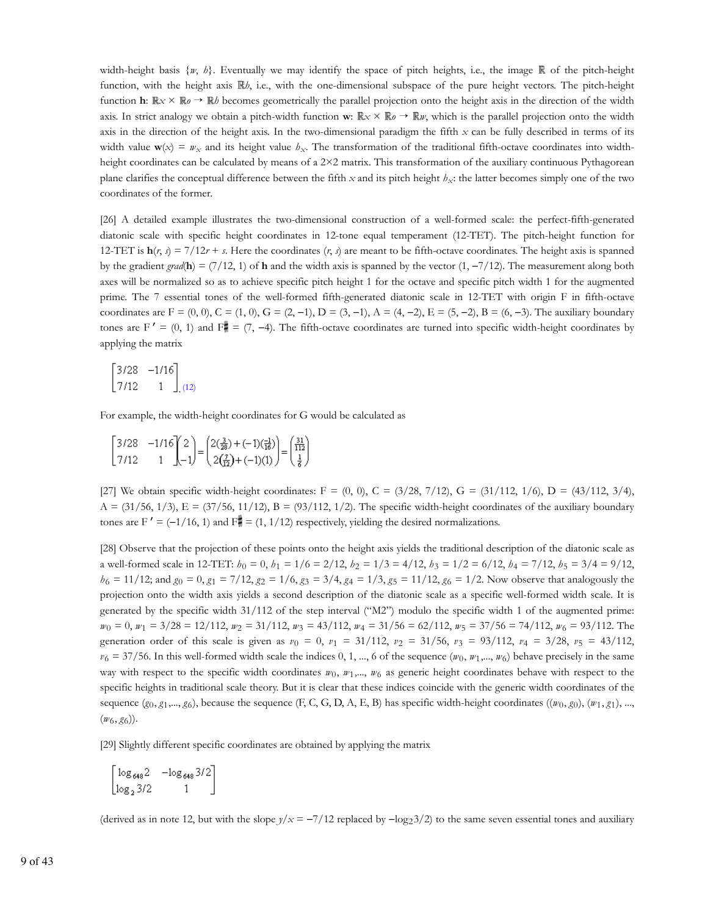width-height basis $\{w, h\}$. Eventually we may identify the space of pitch heights, i.e., the image $\mathbb{R}$ of the pitch-height function, with the height axis $\mathbb{R}h$, i.e., with the one-dimensional subspace of the pure height vectors. The pitch-height function $\mathbf{h}$: $\mathbb{R}x \times \mathbb{R}o \to \mathbb{R}h$ becomes geometrically the parallel projection onto the height axis in the direction of the width axis. In strict analogy we obtain a pitch-width function $\mathbf{w}$: $\mathbb{R}x \times \mathbb{R}o \to \mathbb{R}w$, which is the parallel projection onto the width axis in the direction of the height axis. In the two-dimensional paradigm the fifth $x$ can be fully described in terms of its width value $\mathbf{w}(x) = w_x$ and its height value $h_x$. The transformation of the traditional fifth-octave coordinates into width-height coordinates can be calculated by means of a 2×2 matrix. This transformation of the auxiliary continuous Pythagorean plane clarifies the conceptual difference between the fifth $x$ and its pitch height $h_x$: the latter becomes simply one of the two coordinates of the former.

[26] A detailed example illustrates the two-dimensional construction of a well-formed scale: the perfect-fifth-generated diatonic scale with specific height coordinates in 12-tone equal temperament (12-TET). The pitch-height function for 12-TET is $\mathbf{h}(r, s) = 7/12r + s$. Here the coordinates $(r, s)$ are meant to be fifth-octave coordinates. The height axis is spanned by the gradient $grad(\mathbf{h}) = (7/12, 1)$ of $\mathbf{h}$ and the width axis is spanned by the vector $(1, -7/12)$. The measurement along both axes will be normalized so as to achieve specific pitch height 1 for the octave and specific pitch width 1 for the augmented prime. The 7 essential tones of the well-formed fifth-generated diatonic scale in 12-TET with origin F in fifth-octave coordinates are F = (0, 0), C = (1, 0), G = (2, −1), D = (3, −1), A = (4, −2), E = (5, −2), B = (6, −3). The auxiliary boundary tones are F′ = (0, 1) and F♯ = (7, −4). The fifth-octave coordinates are turned into specific width-height coordinates by applying the matrix

$$\begin{bmatrix} 3/28 & -1/16 \\ 7/12 & 1 \end{bmatrix}.$$ (12)

For example, the width-height coordinates for G would be calculated as

$$\begin{bmatrix} 3/28 & -1/16 \\ 7/12 & 1 \end{bmatrix}\begin{pmatrix} 2 \\ -1 \end{pmatrix} = \begin{pmatrix} 2(\frac{3}{28}) + (-1)(\frac{-1}{16}) \\ 2(\frac{7}{12}) + (-1)(1) \end{pmatrix} = \begin{pmatrix} \frac{31}{112} \\ \frac{1}{6} \end{pmatrix}$$

[27] We obtain specific width-height coordinates: F = (0, 0), C = (3/28, 7/12), G = (31/112, 1/6), D = (43/112, 3/4), A = (31/56, 1/3), E = (37/56, 11/12), B = (93/112, 1/2). The specific width-height coordinates of the auxiliary boundary tones are F′ = (−1/16, 1) and F♯ = (1, 1/12) respectively, yielding the desired normalizations.

[28] Observe that the projection of these points onto the height axis yields the traditional description of the diatonic scale as a well-formed scale in 12-TET: $h_0 = 0$, $h_1 = 1/6 = 2/12$, $h_2 = 1/3 = 4/12$, $h_3 = 1/2 = 6/12$, $h_4 = 7/12$, $h_5 = 3/4 = 9/12$, $h_6 = 11/12$; and $g_0 = 0$, $g_1 = 7/12$, $g_2 = 1/6$, $g_3 = 3/4$, $g_4 = 1/3$, $g_5 = 11/12$, $g_6 = 1/2$. Now observe that analogously the projection onto the width axis yields a second description of the diatonic scale as a specific well-formed width scale. It is generated by the specific width 31/112 of the step interval ("M2") modulo the specific width 1 of the augmented prime: $w_0 = 0$, $w_1 = 3/28 = 12/112$, $w_2 = 31/112$, $w_3 = 43/112$, $w_4 = 31/56 = 62/112$, $w_5 = 37/56 = 74/112$, $w_6 = 93/112$. The generation order of this scale is given as $v_0 = 0$, $v_1 = 31/112$, $v_2 = 31/56$, $v_3 = 93/112$, $v_4 = 3/28$, $v_5 = 43/112$, $v_6 = 37/56$. In this well-formed width scale the indices 0, 1, ..., 6 of the sequence $(w_0, w_1, ..., w_6)$ behave precisely in the same way with respect to the specific width coordinates $w_0, w_1, ..., w_6$ as generic height coordinates behave with respect to the specific heights in traditional scale theory. But it is clear that these indices coincide with the generic width coordinates of the sequence $(g_0, g_1, ..., g_6)$, because the sequence (F, C, G, D, A, E, B) has specific width-height coordinates $((w_0, g_0), (w_1, g_1), ..., (w_6, g_6))$.

[29] Slightly different specific coordinates are obtained by applying the matrix

$$\begin{bmatrix} \log_{648} 2 & -\log_{648} 3/2 \\ \log_2 3/2 & 1 \end{bmatrix}$$

(derived as in note 12, but with the slope $y/x = -7/12$ replaced by $-\log_2 3/2$) to the same seven essential tones and auxiliary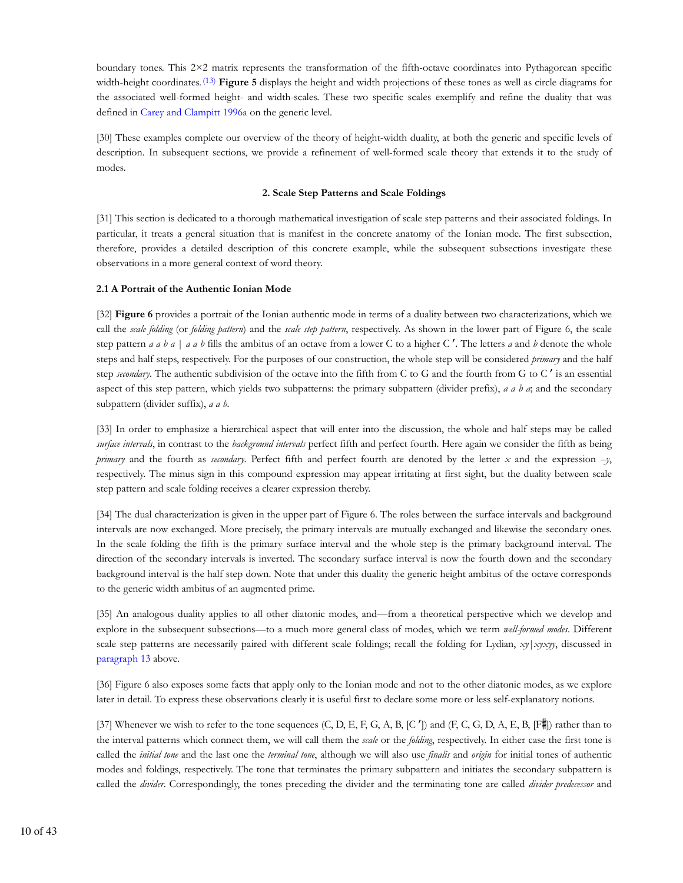boundary tones. This 2×2 matrix represents the transformation of the fifth-octave coordinates into Pythagorean specific width-height coordinates.(13) **Figure 5** displays the height and width projections of these tones as well as circle diagrams for the associated well-formed height- and width-scales. These two specific scales exemplify and refine the duality that was defined in Carey and Clampitt 1996a on the generic level.

[30] These examples complete our overview of the theory of height-width duality, at both the generic and specific levels of description. In subsequent sections, we provide a refinement of well-formed scale theory that extends it to the study of modes.

## 2. Scale Step Patterns and Scale Foldings

[31] This section is dedicated to a thorough mathematical investigation of scale step patterns and their associated foldings. In particular, it treats a general situation that is manifest in the concrete anatomy of the Ionian mode. The first subsection, therefore, provides a detailed description of this concrete example, while the subsequent subsections investigate these observations in a more general context of word theory.

### 2.1 A Portrait of the Authentic Ionian Mode

[32] **Figure 6** provides a portrait of the Ionian authentic mode in terms of a duality between two characterizations, which we call the *scale folding* (or *folding pattern*) and the *scale step pattern*, respectively. As shown in the lower part of Figure 6, the scale step pattern *a a b a* | *a a b* fills the ambitus of an octave from a lower C to a higher C′. The letters *a* and *b* denote the whole steps and half steps, respectively. For the purposes of our construction, the whole step will be considered *primary* and the half step *secondary*. The authentic subdivision of the octave into the fifth from C to G and the fourth from G to C′ is an essential aspect of this step pattern, which yields two subpatterns: the primary subpattern (divider prefix), *a a b a*; and the secondary subpattern (divider suffix), *a a b*.

[33] In order to emphasize a hierarchical aspect that will enter into the discussion, the whole and half steps may be called *surface intervals*, in contrast to the *background intervals* perfect fifth and perfect fourth. Here again we consider the fifth as being *primary* and the fourth as *secondary*. Perfect fifth and perfect fourth are denoted by the letter $x$ and the expression $-y$, respectively. The minus sign in this compound expression may appear irritating at first sight, but the duality between scale step pattern and scale folding receives a clearer expression thereby.

[34] The dual characterization is given in the upper part of Figure 6. The roles between the surface intervals and background intervals are now exchanged. More precisely, the primary intervals are mutually exchanged and likewise the secondary ones. In the scale folding the fifth is the primary surface interval and the whole step is the primary background interval. The direction of the secondary intervals is inverted. The secondary surface interval is now the fourth down and the secondary background interval is the half step down. Note that under this duality the generic height ambitus of the octave corresponds to the generic width ambitus of an augmented prime.

[35] An analogous duality applies to all other diatonic modes, and—from a theoretical perspective which we develop and explore in the subsequent subsections—to a much more general class of modes, which we term *well-formed modes*. Different scale step patterns are necessarily paired with different scale foldings; recall the folding for Lydian, *xy*|*xyxyy*, discussed in paragraph 13 above.

[36] Figure 6 also exposes some facts that apply only to the Ionian mode and not to the other diatonic modes, as we explore later in detail. To express these observations clearly it is useful first to declare some more or less self-explanatory notions.

[37] Whenever we wish to refer to the tone sequences (C, D, E, F, G, A, B, [C′]) and (F, C, G, D, A, E, B, [F♯]) rather than to the interval patterns which connect them, we will call them the *scale* or the *folding*, respectively. In either case the first tone is called the *initial tone* and the last one the *terminal tone*, although we will also use *finalis* and *origin* for initial tones of authentic modes and foldings, respectively. The tone that terminates the primary subpattern and initiates the secondary subpattern is called the *divider*. Correspondingly, the tones preceding the divider and the terminating tone are called *divider predecessor* and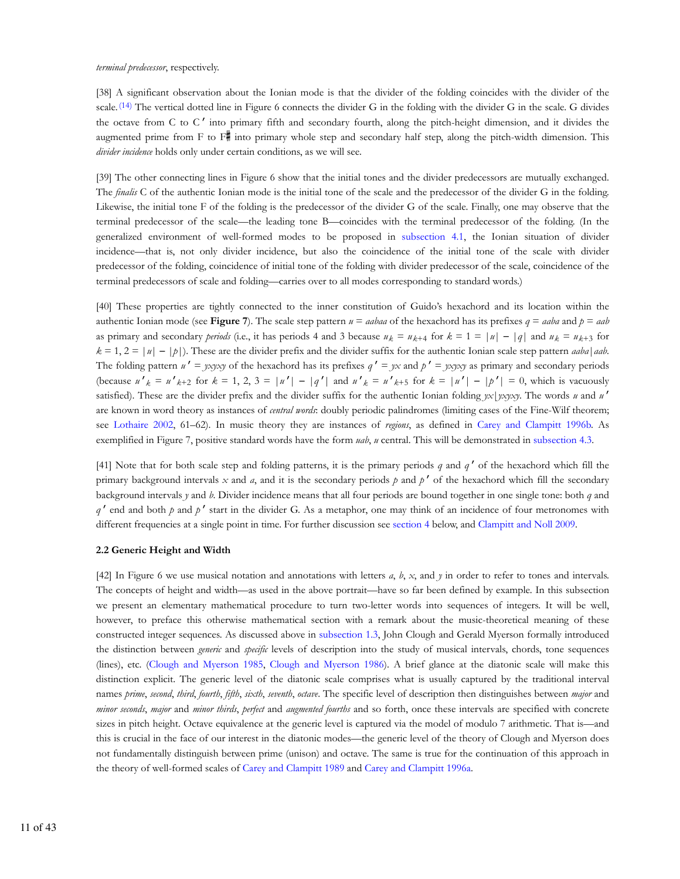*terminal predecessor*, respectively.

[38] A significant observation about the Ionian mode is that the divider of the folding coincides with the divider of the scale. (14) The vertical dotted line in Figure 6 connects the divider G in the folding with the divider G in the scale. G divides the octave from C to C′ into primary fifth and secondary fourth, along the pitch-height dimension, and it divides the augmented prime from F to F♯ into primary whole step and secondary half step, along the pitch-width dimension. This *divider incidence* holds only under certain conditions, as we will see.

[39] The other connecting lines in Figure 6 show that the initial tones and the divider predecessors are mutually exchanged. The *finalis* C of the authentic Ionian mode is the initial tone of the scale and the predecessor of the divider G in the folding. Likewise, the initial tone F of the folding is the predecessor of the divider G of the scale. Finally, one may observe that the terminal predecessor of the scale—the leading tone B—coincides with the terminal predecessor of the folding. (In the generalized environment of well-formed modes to be proposed in subsection 4.1, the Ionian situation of divider incidence—that is, not only divider incidence, but also the coincidence of the initial tone of the scale with divider predecessor of the folding, coincidence of initial tone of the folding with divider predecessor of the scale, coincidence of the terminal predecessors of scale and folding—carries over to all modes corresponding to standard words.)

[40] These properties are tightly connected to the inner constitution of Guido's hexachord and its location within the authentic Ionian mode (see **Figure 7**). The scale step pattern $u = aabaa$ of the hexachord has its prefixes $q = aaba$ and $p = aab$ as primary and secondary *periods* (i.e., it has periods 4 and 3 because $u_k = u_{k+4}$ for $k = 1 = |u| - |q|$ and $u_k = u_{k+3}$ for $k = 1, 2 = |u| - |p|$). These are the divider prefix and the divider suffix for the authentic Ionian scale step pattern $aaba|aab$. The folding pattern $u' = yxyxy$ of the hexachord has its prefixes $q' = yx$ and $p' = yxyxy$ as primary and secondary periods (because $u'_k = u'_{k+2}$ for $k = 1, 2, 3 = |u'| - |q'|$ and $u'_k = u'_{k+5}$ for $k = |u'| - |p'| = 0$, which is vacuously satisfied). These are the divider prefix and the divider suffix for the authentic Ionian folding $yx|yxyxy$. The words $u$ and $u'$ are known in word theory as instances of *central words*: doubly periodic palindromes (limiting cases of the Fine-Wilf theorem; see Lothaire 2002, 61–62). In music theory they are instances of *regions*, as defined in Carey and Clampitt 1996b. As exemplified in Figure 7, positive standard words have the form $uab$, $u$ central. This will be demonstrated in subsection 4.3.

[41] Note that for both scale step and folding patterns, it is the primary periods $q$ and $q'$ of the hexachord which fill the primary background intervals $x$ and $a$, and it is the secondary periods $p$ and $p'$ of the hexachord which fill the secondary background intervals $y$ and $b$. Divider incidence means that all four periods are bound together in one single tone: both $q$ and $q'$ end and both $p$ and $p'$ start in the divider G. As a metaphor, one may think of an incidence of four metronomes with different frequencies at a single point in time. For further discussion see section 4 below, and Clampitt and Noll 2009.

### 2.2 Generic Height and Width

[42] In Figure 6 we use musical notation and annotations with letters $a$, $b$, $x$, and $y$ in order to refer to tones and intervals. The concepts of height and width—as used in the above portrait—have so far been defined by example. In this subsection we present an elementary mathematical procedure to turn two-letter words into sequences of integers. It will be well, however, to preface this otherwise mathematical section with a remark about the music-theoretical meaning of these constructed integer sequences. As discussed above in subsection 1.3, John Clough and Gerald Myerson formally introduced the distinction between *generic* and *specific* levels of description into the study of musical intervals, chords, tone sequences (lines), etc. (Clough and Myerson 1985, Clough and Myerson 1986). A brief glance at the diatonic scale will make this distinction explicit. The generic level of the diatonic scale comprises what is usually captured by the traditional interval names *prime*, *second*, *third*, *fourth*, *fifth*, *sixth*, *seventh*, *octave*. The specific level of description then distinguishes between *major* and *minor seconds*, *major* and *minor thirds*, *perfect* and *augmented fourths* and so forth, once these intervals are specified with concrete sizes in pitch height. Octave equivalence at the generic level is captured via the model of modulo 7 arithmetic. That is—and this is crucial in the face of our interest in the diatonic modes—the generic level of the theory of Clough and Myerson does not fundamentally distinguish between prime (unison) and octave. The same is true for the continuation of this approach in the theory of well-formed scales of Carey and Clampitt 1989 and Carey and Clampitt 1996a.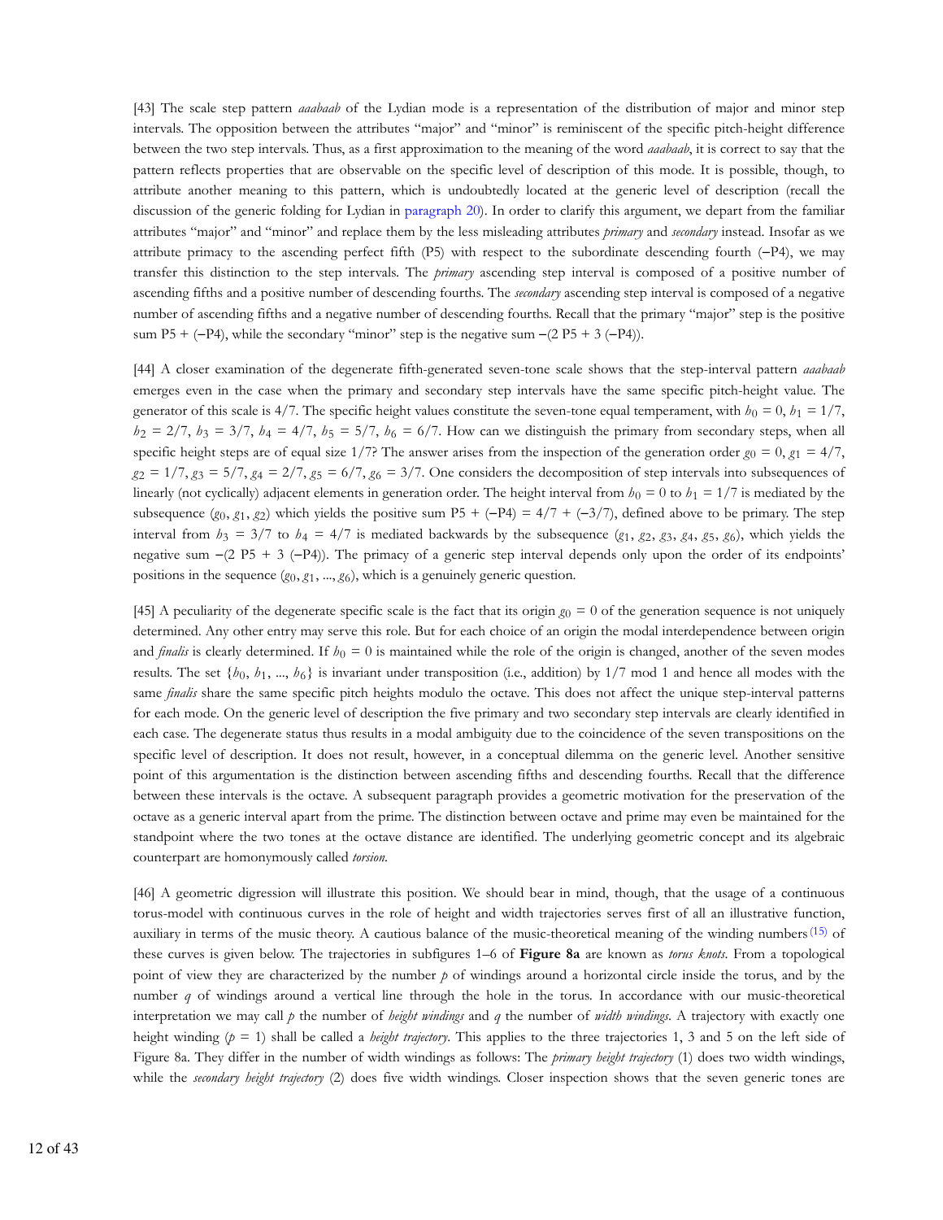[43] The scale step pattern *aaabaab* of the Lydian mode is a representation of the distribution of major and minor step intervals. The opposition between the attributes "major" and "minor" is reminiscent of the specific pitch-height difference between the two step intervals. Thus, as a first approximation to the meaning of the word *aaabaab*, it is correct to say that the pattern reflects properties that are observable on the specific level of description of this mode. It is possible, though, to attribute another meaning to this pattern, which is undoubtedly located at the generic level of description (recall the discussion of the generic folding for Lydian in paragraph 20). In order to clarify this argument, we depart from the familiar attributes "major" and "minor" and replace them by the less misleading attributes *primary* and *secondary* instead. Insofar as we attribute primacy to the ascending perfect fifth (P5) with respect to the subordinate descending fourth (−P4), we may transfer this distinction to the step intervals. The *primary* ascending step interval is composed of a positive number of ascending fifths and a positive number of descending fourths. The *secondary* ascending step interval is composed of a negative number of ascending fifths and a negative number of descending fourths. Recall that the primary "major" step is the positive sum P5 + (−P4), while the secondary "minor" step is the negative sum −(2 P5 + 3 (−P4)).

[44] A closer examination of the degenerate fifth-generated seven-tone scale shows that the step-interval pattern *aaabaab* emerges even in the case when the primary and secondary step intervals have the same specific pitch-height value. The generator of this scale is 4/7. The specific height values constitute the seven-tone equal temperament, with $h_0 = 0$, $h_1 = 1/7$, $h_2 = 2/7$, $h_3 = 3/7$, $h_4 = 4/7$, $h_5 = 5/7$, $h_6 = 6/7$. How can we distinguish the primary from secondary steps, when all specific height steps are of equal size 1/7? The answer arises from the inspection of the generation order $g_0 = 0$, $g_1 = 4/7$, $g_2 = 1/7$, $g_3 = 5/7$, $g_4 = 2/7$, $g_5 = 6/7$, $g_6 = 3/7$. One considers the decomposition of step intervals into subsequences of linearly (not cyclically) adjacent elements in generation order. The height interval from $h_0 = 0$ to $h_1 = 1/7$ is mediated by the subsequence ($g_0$, $g_1$, $g_2$) which yields the positive sum P5 + (−P4) = 4/7 + (−3/7), defined above to be primary. The step interval from $h_3 = 3/7$ to $h_4 = 4/7$ is mediated backwards by the subsequence ($g_1$, $g_2$, $g_3$, $g_4$, $g_5$, $g_6$), which yields the negative sum −(2 P5 + 3 (−P4)). The primacy of a generic step interval depends only upon the order of its endpoints' positions in the sequence ($g_0$, $g_1$, ..., $g_6$), which is a genuinely generic question.

[45] A peculiarity of the degenerate specific scale is the fact that its origin $g_0 = 0$ of the generation sequence is not uniquely determined. Any other entry may serve this role. But for each choice of an origin the modal interdependence between origin and *finalis* is clearly determined. If $h_0 = 0$ is maintained while the role of the origin is changed, another of the seven modes results. The set {$h_0$, $h_1$, ..., $h_6$} is invariant under transposition (i.e., addition) by 1/7 mod 1 and hence all modes with the same *finalis* share the same specific pitch heights modulo the octave. This does not affect the unique step-interval patterns for each mode. On the generic level of description the five primary and two secondary step intervals are clearly identified in each case. The degenerate status thus results in a modal ambiguity due to the coincidence of the seven transpositions on the specific level of description. It does not result, however, in a conceptual dilemma on the generic level. Another sensitive point of this argumentation is the distinction between ascending fifths and descending fourths. Recall that the difference between these intervals is the octave. A subsequent paragraph provides a geometric motivation for the preservation of the octave as a generic interval apart from the prime. The distinction between octave and prime may even be maintained for the standpoint where the two tones at the octave distance are identified. The underlying geometric concept and its algebraic counterpart are homonymously called *torsion*.

[46] A geometric digression will illustrate this position. We should bear in mind, though, that the usage of a continuous torus-model with continuous curves in the role of height and width trajectories serves first of all an illustrative function, auxiliary in terms of the music theory. A cautious balance of the music-theoretical meaning of the winding numbers[15] of these curves is given below. The trajectories in subfigures 1–6 of **Figure 8a** are known as *torus knots*. From a topological point of view they are characterized by the number $p$ of windings around a horizontal circle inside the torus, and by the number $q$ of windings around a vertical line through the hole in the torus. In accordance with our music-theoretical interpretation we may call $p$ the number of *height windings* and $q$ the number of *width windings*. A trajectory with exactly one height winding ($p = 1$) shall be called a *height trajectory*. This applies to the three trajectories 1, 3 and 5 on the left side of Figure 8a. They differ in the number of width windings as follows: The *primary height trajectory* (1) does two width windings, while the *secondary height trajectory* (2) does five width windings. Closer inspection shows that the seven generic tones are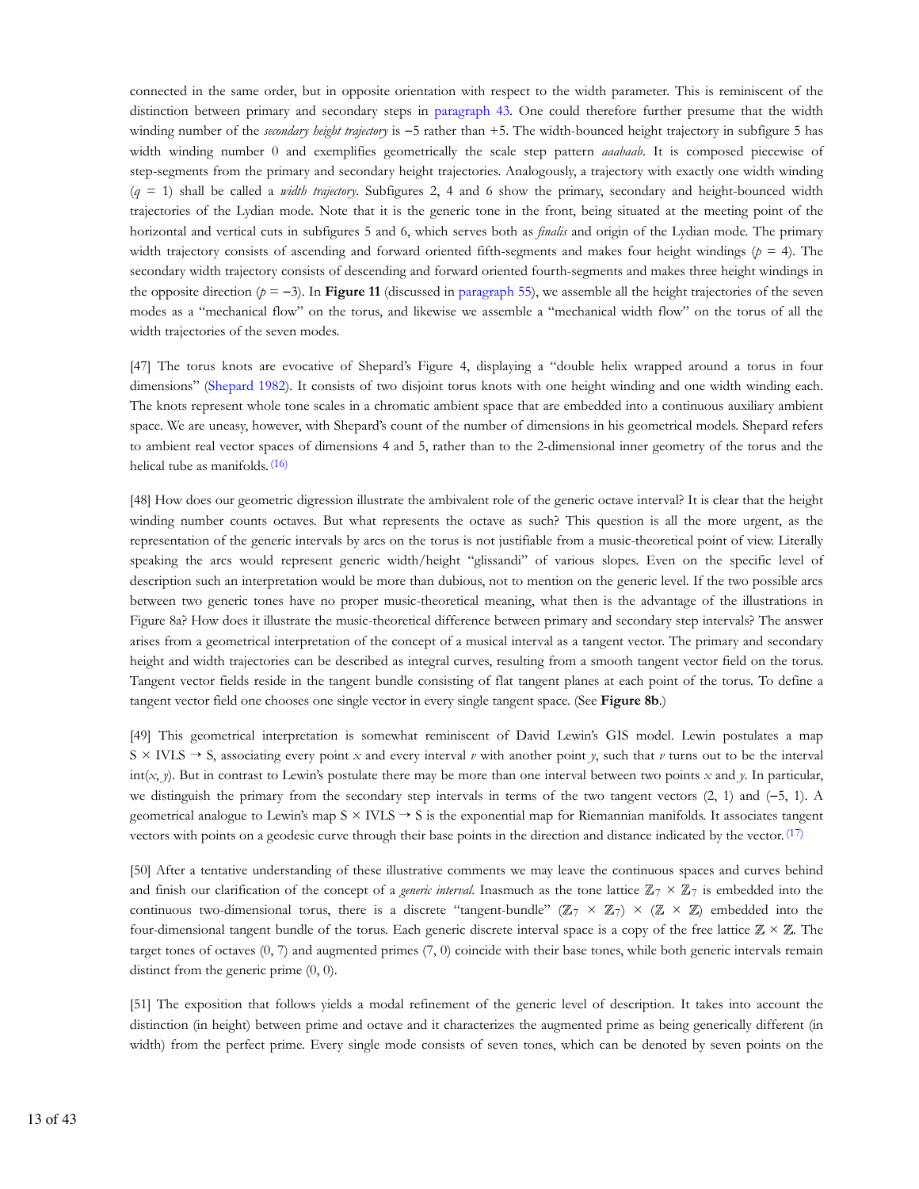connected in the same order, but in opposite orientation with respect to the width parameter. This is reminiscent of the distinction between primary and secondary steps in paragraph 43. One could therefore further presume that the width winding number of the *secondary height trajectory* is −5 rather than +5. The width-bounced height trajectory in subfigure 5 has width winding number 0 and exemplifies geometrically the scale step pattern *aaabaab*. It is composed piecewise of step-segments from the primary and secondary height trajectories. Analogously, a trajectory with exactly one width winding ($q$ = 1) shall be called a *width trajectory*. Subfigures 2, 4 and 6 show the primary, secondary and height-bounced width trajectories of the Lydian mode. Note that it is the generic tone in the front, being situated at the meeting point of the horizontal and vertical cuts in subfigures 5 and 6, which serves both as *finalis* and origin of the Lydian mode. The primary width trajectory consists of ascending and forward oriented fifth-segments and makes four height windings ($p$ = 4). The secondary width trajectory consists of descending and forward oriented fourth-segments and makes three height windings in the opposite direction ($p$ = −3). In **Figure 11** (discussed in paragraph 55), we assemble all the height trajectories of the seven modes as a "mechanical flow" on the torus, and likewise we assemble a "mechanical width flow" on the torus of all the width trajectories of the seven modes.

[47] The torus knots are evocative of Shepard's Figure 4, displaying a "double helix wrapped around a torus in four dimensions" (Shepard 1982). It consists of two disjoint torus knots with one height winding and one width winding each. The knots represent whole tone scales in a chromatic ambient space that are embedded into a continuous auxiliary ambient space. We are uneasy, however, with Shepard's count of the number of dimensions in his geometrical models. Shepard refers to ambient real vector spaces of dimensions 4 and 5, rather than to the 2-dimensional inner geometry of the torus and the helical tube as manifolds.[16]

[48] How does our geometric digression illustrate the ambivalent role of the generic octave interval? It is clear that the height winding number counts octaves. But what represents the octave as such? This question is all the more urgent, as the representation of the generic intervals by arcs on the torus is not justifiable from a music-theoretical point of view. Literally speaking the arcs would represent generic width/height "glissandi" of various slopes. Even on the specific level of description such an interpretation would be more than dubious, not to mention on the generic level. If the two possible arcs between two generic tones have no proper music-theoretical meaning, what then is the advantage of the illustrations in Figure 8a? How does it illustrate the music-theoretical difference between primary and secondary step intervals? The answer arises from a geometrical interpretation of the concept of a musical interval as a tangent vector. The primary and secondary height and width trajectories can be described as integral curves, resulting from a smooth tangent vector field on the torus. Tangent vector fields reside in the tangent bundle consisting of flat tangent planes at each point of the torus. To define a tangent vector field one chooses one single vector in every single tangent space. (See **Figure 8b**.)

[49] This geometrical interpretation is somewhat reminiscent of David Lewin's GIS model. Lewin postulates a map S × IVLS → S, associating every point $x$ and every interval $v$ with another point $y$, such that $v$ turns out to be the interval int($x$, $y$). But in contrast to Lewin's postulate there may be more than one interval between two points $x$ and $y$. In particular, we distinguish the primary from the secondary step intervals in terms of the two tangent vectors (2, 1) and (−5, 1). A geometrical analogue to Lewin's map S × IVLS → S is the exponential map for Riemannian manifolds. It associates tangent vectors with points on a geodesic curve through their base points in the direction and distance indicated by the vector.[17]

[50] After a tentative understanding of these illustrative comments we may leave the continuous spaces and curves behind and finish our clarification of the concept of a *generic interval*. Inasmuch as the tone lattice $\mathbb{Z}_7 \times \mathbb{Z}_7$ is embedded into the continuous two-dimensional torus, there is a discrete "tangent-bundle" $(\mathbb{Z}_7 \times \mathbb{Z}_7) \times (\mathbb{Z} \times \mathbb{Z})$ embedded into the four-dimensional tangent bundle of the torus. Each generic discrete interval space is a copy of the free lattice $\mathbb{Z} \times \mathbb{Z}$. The target tones of octaves (0, 7) and augmented primes (7, 0) coincide with their base tones, while both generic intervals remain distinct from the generic prime (0, 0).

[51] The exposition that follows yields a modal refinement of the generic level of description. It takes into account the distinction (in height) between prime and octave and it characterizes the augmented prime as being generically different (in width) from the perfect prime. Every single mode consists of seven tones, which can be denoted by seven points on the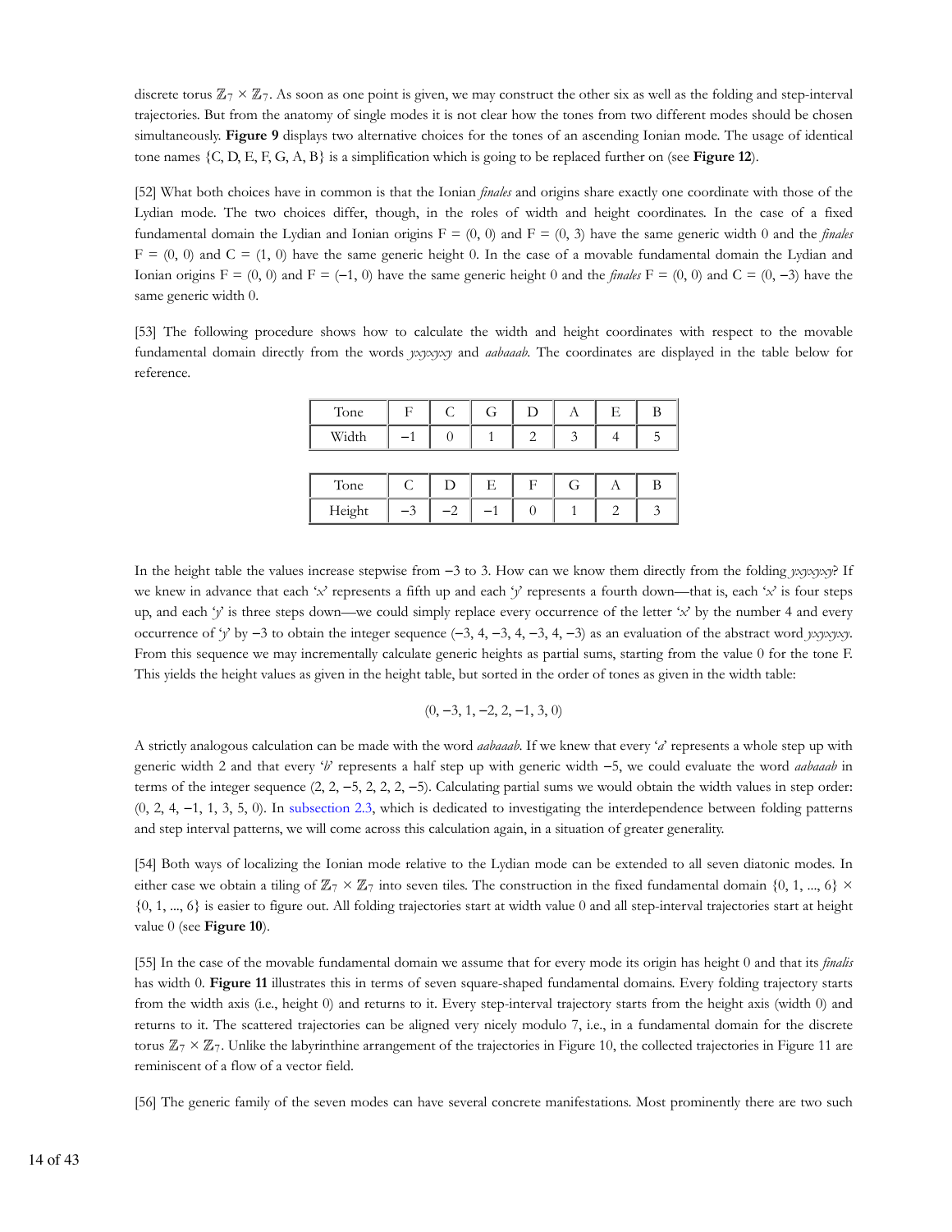discrete torus $\mathbb{Z}_7 \times \mathbb{Z}_7$. As soon as one point is given, we may construct the other six as well as the folding and step-interval trajectories. But from the anatomy of single modes it is not clear how the tones from two different modes should be chosen simultaneously. **Figure 9** displays two alternative choices for the tones of an ascending Ionian mode. The usage of identical tone names {C, D, E, F, G, A, B} is a simplification which is going to be replaced further on (see **Figure 12**).

[52] What both choices have in common is that the Ionian *finales* and origins share exactly one coordinate with those of the Lydian mode. The two choices differ, though, in the roles of width and height coordinates. In the case of a fixed fundamental domain the Lydian and Ionian origins F = (0, 0) and F = (0, 3) have the same generic width 0 and the *finales* F = (0, 0) and C = (1, 0) have the same generic height 0. In the case of a movable fundamental domain the Lydian and Ionian origins F = (0, 0) and F = (−1, 0) have the same generic height 0 and the *finales* F = (0, 0) and C = (0, −3) have the same generic width 0.

[53] The following procedure shows how to calculate the width and height coordinates with respect to the movable fundamental domain directly from the words *yxyxyxy* and *aabaaab*. The coordinates are displayed in the table below for reference.

| Tone | F | C | G | D | A | E | B |
|---|---|---|---|---|---|---|---|
| Width | −1 | 0 | 1 | 2 | 3 | 4 | 5 |

| Tone | C | D | E | F | G | A | B |
|---|---|---|---|---|---|---|---|
| Height | −3 | −2 | −1 | 0 | 1 | 2 | 3 |

In the height table the values increase stepwise from −3 to 3. How can we know them directly from the folding *yxyxyxy*? If we knew in advance that each '*x*' represents a fifth up and each '*y*' represents a fourth down—that is, each '*x*' is four steps up, and each '*y*' is three steps down—we could simply replace every occurrence of the letter '*x*' by the number 4 and every occurrence of '*y*' by −3 to obtain the integer sequence (−3, 4, −3, 4, −3, 4, −3) as an evaluation of the abstract word *yxyxyxy*. From this sequence we may incrementally calculate generic heights as partial sums, starting from the value 0 for the tone F. This yields the height values as given in the height table, but sorted in the order of tones as given in the width table:

$$(0, -3, 1, -2, 2, -1, 3, 0)$$

A strictly analogous calculation can be made with the word *aabaaab*. If we knew that every '*a*' represents a whole step up with generic width 2 and that every '*b*' represents a half step up with generic width −5, we could evaluate the word *aabaaab* in terms of the integer sequence (2, 2, −5, 2, 2, 2, −5). Calculating partial sums we would obtain the width values in step order: (0, 2, 4, −1, 1, 3, 5, 0). In subsection 2.3, which is dedicated to investigating the interdependence between folding patterns and step interval patterns, we will come across this calculation again, in a situation of greater generality.

[54] Both ways of localizing the Ionian mode relative to the Lydian mode can be extended to all seven diatonic modes. In either case we obtain a tiling of $\mathbb{Z}_7 \times \mathbb{Z}_7$ into seven tiles. The construction in the fixed fundamental domain {0, 1, ..., 6} × {0, 1, ..., 6} is easier to figure out. All folding trajectories start at width value 0 and all step-interval trajectories start at height value 0 (see **Figure 10**).

[55] In the case of the movable fundamental domain we assume that for every mode its origin has height 0 and that its *finalis* has width 0. **Figure 11** illustrates this in terms of seven square-shaped fundamental domains. Every folding trajectory starts from the width axis (i.e., height 0) and returns to it. Every step-interval trajectory starts from the height axis (width 0) and returns to it. The scattered trajectories can be aligned very nicely modulo 7, i.e., in a fundamental domain for the discrete torus $\mathbb{Z}_7 \times \mathbb{Z}_7$. Unlike the labyrinthine arrangement of the trajectories in Figure 10, the collected trajectories in Figure 11 are reminiscent of a flow of a vector field.

[56] The generic family of the seven modes can have several concrete manifestations. Most prominently there are two such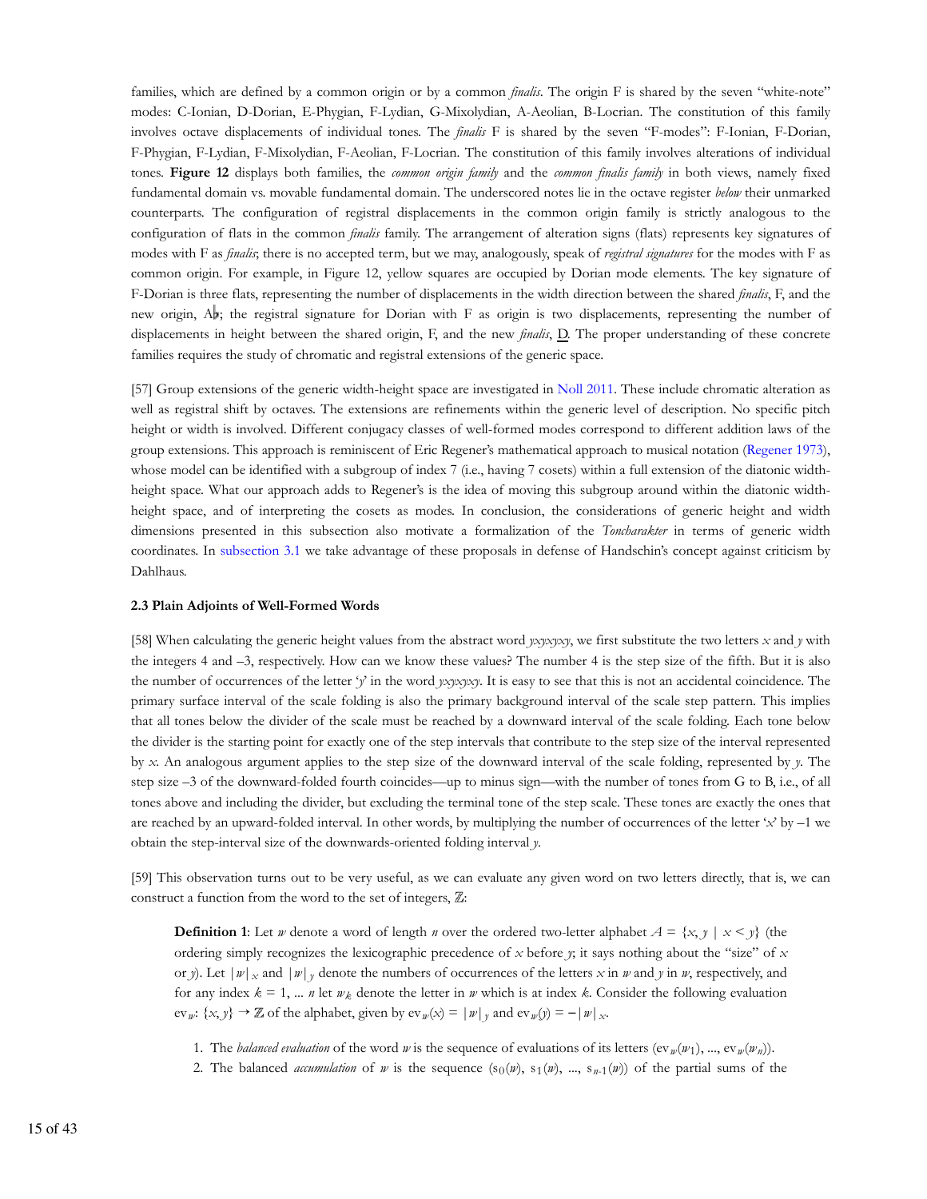families, which are defined by a common origin or by a common *finalis*. The origin F is shared by the seven "white-note" modes: C-Ionian, D-Dorian, E-Phygian, F-Lydian, G-Mixolydian, A-Aeolian, B-Locrian. The constitution of this family involves octave displacements of individual tones. The *finalis* F is shared by the seven "F-modes": F-Ionian, F-Dorian, F-Phygian, F-Lydian, F-Mixolydian, F-Aeolian, F-Locrian. The constitution of this family involves alterations of individual tones. **Figure 12** displays both families, the *common origin family* and the *common finalis family* in both views, namely fixed fundamental domain vs. movable fundamental domain. The underscored notes lie in the octave register *below* their unmarked counterparts. The configuration of registral displacements in the common origin family is strictly analogous to the configuration of flats in the common *finalis* family. The arrangement of alteration signs (flats) represents key signatures of modes with F as *finalis*; there is no accepted term, but we may, analogously, speak of *registral signatures* for the modes with F as common origin. For example, in Figure 12, yellow squares are occupied by Dorian mode elements. The key signature of F-Dorian is three flats, representing the number of displacements in the width direction between the shared *finalis*, F, and the new origin, A♭; the registral signature for Dorian with F as origin is two displacements, representing the number of displacements in height between the shared origin, F, and the new *finalis*, <u>D</u>. The proper understanding of these concrete families requires the study of chromatic and registral extensions of the generic space.

[57] Group extensions of the generic width-height space are investigated in Noll 2011. These include chromatic alteration as well as registral shift by octaves. The extensions are refinements within the generic level of description. No specific pitch height or width is involved. Different conjugacy classes of well-formed modes correspond to different addition laws of the group extensions. This approach is reminiscent of Eric Regener's mathematical approach to musical notation (Regener 1973), whose model can be identified with a subgroup of index 7 (i.e., having 7 cosets) within a full extension of the diatonic width-height space. What our approach adds to Regener's is the idea of moving this subgroup around within the diatonic width-height space, and of interpreting the cosets as modes. In conclusion, the considerations of generic height and width dimensions presented in this subsection also motivate a formalization of the *Toncharakter* in terms of generic width coordinates. In subsection 3.1 we take advantage of these proposals in defense of Handschin's concept against criticism by Dahlhaus.

### 2.3 Plain Adjoints of Well-Formed Words

[58] When calculating the generic height values from the abstract word *yxyxyxy*, we first substitute the two letters *x* and *y* with the integers 4 and –3, respectively. How can we know these values? The number 4 is the step size of the fifth. But it is also the number of occurrences of the letter '*y*' in the word *yxyxyxy*. It is easy to see that this is not an accidental coincidence. The primary surface interval of the scale folding is also the primary background interval of the scale step pattern. This implies that all tones below the divider of the scale must be reached by a downward interval of the scale folding. Each tone below the divider is the starting point for exactly one of the step intervals that contribute to the step size of the interval represented by *x*. An analogous argument applies to the step size of the downward interval of the scale folding, represented by *y*. The step size –3 of the downward-folded fourth coincides—up to minus sign—with the number of tones from G to B, i.e., of all tones above and including the divider, but excluding the terminal tone of the step scale. These tones are exactly the ones that are reached by an upward-folded interval. In other words, by multiplying the number of occurrences of the letter '*x*' by –1 we obtain the step-interval size of the downwards-oriented folding interval *y*.

[59] This observation turns out to be very useful, as we can evaluate any given word on two letters directly, that is, we can construct a function from the word to the set of integers, $\mathbb{Z}$:

> **Definition 1**: Let $w$ denote a word of length $n$ over the ordered two-letter alphabet $A = \{x, y \mid x < y\}$ (the ordering simply recognizes the lexicographic precedence of $x$ before $y$; it says nothing about the "size" of $x$ or $y$). Let $|w|_x$ and $|w|_y$ denote the numbers of occurrences of the letters $x$ in $w$ and $y$ in $w$, respectively, and for any index $k = 1, \ldots n$ let $w_k$ denote the letter in $w$ which is at index $k$. Consider the following evaluation $\mathrm{ev}_w$: $\{x, y\} \to \mathbb{Z}$ of the alphabet, given by $\mathrm{ev}_w(x) = |w|_y$ and $\mathrm{ev}_w(y) = -|w|_x$.
>
> 1. The *balanced evaluation* of the word $w$ is the sequence of evaluations of its letters $(\mathrm{ev}_w(w_1), \ldots, \mathrm{ev}_w(w_n))$.
> 2. The balanced *accumulation* of $w$ is the sequence $(s_0(w), s_1(w), \ldots, s_{n-1}(w))$ of the partial sums of the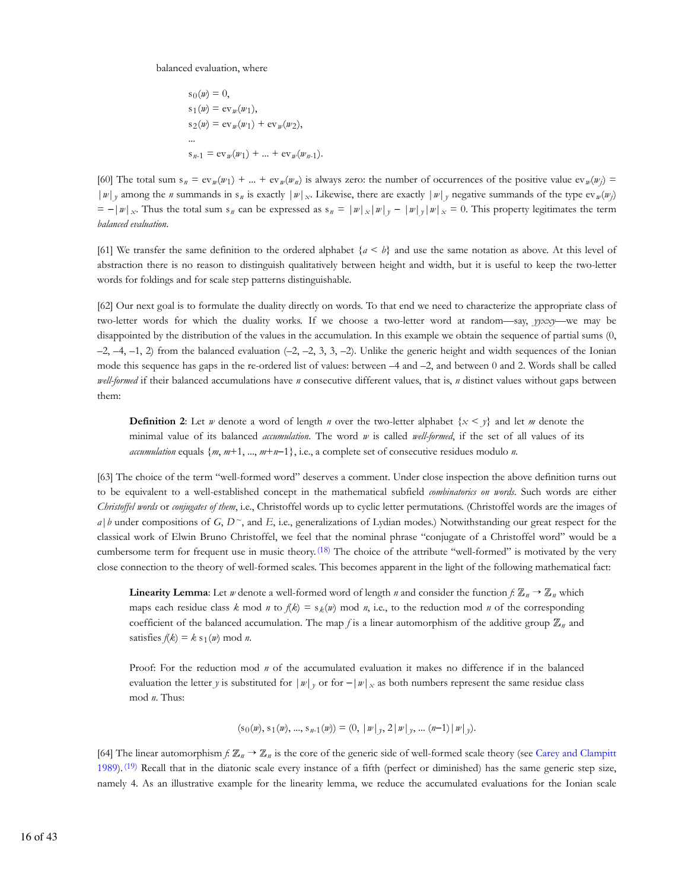balanced evaluation, where

$$\begin{aligned}
&s_0(w) = 0,\\
&s_1(w) = \mathrm{ev}_w(w_1),\\
&s_2(w) = \mathrm{ev}_w(w_1) + \mathrm{ev}_w(w_2),\\
&\ldots\\
&s_{n\text{-}1} = \mathrm{ev}_w(w_1) + \ldots + \mathrm{ev}_w(w_{n\text{-}1}).
\end{aligned}$$

[60] The total sum $s_n = \mathrm{ev}_w(w_1) + \ldots + \mathrm{ev}_w(w_n)$ is always zero: the number of occurrences of the positive value $\mathrm{ev}_w(w_j) = |w|_y$ among the $n$ summands in $s_n$ is exactly $|w|_x$. Likewise, there are exactly $|w|_y$ negative summands of the type $\mathrm{ev}_w(w_j) = -|w|_x$. Thus the total sum $s_n$ can be expressed as $s_n = |w|_x|w|_y - |w|_y|w|_x = 0$. This property legitimates the term *balanced evaluation*.

[61] We transfer the same definition to the ordered alphabet $\{a < b\}$ and use the same notation as above. At this level of abstraction there is no reason to distinguish qualitatively between height and width, but it is useful to keep the two-letter words for foldings and for scale step patterns distinguishable.

[62] Our next goal is to formulate the duality directly on words. To that end we need to characterize the appropriate class of two-letter words for which the duality works. If we choose a two-letter word at random—say, *yyxxy*—we may be disappointed by the distribution of the values in the accumulation. In this example we obtain the sequence of partial sums (0, –2, –4, –1, 2) from the balanced evaluation (–2, –2, 3, 3, –2). Unlike the generic height and width sequences of the Ionian mode this sequence has gaps in the re-ordered list of values: between –4 and –2, and between 0 and 2. Words shall be called *well-formed* if their balanced accumulations have $n$ consecutive different values, that is, $n$ distinct values without gaps between them:

> **Definition 2**: Let $w$ denote a word of length $n$ over the two-letter alphabet $\{x < y\}$ and let $m$ denote the minimal value of its balanced *accumulation*. The word $w$ is called *well-formed*, if the set of all values of its *accumulation* equals $\{m, m+1, \ldots, m+n-1\}$, i.e., a complete set of consecutive residues modulo $n$.

[63] The choice of the term "well-formed word" deserves a comment. Under close inspection the above definition turns out to be equivalent to a well-established concept in the mathematical subfield *combinatorics on words*. Such words are either *Christoffel words* or *conjugates of them*, i.e., Christoffel words up to cyclic letter permutations. (Christoffel words are the images of $a|b$ under compositions of $G$, $D^{\sim}$, and $E$, i.e., generalizations of Lydian modes.) Notwithstanding our great respect for the classical work of Elwin Bruno Christoffel, we feel that the nominal phrase "conjugate of a Christoffel word" would be a cumbersome term for frequent use in music theory.(18) The choice of the attribute "well-formed" is motivated by the very close connection to the theory of well-formed scales. This becomes apparent in the light of the following mathematical fact:

> **Linearity Lemma**: Let $w$ denote a well-formed word of length $n$ and consider the function $f: \mathbb{Z}_n \to \mathbb{Z}_n$ which maps each residue class $k$ mod $n$ to $f(k) = s_k(w)$ mod $n$, i.e., to the reduction mod $n$ of the corresponding coefficient of the balanced accumulation. The map $f$ is a linear automorphism of the additive group $\mathbb{Z}_n$ and satisfies $f(k) = k\, s_1(w)$ mod $n$.
>
> Proof: For the reduction mod $n$ of the accumulated evaluation it makes no difference if in the balanced evaluation the letter $y$ is substituted for $|w|_y$ or for $-|w|_x$ as both numbers represent the same residue class mod $n$. Thus:
>
> $$(s_0(w), s_1(w), \ldots, s_{n\text{-}1}(w)) = (0, |w|_y, 2|w|_y, \ldots (n-1)|w|_y).$$

[64] The linear automorphism $f: \mathbb{Z}_n \to \mathbb{Z}_n$ is the core of the generic side of well-formed scale theory (see Carey and Clampitt 1989).(19) Recall that in the diatonic scale every instance of a fifth (perfect or diminished) has the same generic step size, namely 4. As an illustrative example for the linearity lemma, we reduce the accumulated evaluations for the Ionian scale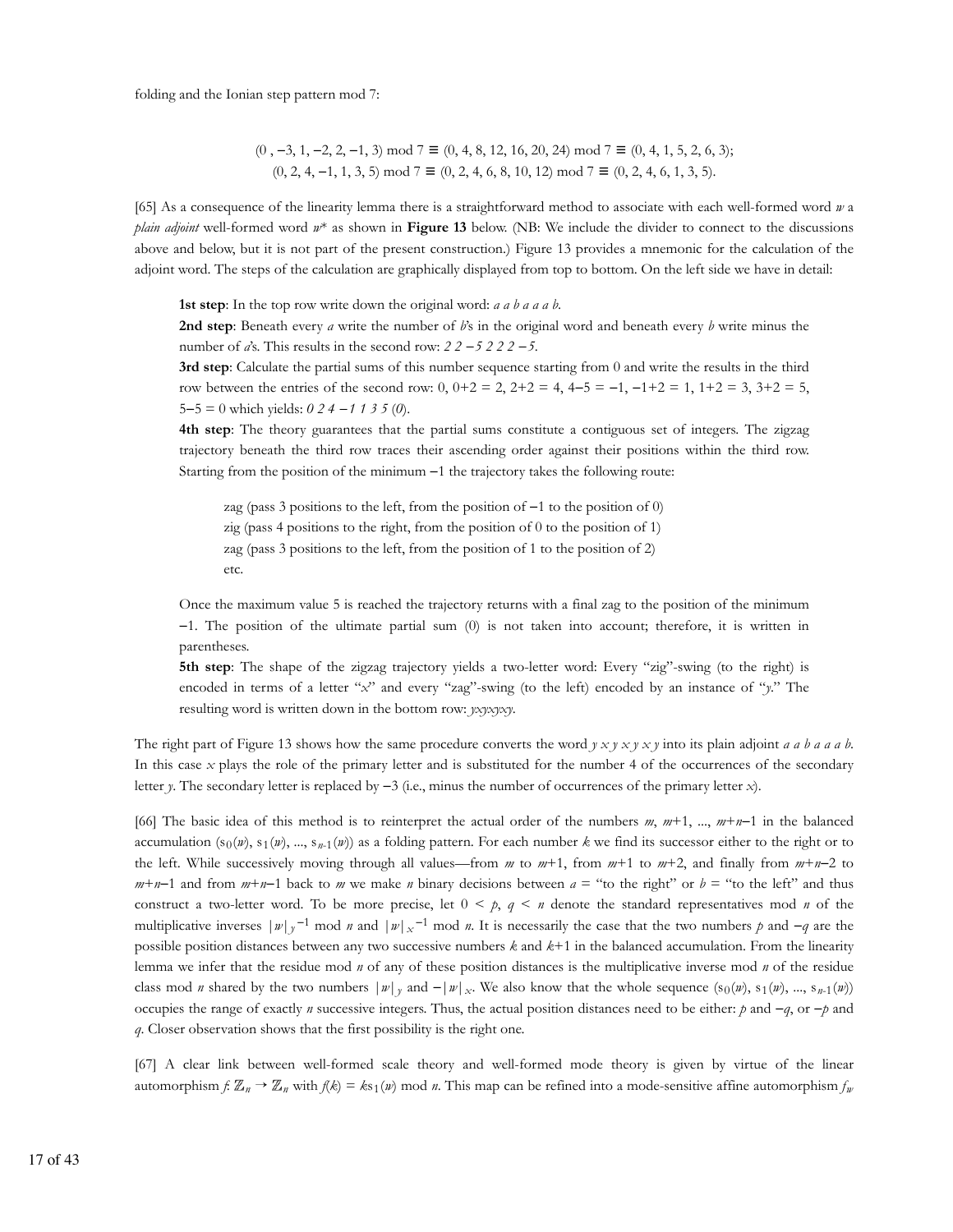folding and the Ionian step pattern mod 7:

$$(0\,, -3, 1, -2, 2, -1, 3) \bmod 7 \equiv (0, 4, 8, 12, 16, 20, 24) \bmod 7 \equiv (0, 4, 1, 5, 2, 6, 3);$$
$$(0, 2, 4, -1, 1, 3, 5) \bmod 7 \equiv (0, 2, 4, 6, 8, 10, 12) \bmod 7 \equiv (0, 2, 4, 6, 1, 3, 5).$$

[65] As a consequence of the linearity lemma there is a straightforward method to associate with each well-formed word $w$ a *plain adjoint* well-formed word $w^*$ as shown in **Figure 13** below. (NB: We include the divider to connect to the discussions above and below, but it is not part of the present construction.) Figure 13 provides a mnemonic for the calculation of the adjoint word. The steps of the calculation are graphically displayed from top to bottom. On the left side we have in detail:

> **1st step**: In the top row write down the original word: *a a b a a a b*.
>
> **2nd step**: Beneath every *a* write the number of *b*'s in the original word and beneath every *b* write minus the number of *a*'s. This results in the second row: *2 2 −5 2 2 2 −5*.
>
> **3rd step**: Calculate the partial sums of this number sequence starting from 0 and write the results in the third row between the entries of the second row: 0, 0+2 = 2, 2+2 = 4, 4−5 = −1, −1+2 = 1, 1+2 = 3, 3+2 = 5, 5−5 = 0 which yields: *0 2 4 −1 1 3 5 (0)*.
>
> **4th step**: The theory guarantees that the partial sums constitute a contiguous set of integers. The zigzag trajectory beneath the third row traces their ascending order against their positions within the third row. Starting from the position of the minimum −1 the trajectory takes the following route:
>
> > zag (pass 3 positions to the left, from the position of −1 to the position of 0)
> > zig (pass 4 positions to the right, from the position of 0 to the position of 1)
> > zag (pass 3 positions to the left, from the position of 1 to the position of 2)
> > etc.
>
> Once the maximum value 5 is reached the trajectory returns with a final zag to the position of the minimum −1. The position of the ultimate partial sum (0) is not taken into account; therefore, it is written in parentheses.
>
> **5th step**: The shape of the zigzag trajectory yields a two-letter word: Every "zig"-swing (to the right) is encoded in terms of a letter "*x*" and every "zag"-swing (to the left) encoded by an instance of "*y*." The resulting word is written down in the bottom row: *yxyxyxy*.

The right part of Figure 13 shows how the same procedure converts the word *y x y x y x y* into its plain adjoint *a a b a a a b*. In this case *x* plays the role of the primary letter and is substituted for the number 4 of the occurrences of the secondary letter *y*. The secondary letter is replaced by −3 (i.e., minus the number of occurrences of the primary letter *x*).

[66] The basic idea of this method is to reinterpret the actual order of the numbers $m$, $m+1$, ..., $m+n-1$ in the balanced accumulation $(s_0(w), s_1(w), ..., s_{n-1}(w))$ as a folding pattern. For each number $k$ we find its successor either to the right or to the left. While successively moving through all values—from $m$ to $m+1$, from $m+1$ to $m+2$, and finally from $m+n-2$ to $m+n-1$ and from $m+n-1$ back to $m$ we make $n$ binary decisions between $a$ = "to the right" or $b$ = "to the left" and thus construct a two-letter word. To be more precise, let $0 < p, q < n$ denote the standard representatives mod $n$ of the multiplicative inverses $|w|_y^{-1} \bmod n$ and $|w|_x^{-1} \bmod n$. It is necessarily the case that the two numbers $p$ and $-q$ are the possible position distances between any two successive numbers $k$ and $k+1$ in the balanced accumulation. From the linearity lemma we infer that the residue mod $n$ of any of these position distances is the multiplicative inverse mod $n$ of the residue class mod $n$ shared by the two numbers $|w|_y$ and $-|w|_x$. We also know that the whole sequence $(s_0(w), s_1(w), ..., s_{n-1}(w))$ occupies the range of exactly $n$ successive integers. Thus, the actual position distances need to be either: $p$ and $-q$, or $-p$ and $q$. Closer observation shows that the first possibility is the right one.

[67] A clear link between well-formed scale theory and well-formed mode theory is given by virtue of the linear automorphism $f\colon \mathbb{Z}_n \to \mathbb{Z}_n$ with $f(k) = ks_1(w) \bmod n$. This map can be refined into a mode-sensitive affine automorphism $f_w$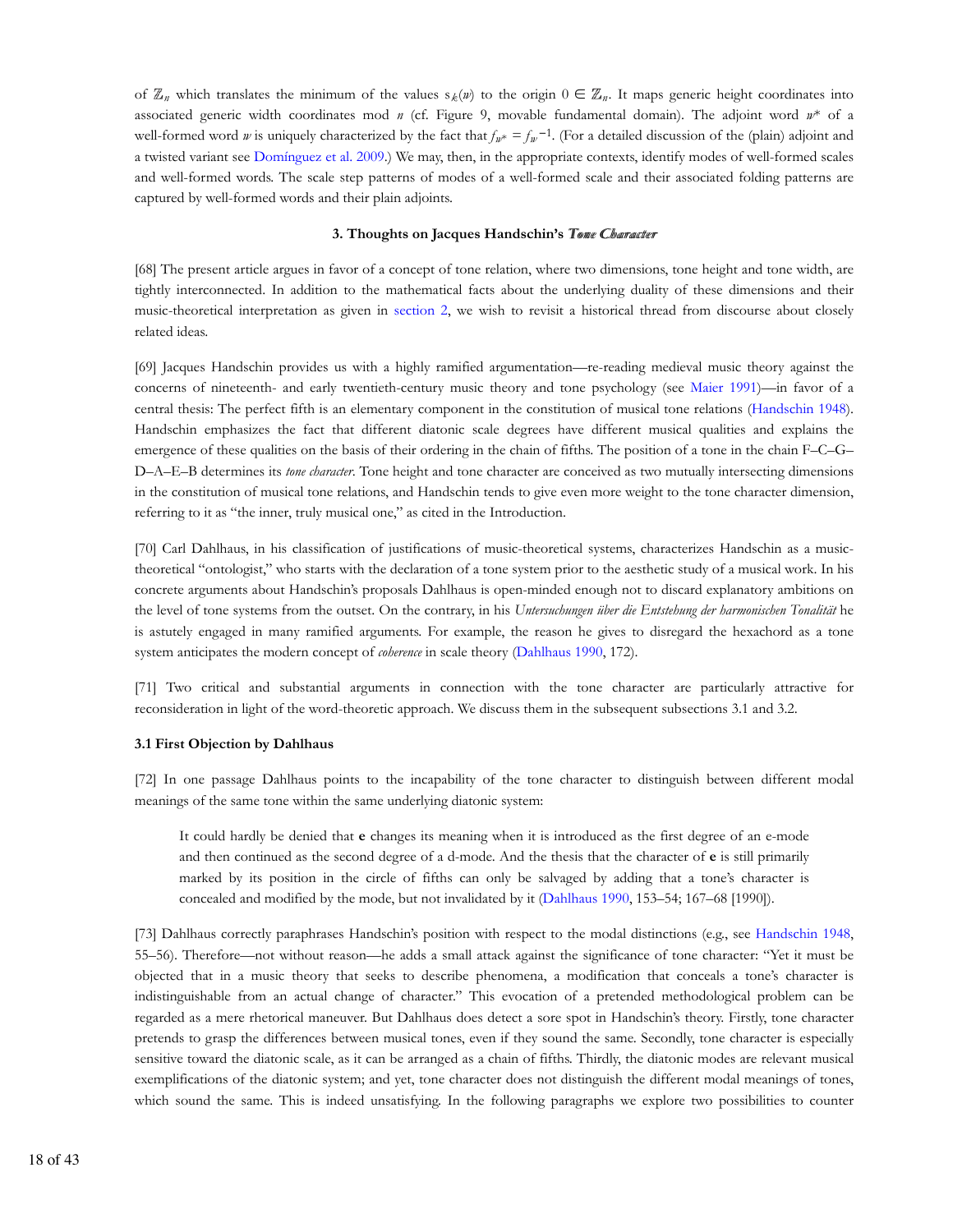of $\mathbb{Z}_n$ which translates the minimum of the values $s_k(w)$ to the origin $0 \in \mathbb{Z}_n$. It maps generic height coordinates into associated generic width coordinates mod $n$ (cf. Figure 9, movable fundamental domain). The adjoint word $w^*$ of a well-formed word $w$ is uniquely characterized by the fact that $f_{w^*} = f_w^{-1}$. (For a detailed discussion of the (plain) adjoint and a twisted variant see Domínguez et al. 2009.) We may, then, in the appropriate contexts, identify modes of well-formed scales and well-formed words. The scale step patterns of modes of a well-formed scale and their associated folding patterns are captured by well-formed words and their plain adjoints.

### 3. Thoughts on Jacques Handschin's *Tone Character*

[68] The present article argues in favor of a concept of tone relation, where two dimensions, tone height and tone width, are tightly interconnected. In addition to the mathematical facts about the underlying duality of these dimensions and their music-theoretical interpretation as given in section 2, we wish to revisit a historical thread from discourse about closely related ideas.

[69] Jacques Handschin provides us with a highly ramified argumentation—re-reading medieval music theory against the concerns of nineteenth- and early twentieth-century music theory and tone psychology (see Maier 1991)—in favor of a central thesis: The perfect fifth is an elementary component in the constitution of musical tone relations (Handschin 1948). Handschin emphasizes the fact that different diatonic scale degrees have different musical qualities and explains the emergence of these qualities on the basis of their ordering in the chain of fifths. The position of a tone in the chain F–C–G–D–A–E–B determines its *tone character*. Tone height and tone character are conceived as two mutually intersecting dimensions in the constitution of musical tone relations, and Handschin tends to give even more weight to the tone character dimension, referring to it as "the inner, truly musical one," as cited in the Introduction.

[70] Carl Dahlhaus, in his classification of justifications of music-theoretical systems, characterizes Handschin as a music-theoretical "ontologist," who starts with the declaration of a tone system prior to the aesthetic study of a musical work. In his concrete arguments about Handschin's proposals Dahlhaus is open-minded enough not to discard explanatory ambitions on the level of tone systems from the outset. On the contrary, in his *Untersuchungen über die Entstehung der harmonischen Tonalität* he is astutely engaged in many ramified arguments. For example, the reason he gives to disregard the hexachord as a tone system anticipates the modern concept of *coherence* in scale theory (Dahlhaus 1990, 172).

[71] Two critical and substantial arguments in connection with the tone character are particularly attractive for reconsideration in light of the word-theoretic approach. We discuss them in the subsequent subsections 3.1 and 3.2.

#### 3.1 First Objection by Dahlhaus

[72] In one passage Dahlhaus points to the incapability of the tone character to distinguish between different modal meanings of the same tone within the same underlying diatonic system:

> It could hardly be denied that **e** changes its meaning when it is introduced as the first degree of an e-mode and then continued as the second degree of a d-mode. And the thesis that the character of **e** is still primarily marked by its position in the circle of fifths can only be salvaged by adding that a tone's character is concealed and modified by the mode, but not invalidated by it (Dahlhaus 1990, 153–54; 167–68 [1990]).

[73] Dahlhaus correctly paraphrases Handschin's position with respect to the modal distinctions (e.g., see Handschin 1948, 55–56). Therefore—not without reason—he adds a small attack against the significance of tone character: "Yet it must be objected that in a music theory that seeks to describe phenomena, a modification that conceals a tone's character is indistinguishable from an actual change of character." This evocation of a pretended methodological problem can be regarded as a mere rhetorical maneuver. But Dahlhaus does detect a sore spot in Handschin's theory. Firstly, tone character pretends to grasp the differences between musical tones, even if they sound the same. Secondly, tone character is especially sensitive toward the diatonic scale, as it can be arranged as a chain of fifths. Thirdly, the diatonic modes are relevant musical exemplifications of the diatonic system; and yet, tone character does not distinguish the different modal meanings of tones, which sound the same. This is indeed unsatisfying. In the following paragraphs we explore two possibilities to counter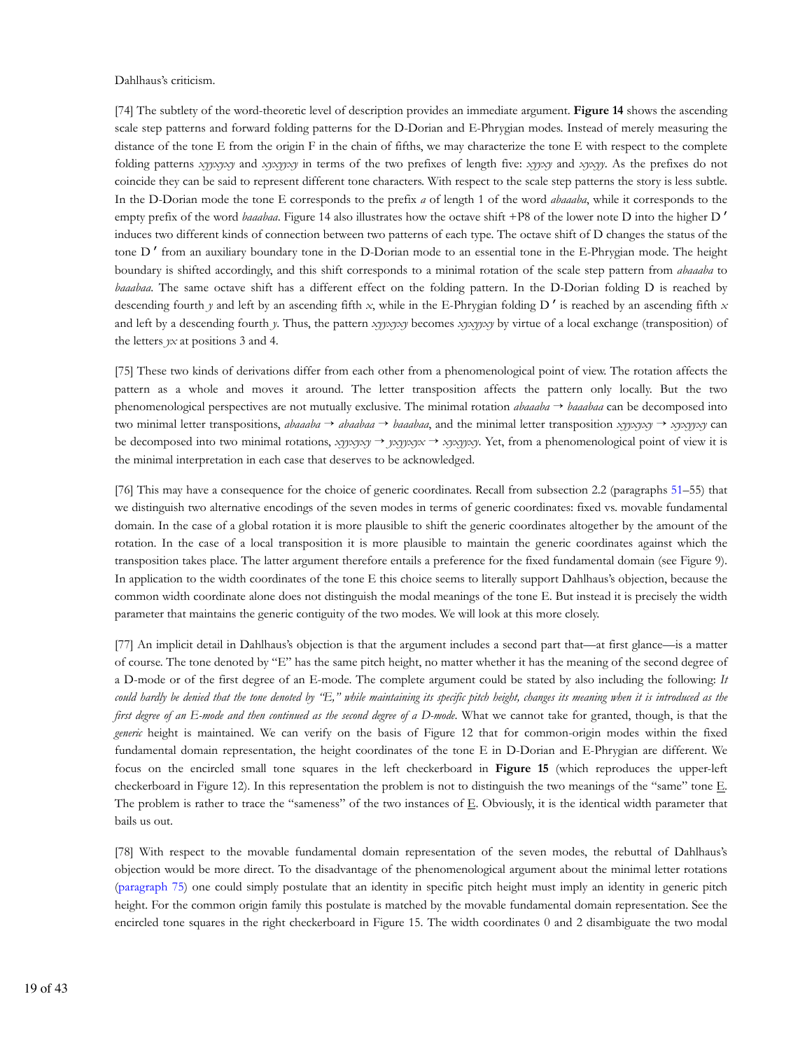Dahlhaus's criticism.

[74] The subtlety of the word-theoretic level of description provides an immediate argument. **Figure 14** shows the ascending scale step patterns and forward folding patterns for the D-Dorian and E-Phrygian modes. Instead of merely measuring the distance of the tone E from the origin F in the chain of fifths, we may characterize the tone E with respect to the complete folding patterns *xyyxyxy* and *xyxyyxy* in terms of the two prefixes of length five: *xyyxy* and *xyxyy*. As the prefixes do not coincide they can be said to represent different tone characters. With respect to the scale step patterns the story is less subtle. In the D-Dorian mode the tone E corresponds to the prefix *a* of length 1 of the word *abaaaba*, while it corresponds to the empty prefix of the word *baaabaa*. Figure 14 also illustrates how the octave shift +P8 of the lower note D into the higher D′ induces two different kinds of connection between two patterns of each type. The octave shift of D changes the status of the tone D′ from an auxiliary boundary tone in the D-Dorian mode to an essential tone in the E-Phrygian mode. The height boundary is shifted accordingly, and this shift corresponds to a minimal rotation of the scale step pattern from *abaaaba* to *baaabaa*. The same octave shift has a different effect on the folding pattern. In the D-Dorian folding D is reached by descending fourth *y* and left by an ascending fifth *x*, while in the E-Phrygian folding D′ is reached by an ascending fifth *x* and left by a descending fourth *y*. Thus, the pattern *xyyxyxy* becomes *xyxyyxy* by virtue of a local exchange (transposition) of the letters *yx* at positions 3 and 4.

[75] These two kinds of derivations differ from each other from a phenomenological point of view. The rotation affects the pattern as a whole and moves it around. The letter transposition affects the pattern only locally. But the two phenomenological perspectives are not mutually exclusive. The minimal rotation *abaaaba* → *baaabaa* can be decomposed into two minimal letter transpositions, *abaaaba* → *abaabaa* → *baaabaa*, and the minimal letter transposition *xyyxyxy* → *xyxyyxy* can be decomposed into two minimal rotations, *xyyxyxy* → *yxyyxyx* → *xyxyyxy*. Yet, from a phenomenological point of view it is the minimal interpretation in each case that deserves to be acknowledged.

[76] This may have a consequence for the choice of generic coordinates. Recall from subsection 2.2 (paragraphs 51–55) that we distinguish two alternative encodings of the seven modes in terms of generic coordinates: fixed vs. movable fundamental domain. In the case of a global rotation it is more plausible to shift the generic coordinates altogether by the amount of the rotation. In the case of a local transposition it is more plausible to maintain the generic coordinates against which the transposition takes place. The latter argument therefore entails a preference for the fixed fundamental domain (see Figure 9). In application to the width coordinates of the tone E this choice seems to literally support Dahlhaus's objection, because the common width coordinate alone does not distinguish the modal meanings of the tone E. But instead it is precisely the width parameter that maintains the generic contiguity of the two modes. We will look at this more closely.

[77] An implicit detail in Dahlhaus's objection is that the argument includes a second part that—at first glance—is a matter of course. The tone denoted by "E" has the same pitch height, no matter whether it has the meaning of the second degree of a D-mode or of the first degree of an E-mode. The complete argument could be stated by also including the following: *It could hardly be denied that the tone denoted by "E," while maintaining its specific pitch height, changes its meaning when it is introduced as the first degree of an E-mode and then continued as the second degree of a D-mode*. What we cannot take for granted, though, is that the *generic* height is maintained. We can verify on the basis of Figure 12 that for common-origin modes within the fixed fundamental domain representation, the height coordinates of the tone E in D-Dorian and E-Phrygian are different. We focus on the encircled small tone squares in the left checkerboard in **Figure 15** (which reproduces the upper-left checkerboard in Figure 12). In this representation the problem is not to distinguish the two meanings of the "same" tone E. The problem is rather to trace the "sameness" of the two instances of E. Obviously, it is the identical width parameter that bails us out.

[78] With respect to the movable fundamental domain representation of the seven modes, the rebuttal of Dahlhaus's objection would be more direct. To the disadvantage of the phenomenological argument about the minimal letter rotations (paragraph 75) one could simply postulate that an identity in specific pitch height must imply an identity in generic pitch height. For the common origin family this postulate is matched by the movable fundamental domain representation. See the encircled tone squares in the right checkerboard in Figure 15. The width coordinates 0 and 2 disambiguate the two modal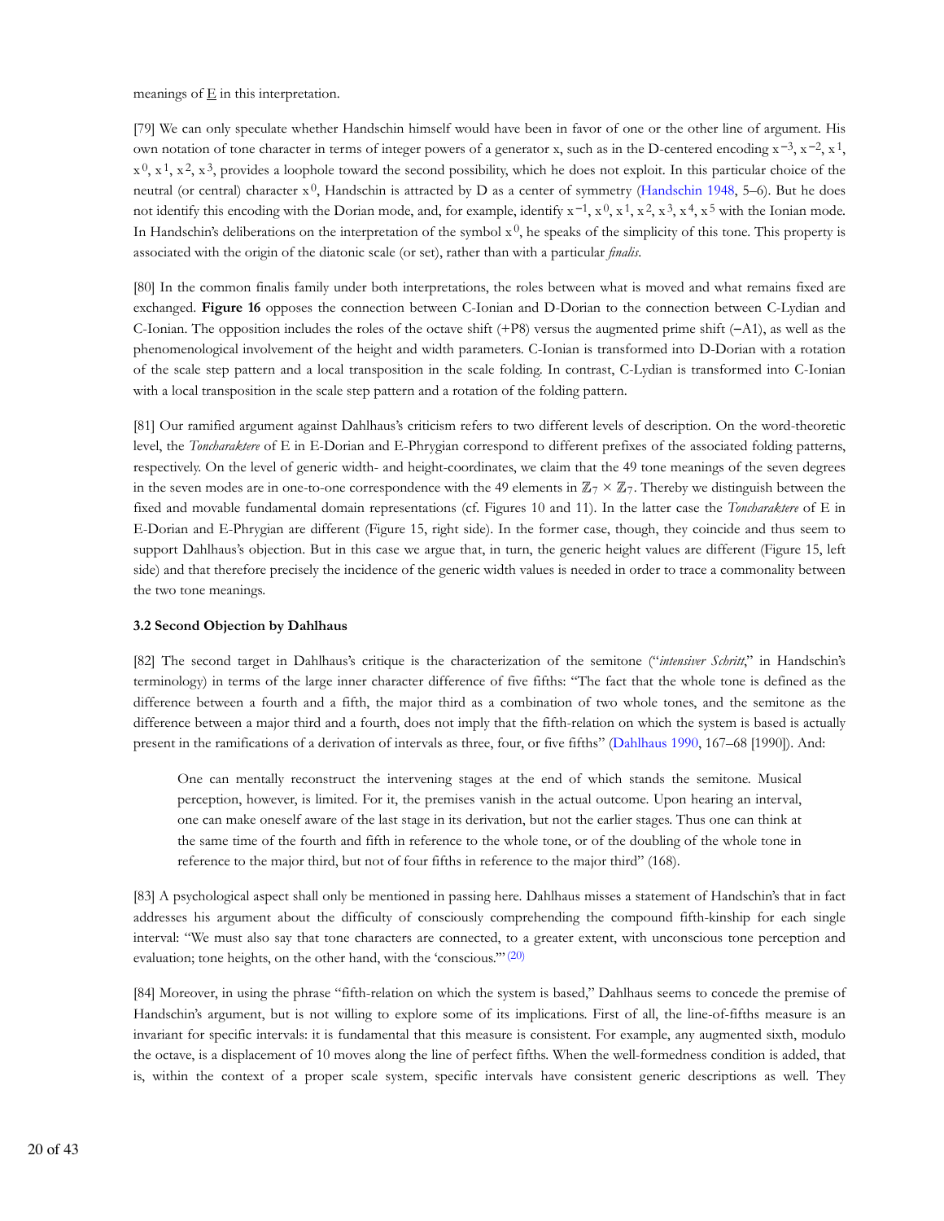meanings of E in this interpretation.

[79] We can only speculate whether Handschin himself would have been in favor of one or the other line of argument. His own notation of tone character in terms of integer powers of a generator x, such as in the D-centered encoding $x^{-3}$, $x^{-2}$, $x^{1}$, $x^{0}$, $x^{1}$, $x^{2}$, $x^{3}$, provides a loophole toward the second possibility, which he does not exploit. In this particular choice of the neutral (or central) character $x^{0}$, Handschin is attracted by D as a center of symmetry (Handschin 1948, 5–6). But he does not identify this encoding with the Dorian mode, and, for example, identify $x^{-1}$, $x^{0}$, $x^{1}$, $x^{2}$, $x^{3}$, $x^{4}$, $x^{5}$ with the Ionian mode. In Handschin's deliberations on the interpretation of the symbol $x^{0}$, he speaks of the simplicity of this tone. This property is associated with the origin of the diatonic scale (or set), rather than with a particular *finalis*.

[80] In the common finalis family under both interpretations, the roles between what is moved and what remains fixed are exchanged. **Figure 16** opposes the connection between C-Ionian and D-Dorian to the connection between C-Lydian and C-Ionian. The opposition includes the roles of the octave shift (+P8) versus the augmented prime shift (–A1), as well as the phenomenological involvement of the height and width parameters. C-Ionian is transformed into D-Dorian with a rotation of the scale step pattern and a local transposition in the scale folding. In contrast, C-Lydian is transformed into C-Ionian with a local transposition in the scale step pattern and a rotation of the folding pattern.

[81] Our ramified argument against Dahlhaus's criticism refers to two different levels of description. On the word-theoretic level, the *Toncharaktere* of E in E-Dorian and E-Phrygian correspond to different prefixes of the associated folding patterns, respectively. On the level of generic width- and height-coordinates, we claim that the 49 tone meanings of the seven degrees in the seven modes are in one-to-one correspondence with the 49 elements in $\mathbb{Z}_7 \times \mathbb{Z}_7$. Thereby we distinguish between the fixed and movable fundamental domain representations (cf. Figures 10 and 11). In the latter case the *Toncharaktere* of E in E-Dorian and E-Phrygian are different (Figure 15, right side). In the former case, though, they coincide and thus seem to support Dahlhaus's objection. But in this case we argue that, in turn, the generic height values are different (Figure 15, left side) and that therefore precisely the incidence of the generic width values is needed in order to trace a commonality between the two tone meanings.

### 3.2 Second Objection by Dahlhaus

[82] The second target in Dahlhaus's critique is the characterization of the semitone ("*intensiver Schritt*," in Handschin's terminology) in terms of the large inner character difference of five fifths: "The fact that the whole tone is defined as the difference between a fourth and a fifth, the major third as a combination of two whole tones, and the semitone as the difference between a major third and a fourth, does not imply that the fifth-relation on which the system is based is actually present in the ramifications of a derivation of intervals as three, four, or five fifths" (Dahlhaus 1990, 167–68 [1990]). And:

> One can mentally reconstruct the intervening stages at the end of which stands the semitone. Musical perception, however, is limited. For it, the premises vanish in the actual outcome. Upon hearing an interval, one can make oneself aware of the last stage in its derivation, but not the earlier stages. Thus one can think at the same time of the fourth and fifth in reference to the whole tone, or of the doubling of the whole tone in reference to the major third, but not of four fifths in reference to the major third" (168).

[83] A psychological aspect shall only be mentioned in passing here. Dahlhaus misses a statement of Handschin's that in fact addresses his argument about the difficulty of consciously comprehending the compound fifth-kinship for each single interval: "We must also say that tone characters are connected, to a greater extent, with unconscious tone perception and evaluation; tone heights, on the other hand, with the 'conscious.'" [20]

[84] Moreover, in using the phrase "fifth-relation on which the system is based," Dahlhaus seems to concede the premise of Handschin's argument, but is not willing to explore some of its implications. First of all, the line-of-fifths measure is an invariant for specific intervals: it is fundamental that this measure is consistent. For example, any augmented sixth, modulo the octave, is a displacement of 10 moves along the line of perfect fifths. When the well-formedness condition is added, that is, within the context of a proper scale system, specific intervals have consistent generic descriptions as well. They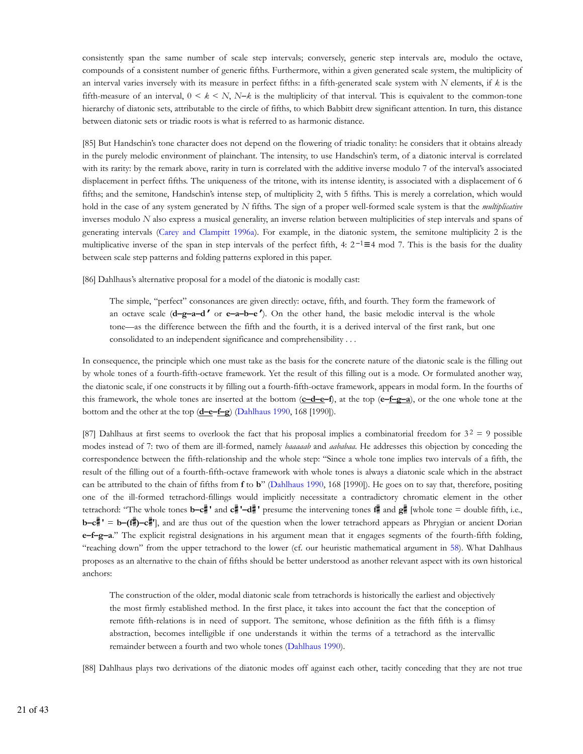consistently span the same number of scale step intervals; conversely, generic step intervals are, modulo the octave, compounds of a consistent number of generic fifths. Furthermore, within a given generated scale system, the multiplicity of an interval varies inversely with its measure in perfect fifths: in a fifth-generated scale system with $N$ elements, if $k$ is the fifth-measure of an interval, $0 < k < N$, $N-k$ is the multiplicity of that interval. This is equivalent to the common-tone hierarchy of diatonic sets, attributable to the circle of fifths, to which Babbitt drew significant attention. In turn, this distance between diatonic sets or triadic roots is what is referred to as harmonic distance.

[85] But Handschin's tone character does not depend on the flowering of triadic tonality: he considers that it obtains already in the purely melodic environment of plainchant. The intensity, to use Handschin's term, of a diatonic interval is correlated with its rarity: by the remark above, rarity in turn is correlated with the additive inverse modulo 7 of the interval's associated displacement in perfect fifths. The uniqueness of the tritone, with its intense identity, is associated with a displacement of 6 fifths; and the semitone, Handschin's intense step, of multiplicity 2, with 5 fifths. This is merely a correlation, which would hold in the case of any system generated by $N$ fifths. The sign of a proper well-formed scale system is that the *multiplicative* inverses modulo $N$ also express a musical generality, an inverse relation between multiplicities of step intervals and spans of generating intervals (Carey and Clampitt 1996a). For example, in the diatonic system, the semitone multiplicity 2 is the multiplicative inverse of the span in step intervals of the perfect fifth, 4: $2^{-1} \equiv 4 \bmod 7$. This is the basis for the duality between scale step patterns and folding patterns explored in this paper.

[86] Dahlhaus's alternative proposal for a model of the diatonic is modally cast:

> The simple, "perfect" consonances are given directly: octave, fifth, and fourth. They form the framework of an octave scale (**d–g–a–d′** or **e–a–b–e′**). On the other hand, the basic melodic interval is the whole tone—as the difference between the fifth and the fourth, it is a derived interval of the first rank, but one consolidated to an independent significance and comprehensibility . . .

In consequence, the principle which one must take as the basis for the concrete nature of the diatonic scale is the filling out by whole tones of a fourth-fifth-octave framework. Yet the result of this filling out is a mode. Or formulated another way, the diatonic scale, if one constructs it by filling out a fourth-fifth-octave framework, appears in modal form. In the fourths of this framework, the whole tones are inserted at the bottom (**c–d–e–f**), at the top (**e–f–g–a**), or the one whole tone at the bottom and the other at the top (**d–e–f–g**) (Dahlhaus 1990, 168 [1990]).

[87] Dahlhaus at first seems to overlook the fact that his proposal implies a combinatorial freedom for $3^2 = 9$ possible modes instead of 7: two of them are ill-formed, namely *baaaaab* and *aababaa*. He addresses this objection by conceding the correspondence between the fifth-relationship and the whole step: "Since a whole tone implies two intervals of a fifth, the result of the filling out of a fourth-fifth-octave framework with whole tones is always a diatonic scale which in the abstract can be attributed to the chain of fifths from **f** to **b**" (Dahlhaus 1990, 168 [1990]). He goes on to say that, therefore, positing one of the ill-formed tetrachord-fillings would implicitly necessitate a contradictory chromatic element in the other tetrachord: "The whole tones **b–c♯′** and **c♯′–d♯′** presume the intervening tones **f♯** and **g♯** [whole tone = double fifth, i.e., **b–c♯′** = **b–(f♯)–c♯′**], and are thus out of the question when the lower tetrachord appears as Phrygian or ancient Dorian **e–f–g–a**." The explicit registral designations in his argument mean that it engages segments of the fourth-fifth folding, "reaching down" from the upper tetrachord to the lower (cf. our heuristic mathematical argument in 58). What Dahlhaus proposes as an alternative to the chain of fifths should be better understood as another relevant aspect with its own historical anchors:

> The construction of the older, modal diatonic scale from tetrachords is historically the earliest and objectively the most firmly established method. In the first place, it takes into account the fact that the conception of remote fifth-relations is in need of support. The semitone, whose definition as the fifth fifth is a flimsy abstraction, becomes intelligible if one understands it within the terms of a tetrachord as the intervallic remainder between a fourth and two whole tones (Dahlhaus 1990).

[88] Dahlhaus plays two derivations of the diatonic modes off against each other, tacitly conceding that they are not true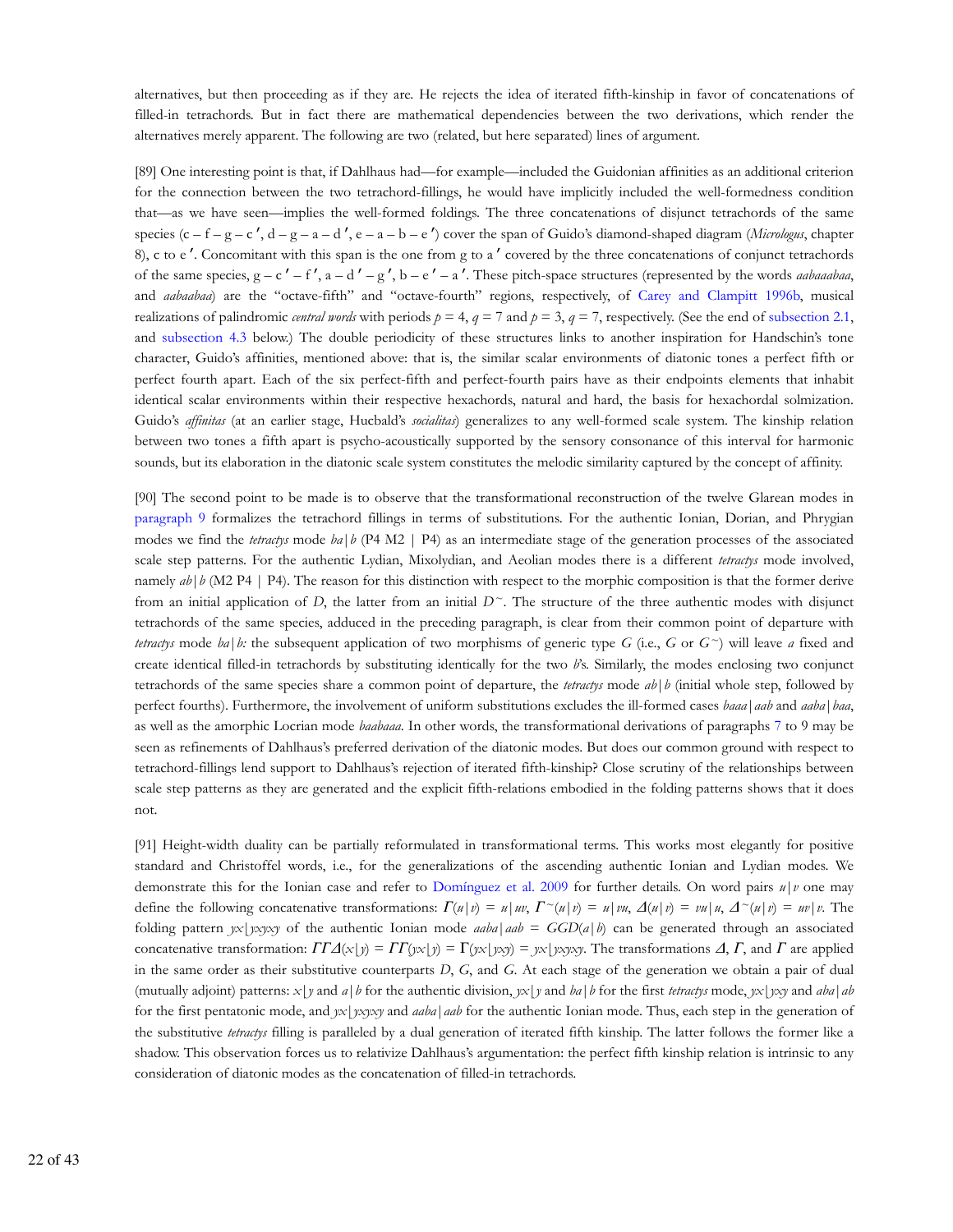alternatives, but then proceeding as if they are. He rejects the idea of iterated fifth-kinship in favor of concatenations of filled-in tetrachords. But in fact there are mathematical dependencies between the two derivations, which render the alternatives merely apparent. The following are two (related, but here separated) lines of argument.

[89] One interesting point is that, if Dahlhaus had—for example—included the Guidonian affinities as an additional criterion for the connection between the two tetrachord-fillings, he would have implicitly included the well-formedness condition that—as we have seen—implies the well-formed foldings. The three concatenations of disjunct tetrachords of the same species (c – f – g – c ′, d – g – a – d ′, e – a – b – e ′) cover the span of Guido's diamond-shaped diagram (*Micrologus*, chapter 8), c to e ′. Concomitant with this span is the one from g to a ′ covered by the three concatenations of conjunct tetrachords of the same species, g – c ′ – f ′, a – d ′ – g ′, b – e ′ – a ′. These pitch-space structures (represented by the words *aabaaabaa*, and *aabaabaa*) are the "octave-fifth" and "octave-fourth" regions, respectively, of Carey and Clampitt 1996b, musical realizations of palindromic *central words* with periods $p = 4$, $q = 7$ and $p = 3$, $q = 7$, respectively. (See the end of subsection 2.1, and subsection 4.3 below.) The double periodicity of these structures links to another inspiration for Handschin's tone character, Guido's affinities, mentioned above: that is, the similar scalar environments of diatonic tones a perfect fifth or perfect fourth apart. Each of the six perfect-fifth and perfect-fourth pairs have as their endpoints elements that inhabit identical scalar environments within their respective hexachords, natural and hard, the basis for hexachordal solmization. Guido's *affinitas* (at an earlier stage, Hucbald's *socialitas*) generalizes to any well-formed scale system. The kinship relation between two tones a fifth apart is psycho-acoustically supported by the sensory consonance of this interval for harmonic sounds, but its elaboration in the diatonic scale system constitutes the melodic similarity captured by the concept of affinity.

[90] The second point to be made is to observe that the transformational reconstruction of the twelve Glarean modes in paragraph 9 formalizes the tetrachord fillings in terms of substitutions. For the authentic Ionian, Dorian, and Phrygian modes we find the *tetractys* mode $ba|b$ (P4 M2 | P4) as an intermediate stage of the generation processes of the associated scale step patterns. For the authentic Lydian, Mixolydian, and Aeolian modes there is a different *tetractys* mode involved, namely $ab|b$ (M2 P4 | P4). The reason for this distinction with respect to the morphic composition is that the former derive from an initial application of $D$, the latter from an initial $D^{\sim}$. The structure of the three authentic modes with disjunct tetrachords of the same species, adduced in the preceding paragraph, is clear from their common point of departure with *tetractys* mode $ba|b$: the subsequent application of two morphisms of generic type $G$ (i.e., $G$ or $G^{\sim}$) will leave $a$ fixed and create identical filled-in tetrachords by substituting identically for the two $b$'s. Similarly, the modes enclosing two conjunct tetrachords of the same species share a common point of departure, the *tetractys* mode $ab|b$ (initial whole step, followed by perfect fourths). Furthermore, the involvement of uniform substitutions excludes the ill-formed cases $baaa|aab$ and $aaba|baa$, as well as the amorphic Locrian mode $baabaaa$. In other words, the transformational derivations of paragraphs 7 to 9 may be seen as refinements of Dahlhaus's preferred derivation of the diatonic modes. But does our common ground with respect to tetrachord-fillings lend support to Dahlhaus's rejection of iterated fifth-kinship? Close scrutiny of the relationships between scale step patterns as they are generated and the explicit fifth-relations embodied in the folding patterns shows that it does not.

[91] Height-width duality can be partially reformulated in transformational terms. This works most elegantly for positive standard and Christoffel words, i.e., for the generalizations of the ascending authentic Ionian and Lydian modes. We demonstrate this for the Ionian case and refer to Domínguez et al. 2009 for further details. On word pairs $u|v$ one may define the following concatenative transformations: $\Gamma(u|v) = u|uv$, $\Gamma^{\sim}(u|v) = u|vu$, $\Delta(u|v) = vu|u$, $\Delta^{\sim}(u|v) = uv|v$. The folding pattern $yx\lfloor yxyxy$ of the authentic Ionian mode $aaba|aab = GGD(a|b)$ can be generated through an associated concatenative transformation: $\Gamma\Gamma\Delta(x\lfloor y) = \Gamma\Gamma(yx\lfloor y) = \Gamma(yx\lfloor yxy) = yx\lfloor yxyxy$. The transformations $\Delta$, $\Gamma$, and $\Gamma$ are applied in the same order as their substitutive counterparts $D$, $G$, and $G$. At each stage of the generation we obtain a pair of dual (mutually adjoint) patterns: $x\lfloor y$ and $a|b$ for the authentic division, $yx\lfloor y$ and $ba|b$ for the first *tetractys* mode, $yx\lfloor yxy$ and $aba|ab$ for the first pentatonic mode, and $yx\lfloor yxyxy$ and $aaba|aab$ for the authentic Ionian mode. Thus, each step in the generation of the substitutive *tetractys* filling is paralleled by a dual generation of iterated fifth kinship. The latter follows the former like a shadow. This observation forces us to relativize Dahlhaus's argumentation: the perfect fifth kinship relation is intrinsic to any consideration of diatonic modes as the concatenation of filled-in tetrachords.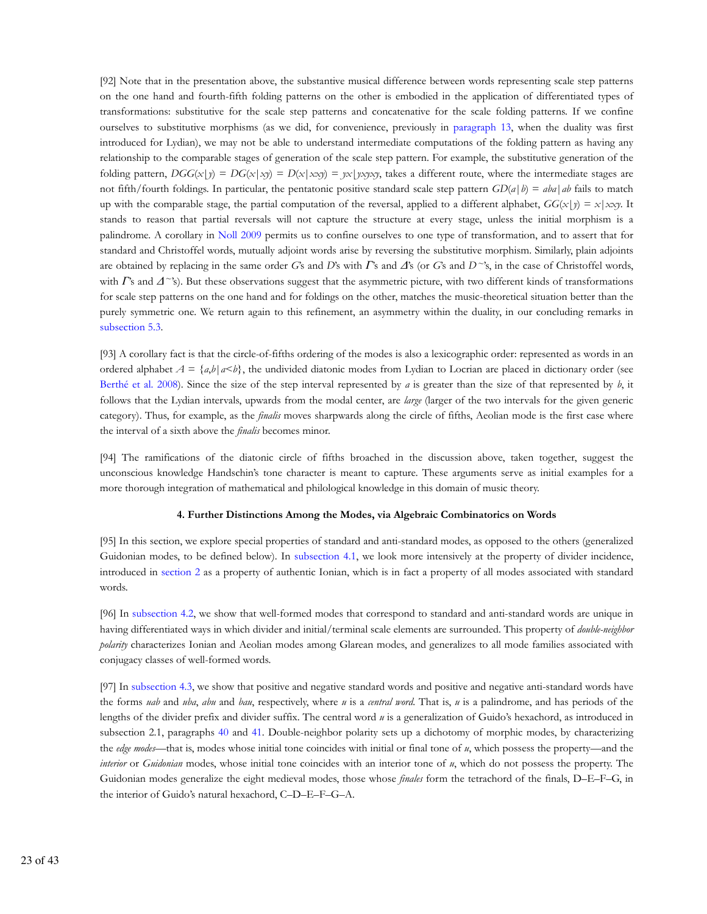[92] Note that in the presentation above, the substantive musical difference between words representing scale step patterns on the one hand and fourth-fifth folding patterns on the other is embodied in the application of differentiated types of transformations: substitutive for the scale step patterns and concatenative for the scale folding patterns. If we confine ourselves to substitutive morphisms (as we did, for convenience, previously in paragraph 13, when the duality was first introduced for Lydian), we may not be able to understand intermediate computations of the folding pattern as having any relationship to the comparable stages of generation of the scale step pattern. For example, the substitutive generation of the folding pattern, $DGG(x|y) = DG(x|xy) = D(x|xxy) = yx|yxyxy$, takes a different route, where the intermediate stages are not fifth/fourth foldings. In particular, the pentatonic positive standard scale step pattern $GD(a|b) = aba|ab$ fails to match up with the comparable stage, the partial computation of the reversal, applied to a different alphabet, $GG(x|y) = x|xxy$. It stands to reason that partial reversals will not capture the structure at every stage, unless the initial morphism is a palindrome. A corollary in Noll 2009 permits us to confine ourselves to one type of transformation, and to assert that for standard and Christoffel words, mutually adjoint words arise by reversing the substitutive morphism. Similarly, plain adjoints are obtained by replacing in the same order $G$'s and $D$'s with $\Gamma$'s and $\Delta$'s (or $G$'s and $D^{\sim}$'s, in the case of Christoffel words, with $\Gamma$'s and $\Delta^{\sim}$'s). But these observations suggest that the asymmetric picture, with two different kinds of transformations for scale step patterns on the one hand and for foldings on the other, matches the music-theoretical situation better than the purely symmetric one. We return again to this refinement, an asymmetry within the duality, in our concluding remarks in subsection 5.3.

[93] A corollary fact is that the circle-of-fifths ordering of the modes is also a lexicographic order: represented as words in an ordered alphabet $A = \{a,b|a<b\}$, the undivided diatonic modes from Lydian to Locrian are placed in dictionary order (see Berthé et al. 2008). Since the size of the step interval represented by $a$ is greater than the size of that represented by $b$, it follows that the Lydian intervals, upwards from the modal center, are *large* (larger of the two intervals for the given generic category). Thus, for example, as the *finalis* moves sharpwards along the circle of fifths, Aeolian mode is the first case where the interval of a sixth above the *finalis* becomes minor.

[94] The ramifications of the diatonic circle of fifths broached in the discussion above, taken together, suggest the unconscious knowledge Handschin's tone character is meant to capture. These arguments serve as initial examples for a more thorough integration of mathematical and philological knowledge in this domain of music theory.

## 4. Further Distinctions Among the Modes, via Algebraic Combinatorics on Words

[95] In this section, we explore special properties of standard and anti-standard modes, as opposed to the others (generalized Guidonian modes, to be defined below). In subsection 4.1, we look more intensively at the property of divider incidence, introduced in section 2 as a property of authentic Ionian, which is in fact a property of all modes associated with standard words.

[96] In subsection 4.2, we show that well-formed modes that correspond to standard and anti-standard words are unique in having differentiated ways in which divider and initial/terminal scale elements are surrounded. This property of *double-neighbor polarity* characterizes Ionian and Aeolian modes among Glarean modes, and generalizes to all mode families associated with conjugacy classes of well-formed words.

[97] In subsection 4.3, we show that positive and negative standard words and positive and negative anti-standard words have the forms $uab$ and $uba$, $abu$ and $bau$, respectively, where $u$ is a *central word*. That is, $u$ is a palindrome, and has periods of the lengths of the divider prefix and divider suffix. The central word $u$ is a generalization of Guido's hexachord, as introduced in subsection 2.1, paragraphs 40 and 41. Double-neighbor polarity sets up a dichotomy of morphic modes, by characterizing the *edge modes*—that is, modes whose initial tone coincides with initial or final tone of $u$, which possess the property—and the *interior* or *Guidonian* modes, whose initial tone coincides with an interior tone of $u$, which do not possess the property. The Guidonian modes generalize the eight medieval modes, those whose *finales* form the tetrachord of the finals, D–E–F–G, in the interior of Guido's natural hexachord, C–D–E–F–G–A.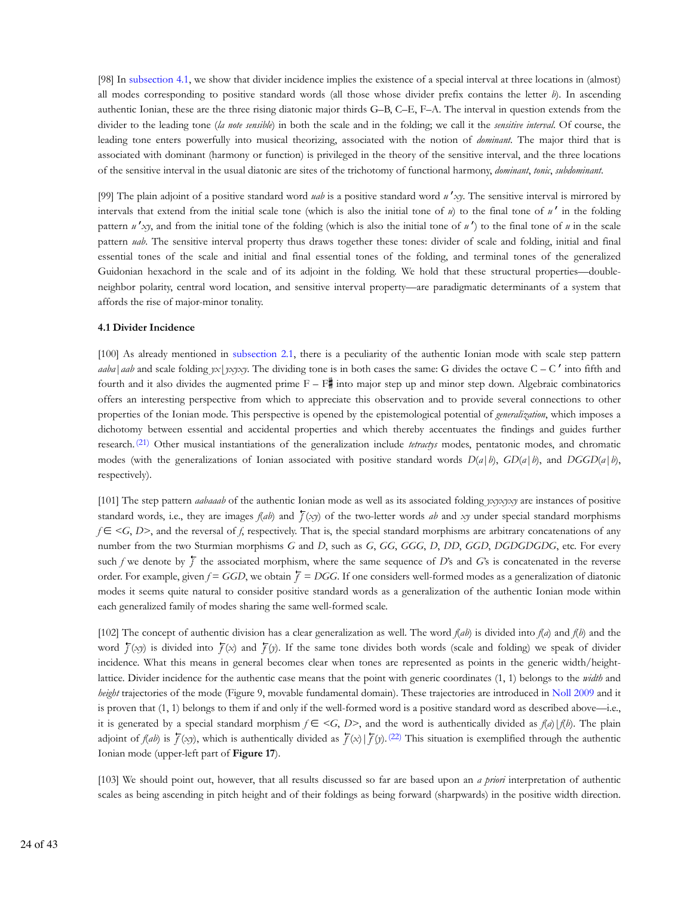[98] In subsection 4.1, we show that divider incidence implies the existence of a special interval at three locations in (almost) all modes corresponding to positive standard words (all those whose divider prefix contains the letter *b*). In ascending authentic Ionian, these are the three rising diatonic major thirds G–B, C–E, F–A. The interval in question extends from the divider to the leading tone (*la note sensible*) in both the scale and in the folding; we call it the *sensitive interval*. Of course, the leading tone enters powerfully into musical theorizing, associated with the notion of *dominant*. The major third that is associated with dominant (harmony or function) is privileged in the theory of the sensitive interval, and the three locations of the sensitive interval in the usual diatonic are sites of the trichotomy of functional harmony, *dominant*, *tonic*, *subdominant*.

[99] The plain adjoint of a positive standard word *uab* is a positive standard word $u'xy$. The sensitive interval is mirrored by intervals that extend from the initial scale tone (which is also the initial tone of *u*) to the final tone of $u'$ in the folding pattern $u'xy$, and from the initial tone of the folding (which is also the initial tone of $u'$) to the final tone of *u* in the scale pattern *uab*. The sensitive interval property thus draws together these tones: divider of scale and folding, initial and final essential tones of the scale and initial and final essential tones of the folding, and terminal tones of the generalized Guidonian hexachord in the scale and of its adjoint in the folding. We hold that these structural properties—double-neighbor polarity, central word location, and sensitive interval property—are paradigmatic determinants of a system that affords the rise of major-minor tonality.

### 4.1 Divider Incidence

[100] As already mentioned in subsection 2.1, there is a peculiarity of the authentic Ionian mode with scale step pattern $aaba|aab$ and scale folding $yx|yxyxy$. The dividing tone is in both cases the same: G divides the octave C – C′ into fifth and fourth and it also divides the augmented prime F – F♯ into major step up and minor step down. Algebraic combinatorics offers an interesting perspective from which to appreciate this observation and to provide several connections to other properties of the Ionian mode. This perspective is opened by the epistemological potential of *generalization*, which imposes a dichotomy between essential and accidental properties and which thereby accentuates the findings and guides further research.[21] Other musical instantiations of the generalization include *tetractys* modes, pentatonic modes, and chromatic modes (with the generalizations of Ionian associated with positive standard words $D(a|b)$, $GD(a|b)$, and $DGGD(a|b)$, respectively).

[101] The step pattern *aabaaab* of the authentic Ionian mode as well as its associated folding *yxyxyxy* are instances of positive standard words, i.e., they are images $f(ab)$ and $\overleftarrow{f}(xy)$ of the two-letter words *ab* and *xy* under special standard morphisms $f \in \langle G, D \rangle$, and the reversal of *f*, respectively. That is, the special standard morphisms are arbitrary concatenations of any number from the two Sturmian morphisms *G* and *D*, such as *G*, *GG*, *GGG*, *D*, *DD*, *GGD*, *DGDGDGDG*, etc. For every such *f* we denote by $\overleftarrow{f}$ the associated morphism, where the same sequence of *D*'s and *G*'s is concatenated in the reverse order. For example, given $f = GGD$, we obtain $\overleftarrow{f} = DGG$. If one considers well-formed modes as a generalization of diatonic modes it seems quite natural to consider positive standard words as a generalization of the authentic Ionian mode within each generalized family of modes sharing the same well-formed scale.

[102] The concept of authentic division has a clear generalization as well. The word $f(ab)$ is divided into $f(a)$ and $f(b)$ and the word $\overleftarrow{f}(xy)$ is divided into $\overleftarrow{f}(x)$ and $\overleftarrow{f}(y)$. If the same tone divides both words (scale and folding) we speak of divider incidence. What this means in general becomes clear when tones are represented as points in the generic width/height-lattice. Divider incidence for the authentic case means that the point with generic coordinates (1, 1) belongs to the *width* and *height* trajectories of the mode (Figure 9, movable fundamental domain). These trajectories are introduced in Noll 2009 and it is proven that (1, 1) belongs to them if and only if the well-formed word is a positive standard word as described above—i.e., it is generated by a special standard morphism $f \in \langle G, D \rangle$, and the word is authentically divided as $f(a)|f(b)$. The plain adjoint of $f(ab)$ is $\overleftarrow{f}(xy)$, which is authentically divided as $\overleftarrow{f}(x)|\overleftarrow{f}(y)$.[22] This situation is exemplified through the authentic Ionian mode (upper-left part of **Figure 17**).

[103] We should point out, however, that all results discussed so far are based upon an *a priori* interpretation of authentic scales as being ascending in pitch height and of their foldings as being forward (sharpwards) in the positive width direction.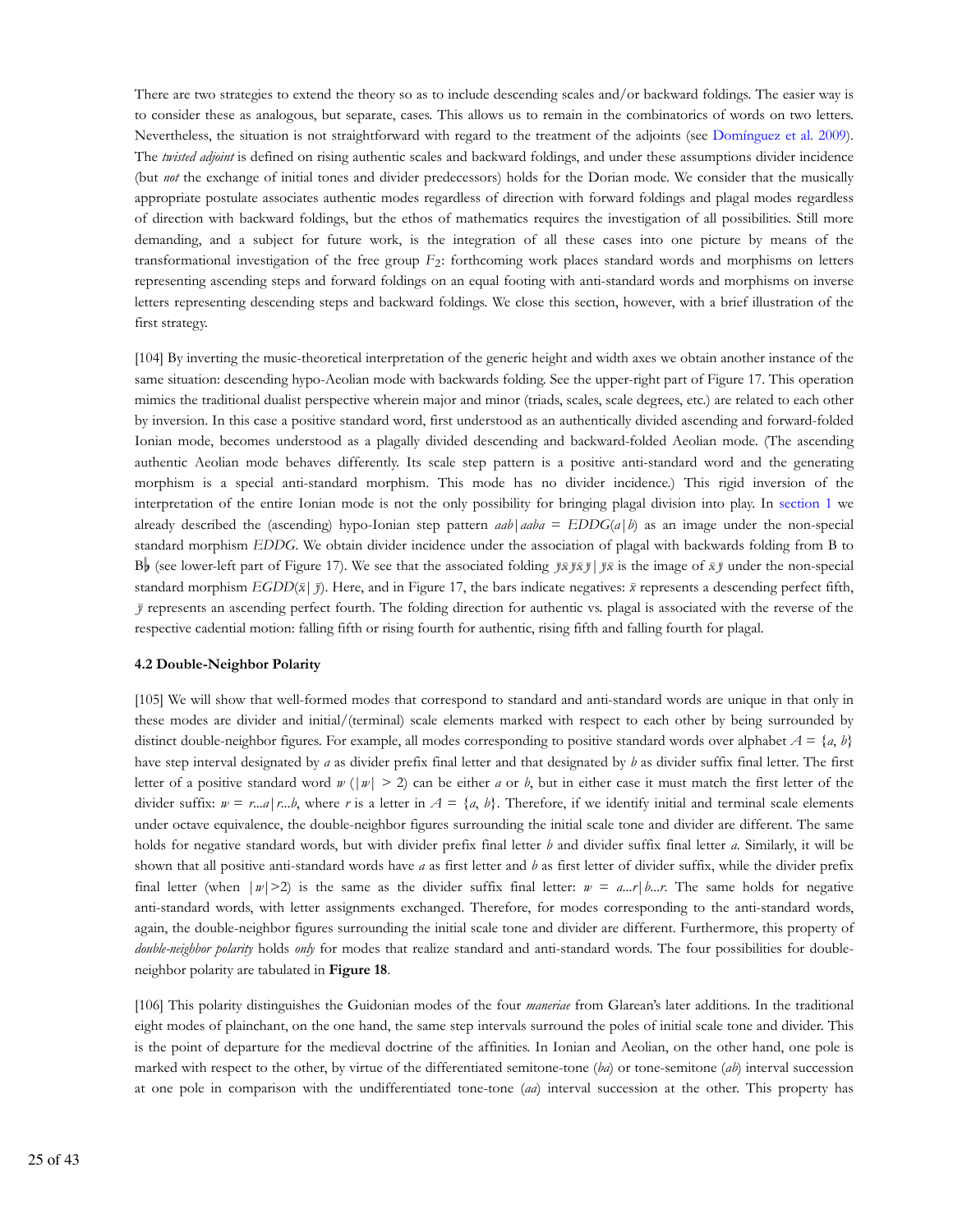There are two strategies to extend the theory so as to include descending scales and/or backward foldings. The easier way is to consider these as analogous, but separate, cases. This allows us to remain in the combinatorics of words on two letters. Nevertheless, the situation is not straightforward with regard to the treatment of the adjoints (see Domínguez et al. 2009). The *twisted adjoint* is defined on rising authentic scales and backward foldings, and under these assumptions divider incidence (but *not* the exchange of initial tones and divider predecessors) holds for the Dorian mode. We consider that the musically appropriate postulate associates authentic modes regardless of direction with forward foldings and plagal modes regardless of direction with backward foldings, but the ethos of mathematics requires the investigation of all possibilities. Still more demanding, and a subject for future work, is the integration of all these cases into one picture by means of the transformational investigation of the free group $F_2$: forthcoming work places standard words and morphisms on letters representing ascending steps and forward foldings on an equal footing with anti-standard words and morphisms on inverse letters representing descending steps and backward foldings. We close this section, however, with a brief illustration of the first strategy.

[104] By inverting the music-theoretical interpretation of the generic height and width axes we obtain another instance of the same situation: descending hypo-Aeolian mode with backwards folding. See the upper-right part of Figure 17. This operation mimics the traditional dualist perspective wherein major and minor (triads, scales, scale degrees, etc.) are related to each other by inversion. In this case a positive standard word, first understood as an authentically divided ascending and forward-folded Ionian mode, becomes understood as a plagally divided descending and backward-folded Aeolian mode. (The ascending authentic Aeolian mode behaves differently. Its scale step pattern is a positive anti-standard word and the generating morphism is a special anti-standard morphism. This mode has no divider incidence.) This rigid inversion of the interpretation of the entire Ionian mode is not the only possibility for bringing plagal division into play. In section 1 we already described the (ascending) hypo-Ionian step pattern $aab|aaba = EDDG(a|b)$ as an image under the non-special standard morphism $EDDG$. We obtain divider incidence under the association of plagal with backwards folding from B to B♭ (see lower-left part of Figure 17). We see that the associated folding $\bar{y}\bar{x}\bar{y}\bar{x}\bar{y}|\bar{y}\bar{x}$ is the image of $\bar{x}\bar{y}$ under the non-special standard morphism $EGDD(\bar{x}|\bar{y})$. Here, and in Figure 17, the bars indicate negatives: $\bar{x}$ represents a descending perfect fifth, $\bar{y}$ represents an ascending perfect fourth. The folding direction for authentic vs. plagal is associated with the reverse of the respective cadential motion: falling fifth or rising fourth for authentic, rising fifth and falling fourth for plagal.

#### 4.2 Double-Neighbor Polarity

[105] We will show that well-formed modes that correspond to standard and anti-standard words are unique in that only in these modes are divider and initial/(terminal) scale elements marked with respect to each other by being surrounded by distinct double-neighbor figures. For example, all modes corresponding to positive standard words over alphabet $A = \{a, b\}$ have step interval designated by $a$ as divider prefix final letter and that designated by $b$ as divider suffix final letter. The first letter of a positive standard word $w$ ($|w| > 2$) can be either $a$ or $b$, but in either case it must match the first letter of the divider suffix: $w = r...a|r...b$, where $r$ is a letter in $A = \{a, b\}$. Therefore, if we identify initial and terminal scale elements under octave equivalence, the double-neighbor figures surrounding the initial scale tone and divider are different. The same holds for negative standard words, but with divider prefix final letter $b$ and divider suffix final letter $a$. Similarly, it will be shown that all positive anti-standard words have $a$ as first letter and $b$ as first letter of divider suffix, while the divider prefix final letter (when $|w|>2$) is the same as the divider suffix final letter: $w = a...r|b...r$. The same holds for negative anti-standard words, with letter assignments exchanged. Therefore, for modes corresponding to the anti-standard words, again, the double-neighbor figures surrounding the initial scale tone and divider are different. Furthermore, this property of *double-neighbor polarity* holds *only* for modes that realize standard and anti-standard words. The four possibilities for double-neighbor polarity are tabulated in **Figure 18**.

[106] This polarity distinguishes the Guidonian modes of the four *maneriae* from Glarean's later additions. In the traditional eight modes of plainchant, on the one hand, the same step intervals surround the poles of initial scale tone and divider. This is the point of departure for the medieval doctrine of the affinities. In Ionian and Aeolian, on the other hand, one pole is marked with respect to the other, by virtue of the differentiated semitone-tone ($ba$) or tone-semitone ($ab$) interval succession at one pole in comparison with the undifferentiated tone-tone ($aa$) interval succession at the other. This property has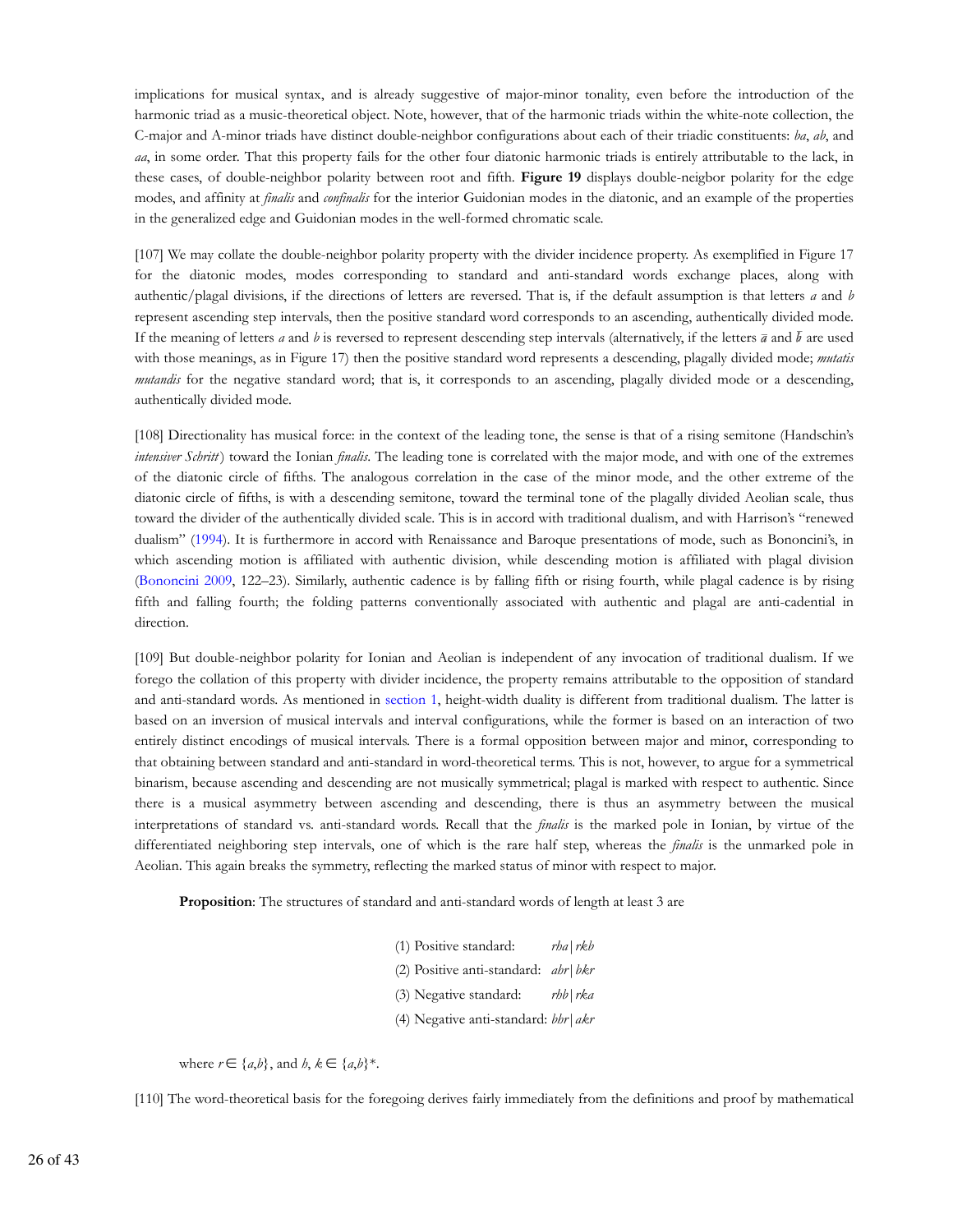implications for musical syntax, and is already suggestive of major-minor tonality, even before the introduction of the harmonic triad as a music-theoretical object. Note, however, that of the harmonic triads within the white-note collection, the C-major and A-minor triads have distinct double-neighbor configurations about each of their triadic constituents: *ba*, *ab*, and *aa*, in some order. That this property fails for the other four diatonic harmonic triads is entirely attributable to the lack, in these cases, of double-neighbor polarity between root and fifth. **Figure 19** displays double-neigbor polarity for the edge modes, and affinity at *finalis* and *confinalis* for the interior Guidonian modes in the diatonic, and an example of the properties in the generalized edge and Guidonian modes in the well-formed chromatic scale.

[107] We may collate the double-neighbor polarity property with the divider incidence property. As exemplified in Figure 17 for the diatonic modes, modes corresponding to standard and anti-standard words exchange places, along with authentic/plagal divisions, if the directions of letters are reversed. That is, if the default assumption is that letters *a* and *b* represent ascending step intervals, then the positive standard word corresponds to an ascending, authentically divided mode. If the meaning of letters *a* and *b* is reversed to represent descending step intervals (alternatively, if the letters $\bar{a}$ and $\bar{b}$ are used with those meanings, as in Figure 17) then the positive standard word represents a descending, plagally divided mode; *mutatis mutandis* for the negative standard word; that is, it corresponds to an ascending, plagally divided mode or a descending, authentically divided mode.

[108] Directionality has musical force: in the context of the leading tone, the sense is that of a rising semitone (Handschin's *intensiver Schritt*) toward the Ionian *finalis*. The leading tone is correlated with the major mode, and with one of the extremes of the diatonic circle of fifths. The analogous correlation in the case of the minor mode, and the other extreme of the diatonic circle of fifths, is with a descending semitone, toward the terminal tone of the plagally divided Aeolian scale, thus toward the divider of the authentically divided scale. This is in accord with traditional dualism, and with Harrison's "renewed dualism" (1994). It is furthermore in accord with Renaissance and Baroque presentations of mode, such as Bononcini's, in which ascending motion is affiliated with authentic division, while descending motion is affiliated with plagal division (Bononcini 2009, 122–23). Similarly, authentic cadence is by falling fifth or rising fourth, while plagal cadence is by rising fifth and falling fourth; the folding patterns conventionally associated with authentic and plagal are anti-cadential in direction.

[109] But double-neighbor polarity for Ionian and Aeolian is independent of any invocation of traditional dualism. If we forego the collation of this property with divider incidence, the property remains attributable to the opposition of standard and anti-standard words. As mentioned in section 1, height-width duality is different from traditional dualism. The latter is based on an inversion of musical intervals and interval configurations, while the former is based on an interaction of two entirely distinct encodings of musical intervals. There is a formal opposition between major and minor, corresponding to that obtaining between standard and anti-standard in word-theoretical terms. This is not, however, to argue for a symmetrical binarism, because ascending and descending are not musically symmetrical; plagal is marked with respect to authentic. Since there is a musical asymmetry between ascending and descending, there is thus an asymmetry between the musical interpretations of standard vs. anti-standard words. Recall that the *finalis* is the marked pole in Ionian, by virtue of the differentiated neighboring step intervals, one of which is the rare half step, whereas the *finalis* is the unmarked pole in Aeolian. This again breaks the symmetry, reflecting the marked status of minor with respect to major.

**Proposition**: The structures of standard and anti-standard words of length at least 3 are

(1) Positive standard: $rha|rkb$
(2) Positive anti-standard: $ahr|bkr$
(3) Negative standard: $rhb|rka$
(4) Negative anti-standard: $bhr|akr$

where $r \in \{a,b\}$, and $h, k \in \{a,b\}^*$.

[110] The word-theoretical basis for the foregoing derives fairly immediately from the definitions and proof by mathematical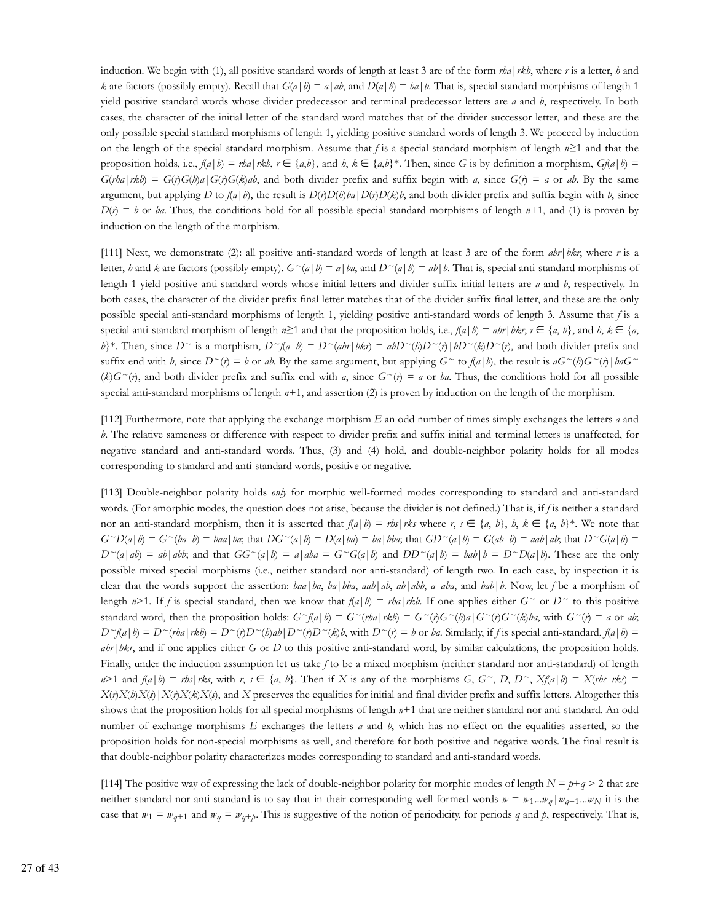induction. We begin with (1), all positive standard words of length at least 3 are of the form $rha|rkb$, where $r$ is a letter, $h$ and $k$ are factors (possibly empty). Recall that $G(a|b) = a|ab$, and $D(a|b) = ba|b$. That is, special standard morphisms of length 1 yield positive standard words whose divider predecessor and terminal predecessor letters are $a$ and $b$, respectively. In both cases, the character of the initial letter of the standard word matches that of the divider successor letter, and these are the only possible special standard morphisms of length 1, yielding positive standard words of length 3. We proceed by induction on the length of the special standard morphism. Assume that $f$ is a special standard morphism of length $n \geq 1$ and that the proposition holds, i.e., $f(a|b) = rha|rkb$, $r \in \{a,b\}$, and $h, k \in \{a,b\}^*$. Then, since $G$ is by definition a morphism, $Gf(a|b) = G(rha|rkb) = G(r)G(h)a|G(r)G(k)ab$, and both divider prefix and suffix begin with $a$, since $G(r) = a$ or $ab$. By the same argument, but applying $D$ to $f(a|b)$, the result is $D(r)D(h)ba|D(r)D(k)b$, and both divider prefix and suffix begin with $b$, since $D(r) = b$ or $ba$. Thus, the conditions hold for all possible special standard morphisms of length $n+1$, and (1) is proven by induction on the length of the morphism.

[111] Next, we demonstrate (2): all positive anti-standard words of length at least 3 are of the form $ahr|bkr$, where $r$ is a letter, $h$ and $k$ are factors (possibly empty). $G^{\sim}(a|b) = a|ba$, and $D^{\sim}(a|b) = ab|b$. That is, special anti-standard morphisms of length 1 yield positive anti-standard words whose initial letters and divider suffix initial letters are $a$ and $b$, respectively. In both cases, the character of the divider prefix final letter matches that of the divider suffix final letter, and these are the only possible special anti-standard morphisms of length 1, yielding positive anti-standard words of length 3. Assume that $f$ is a special anti-standard morphism of length $n \geq 1$ and that the proposition holds, i.e., $f(a|b) = ahr|bkr$, $r \in \{a, b\}$, and $h, k \in \{a, b\}^*$. Then, since $D^{\sim}$ is a morphism, $D^{\sim}f(a|b) = D^{\sim}(ahr|bkr) = abD^{\sim}(h)D^{\sim}(r)|bD^{\sim}(k)D^{\sim}(r)$, and both divider prefix and suffix end with $b$, since $D^{\sim}(r) = b$ or $ab$. By the same argument, but applying $G^{\sim}$ to $f(a|b)$, the result is $aG^{\sim}(h)G^{\sim}(r)|baG^{\sim}(k)G^{\sim}(r)$, and both divider prefix and suffix end with $a$, since $G^{\sim}(r) = a$ or $ba$. Thus, the conditions hold for all possible special anti-standard morphisms of length $n+1$, and assertion (2) is proven by induction on the length of the morphism.

[112] Furthermore, note that applying the exchange morphism $E$ an odd number of times simply exchanges the letters $a$ and $b$. The relative sameness or difference with respect to divider prefix and suffix initial and terminal letters is unaffected, for negative standard and anti-standard words. Thus, (3) and (4) hold, and double-neighbor polarity holds for all modes corresponding to standard and anti-standard words, positive or negative.

[113] Double-neighbor polarity holds *only* for morphic well-formed modes corresponding to standard and anti-standard words. (For amorphic modes, the question does not arise, because the divider is not defined.) That is, if $f$ is neither a standard nor an anti-standard morphism, then it is asserted that $f(a|b) = rhs|rks$ where $r, s \in \{a, b\}$, $h, k \in \{a, b\}^*$. We note that $G^{\sim}D(a|b) = G^{\sim}(ba|b) = baa|ba$; that $DG^{\sim}(a|b) = D(a|ba) = ba|bba$; that $GD^{\sim}(a|b) = G(ab|b) = aab|ab$; that $D^{\sim}G(a|b) = D^{\sim}(a|ab) = ab|abb$; and that $GG^{\sim}(a|b) = a|aba = G^{\sim}G(a|b)$ and $DD^{\sim}(a|b) = bab|b = D^{\sim}D(a|b)$. These are the only possible mixed special morphisms (i.e., neither standard nor anti-standard) of length two. In each case, by inspection it is clear that the words support the assertion: $baa|ba$, $ba|bba$, $aab|ab$, $ab|abb$, $a|aba$, and $bab|b$. Now, let $f$ be a morphism of length $n>1$. If $f$ is special standard, then we know that $f(a|b) = rha|rkb$. If one applies either $G^{\sim}$ or $D^{\sim}$ to this positive standard word, then the proposition holds: $G^{\sim}f(a|b) = G^{\sim}(rha|rkb) = G^{\sim}(r)G^{\sim}(h)a|G^{\sim}(r)G^{\sim}(k)ba$, with $G^{\sim}(r) = a$ or $ab$; $D^{\sim}f(a|b) = D^{\sim}(rha|rkb) = D^{\sim}(r)D^{\sim}(h)ab|D^{\sim}(r)D^{\sim}(k)b$, with $D^{\sim}(r) = b$ or $ba$. Similarly, if $f$ is special anti-standard, $f(a|b) = ahr|bkr$, and if one applies either $G$ or $D$ to this positive anti-standard word, by similar calculations, the proposition holds. Finally, under the induction assumption let us take $f$ to be a mixed morphism (neither standard nor anti-standard) of length $n>1$ and $f(a|b) = rhs|rks$, with $r, s \in \{a, b\}$. Then if $X$ is any of the morphisms $G$, $G^{\sim}$, $D$, $D^{\sim}$, $Xf(a|b) = X(rhs|rks) = X(r)X(h)X(s)|X(r)X(k)X(s)$, and $X$ preserves the equalities for initial and final divider prefix and suffix letters. Altogether this shows that the proposition holds for all special morphisms of length $n+1$ that are neither standard nor anti-standard. An odd number of exchange morphisms $E$ exchanges the letters $a$ and $b$, which has no effect on the equalities asserted, so the proposition holds for non-special morphisms as well, and therefore for both positive and negative words. The final result is that double-neighbor polarity characterizes modes corresponding to standard and anti-standard words.

[114] The positive way of expressing the lack of double-neighbor polarity for morphic modes of length $N = p+q > 2$ that are neither standard nor anti-standard is to say that in their corresponding well-formed words $w = w_1...w_q|w_{q+1}...w_N$ it is the case that $w_1 = w_{q+1}$ and $w_q = w_{q+p}$. This is suggestive of the notion of periodicity, for periods $q$ and $p$, respectively. That is,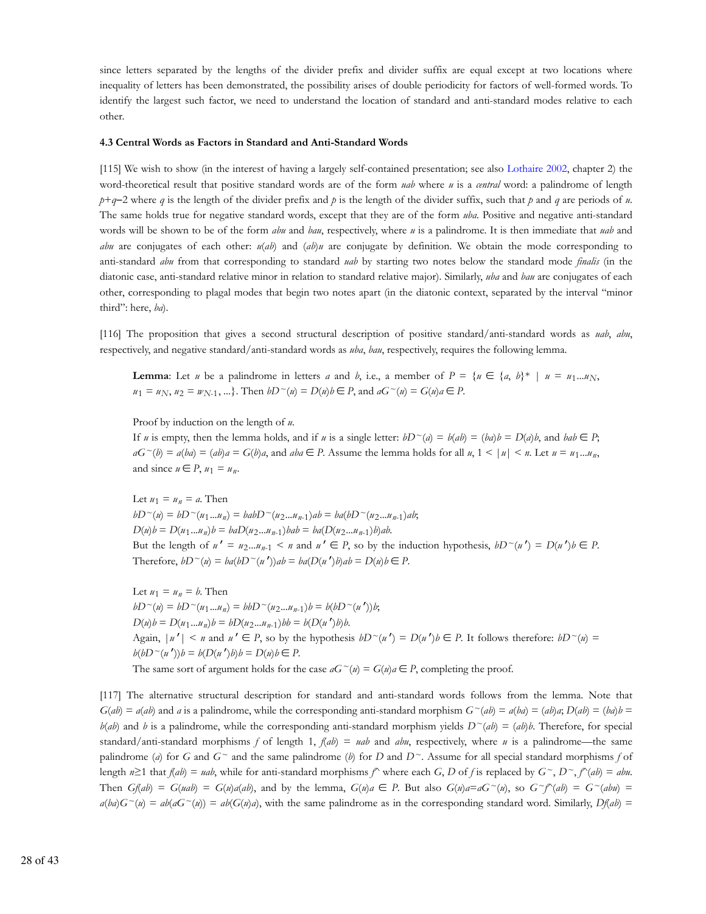since letters separated by the lengths of the divider prefix and divider suffix are equal except at two locations where inequality of letters has been demonstrated, the possibility arises of double periodicity for factors of well-formed words. To identify the largest such factor, we need to understand the location of standard and anti-standard modes relative to each other.

### 4.3 Central Words as Factors in Standard and Anti-Standard Words

[115] We wish to show (in the interest of having a largely self-contained presentation; see also Lothaire 2002, chapter 2) the word-theoretical result that positive standard words are of the form $uab$ where $u$ is a *central* word: a palindrome of length $p+q-2$ where $q$ is the length of the divider prefix and $p$ is the length of the divider suffix, such that $p$ and $q$ are periods of $u$. The same holds true for negative standard words, except that they are of the form $uba$. Positive and negative anti-standard words will be shown to be of the form $abu$ and $bau$, respectively, where $u$ is a palindrome. It is then immediate that $uab$ and $abu$ are conjugates of each other: $u(ab)$ and $(ab)u$ are conjugate by definition. We obtain the mode corresponding to anti-standard $abu$ from that corresponding to standard $uab$ by starting two notes below the standard mode *finalis* (in the diatonic case, anti-standard relative minor in relation to standard relative major). Similarly, $uba$ and $bau$ are conjugates of each other, corresponding to plagal modes that begin two notes apart (in the diatonic context, separated by the interval "minor third": here, $ba$).

[116] The proposition that gives a second structural description of positive standard/anti-standard words as $uab$, $abu$, respectively, and negative standard/anti-standard words as $uba$, $bau$, respectively, requires the following lemma.

> **Lemma**: Let $u$ be a palindrome in letters $a$ and $b$, i.e., a member of $P = \{u \in \{a, b\}^* \mid u = u_1...u_N, u_1 = u_N, u_2 = u_{N-1}, ...\}$. Then $bD^{\sim}(u) = D(u)b \in P$, and $aG^{\sim}(u) = G(u)a \in P$.
>
> Proof by induction on the length of $u$.
> If $u$ is empty, then the lemma holds, and if $u$ is a single letter: $bD^{\sim}(a) = b(ab) = (ba)b = D(a)b$, and $bab \in P$; $aG^{\sim}(b) = a(ba) = (ab)a = G(b)a$, and $aba \in P$. Assume the lemma holds for all $u$, $1 < |u| < n$. Let $u = u_1...u_n$, and since $u \in P$, $u_1 = u_n$.
>
> Let $u_1 = u_n = a$. Then
> $bD^{\sim}(u) = bD^{\sim}(u_1...u_n) = babD^{\sim}(u_2...u_{n-1})ab = ba(bD^{\sim}(u_2...u_{n-1})ab$;
> $D(u)b = D(u_1...u_n)b = baD(u_2...u_{n-1})bab = ba(D(u_2...u_{n-1})b)ab$.
> But the length of $u' = u_2...u_{n-1} < n$ and $u' \in P$, so by the induction hypothesis, $bD^{\sim}(u') = D(u')b \in P$. Therefore, $bD^{\sim}(u) = ba(bD^{\sim}(u'))ab = ba(D(u')b)ab = D(u)b \in P$.
>
> Let $u_1 = u_n = b$. Then
> $bD^{\sim}(u) = bD^{\sim}(u_1...u_n) = bbD^{\sim}(u_2...u_{n-1})b = b(bD^{\sim}(u'))b$;
> $D(u)b = D(u_1...u_n)b = bD(u_2...u_{n-1})bb = b(D(u')b)b$.
> Again, $|u'| < n$ and $u' \in P$, so by the hypothesis $bD^{\sim}(u') = D(u')b \in P$. It follows therefore: $bD^{\sim}(u) = b(bD^{\sim}(u'))b = b(D(u')b)b = D(u)b \in P$.
> The same sort of argument holds for the case $aG^{\sim}(u) = G(u)a \in P$, completing the proof.

[117] The alternative structural description for standard and anti-standard words follows from the lemma. Note that $G(ab) = a(ab)$ and $a$ is a palindrome, while the corresponding anti-standard morphism $G^{\sim}(ab) = a(ba) = (ab)a$; $D(ab) = (ba)b = b(ab)$ and $b$ is a palindrome, while the corresponding anti-standard morphism yields $D^{\sim}(ab) = (ab)b$. Therefore, for special standard/anti-standard morphisms $f$ of length 1, $f(ab) = uab$ and $abu$, respectively, where $u$ is a palindrome—the same palindrome ($a$) for $G$ and $G^{\sim}$ and the same palindrome ($b$) for $D$ and $D^{\sim}$. Assume for all special standard morphisms $f$ of length $n \geq 1$ that $f(ab) = uab$, while for anti-standard morphisms $f^{\wedge}$ where each $G$, $D$ of $f$ is replaced by $G^{\sim}$, $D^{\sim}$, $f^{\wedge}(ab) = abu$. Then $Gf(ab) = G(uab) = G(u)a(ab)$, and by the lemma, $G(u)a \in P$. But also $G(u)a = aG^{\sim}(u)$, so $G^{\sim}f^{\wedge}(ab) = G^{\sim}(abu) = a(ba)G^{\sim}(u) = ab(aG^{\sim}(u)) = ab(G(u)a)$, with the same palindrome as in the corresponding standard word. Similarly, $Df(ab) =$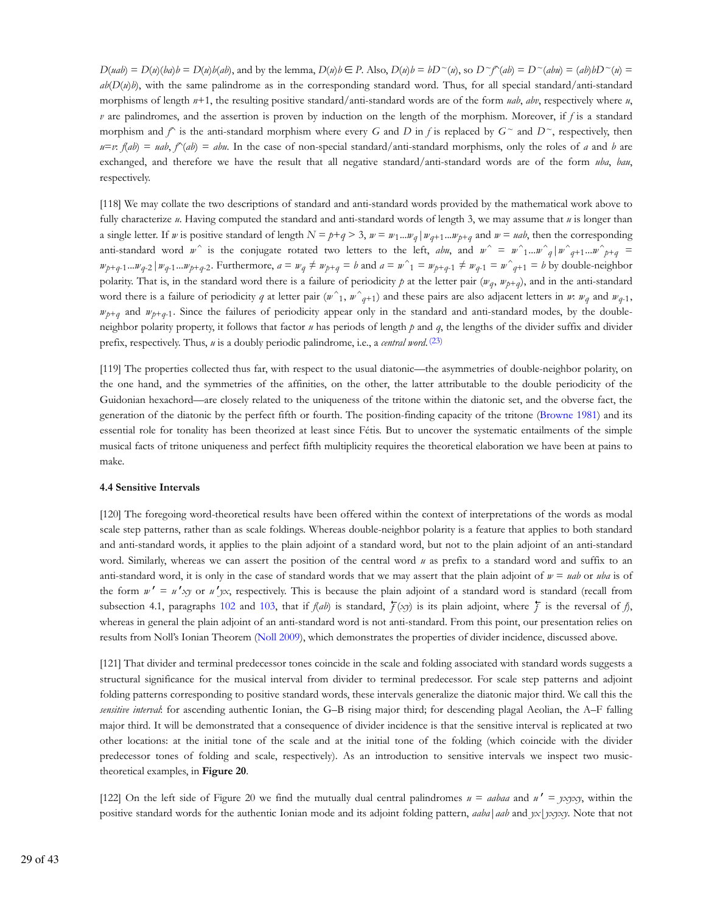$D(uab) = D(u)(ba)b = D(u)b(ab)$, and by the lemma, $D(u)b \in P$. Also, $D(u)b = bD^{\sim}(u)$, so $D^{\sim}f^{\wedge}(ab) = D^{\sim}(abu) = (ab)bD^{\sim}(u) = ab(D(u)b)$, with the same palindrome as in the corresponding standard word. Thus, for all special standard/anti-standard morphisms of length $n$+1, the resulting positive standard/anti-standard words are of the form $uab$, $abv$, respectively where $u$, $v$ are palindromes, and the assertion is proven by induction on the length of the morphism. Moreover, if $f$ is a standard morphism and $f^{\wedge}$ is the anti-standard morphism where every $G$ and $D$ in $f$ is replaced by $G^{\sim}$ and $D^{\sim}$, respectively, then $u$=$v$: $f(ab) = uab$, $f^{\wedge}(ab) = abu$. In the case of non-special standard/anti-standard morphisms, only the roles of $a$ and $b$ are exchanged, and therefore we have the result that all negative standard/anti-standard words are of the form $uba$, $bau$, respectively.

[118] We may collate the two descriptions of standard and anti-standard words provided by the mathematical work above to fully characterize $u$. Having computed the standard and anti-standard words of length 3, we may assume that $u$ is longer than a single letter. If $w$ is positive standard of length $N = p+q > 3$, $w = w_1...w_q | w_{q+1}...w_{p+q}$ and $w = uab$, then the corresponding anti-standard word $w^{\wedge}$ is the conjugate rotated two letters to the left, $abu$, and $w^{\wedge} = w^{\wedge}_1...w^{\wedge}_q | w^{\wedge}_{q+1}...w^{\wedge}_{p+q} = w_{p+q-1}...w_{q-2} | w_{q-1}...w_{p+q-2}$. Furthermore, $a = w_q \neq w_{p+q} = b$ and $a = w^{\wedge}_1 = w_{p+q-1} \neq w_{q-1} = w^{\wedge}_{q+1} = b$ by double-neighbor polarity. That is, in the standard word there is a failure of periodicity $p$ at the letter pair $(w_q, w_{p+q})$, and in the anti-standard word there is a failure of periodicity $q$ at letter pair $(w^{\wedge}_1, w^{\wedge}_{q+1})$ and these pairs are also adjacent letters in $w$: $w_q$ and $w_{q-1}$, $w_{p+q}$ and $w_{p+q-1}$. Since the failures of periodicity appear only in the standard and anti-standard modes, by the double-neighbor polarity property, it follows that factor $u$ has periods of length $p$ and $q$, the lengths of the divider suffix and divider prefix, respectively. Thus, $u$ is a doubly periodic palindrome, i.e., a *central word*.(23)

[119] The properties collected thus far, with respect to the usual diatonic—the asymmetries of double-neighbor polarity, on the one hand, and the symmetries of the affinities, on the other, the latter attributable to the double periodicity of the Guidonian hexachord—are closely related to the uniqueness of the tritone within the diatonic set, and the obverse fact, the generation of the diatonic by the perfect fifth or fourth. The position-finding capacity of the tritone (Browne 1981) and its essential role for tonality has been theorized at least since Fétis. But to uncover the systematic entailments of the simple musical facts of tritone uniqueness and perfect fifth multiplicity requires the theoretical elaboration we have been at pains to make.

**4.4 Sensitive Intervals**

[120] The foregoing word-theoretical results have been offered within the context of interpretations of the words as modal scale step patterns, rather than as scale foldings. Whereas double-neighbor polarity is a feature that applies to both standard and anti-standard words, it applies to the plain adjoint of a standard word, but not to the plain adjoint of an anti-standard word. Similarly, whereas we can assert the position of the central word $u$ as prefix to a standard word and suffix to an anti-standard word, it is only in the case of standard words that we may assert that the plain adjoint of $w = uab$ or $uba$ is of the form $w' = u'xy$ or $u'yx$, respectively. This is because the plain adjoint of a standard word is standard (recall from subsection 4.1, paragraphs 102 and 103, that if $f(ab)$ is standard, $\overleftarrow{f}(xy)$ is its plain adjoint, where $\overleftarrow{f}$ is the reversal of $f$), whereas in general the plain adjoint of an anti-standard word is not anti-standard. From this point, our presentation relies on results from Noll's Ionian Theorem (Noll 2009), which demonstrates the properties of divider incidence, discussed above.

[121] That divider and terminal predecessor tones coincide in the scale and folding associated with standard words suggests a structural significance for the musical interval from divider to terminal predecessor. For scale step patterns and adjoint folding patterns corresponding to positive standard words, these intervals generalize the diatonic major third. We call this the *sensitive interval*: for ascending authentic Ionian, the G–B rising major third; for descending plagal Aeolian, the A–F falling major third. It will be demonstrated that a consequence of divider incidence is that the sensitive interval is replicated at two other locations: at the initial tone of the scale and at the initial tone of the folding (which coincide with the divider predecessor tones of folding and scale, respectively). As an introduction to sensitive intervals we inspect two music-theoretical examples, in **Figure 20**.

[122] On the left side of Figure 20 we find the mutually dual central palindromes $u = aabaa$ and $u' = yxyxy$, within the positive standard words for the authentic Ionian mode and its adjoint folding pattern, $aaba|aab$ and $yx|yxyxy$. Note that not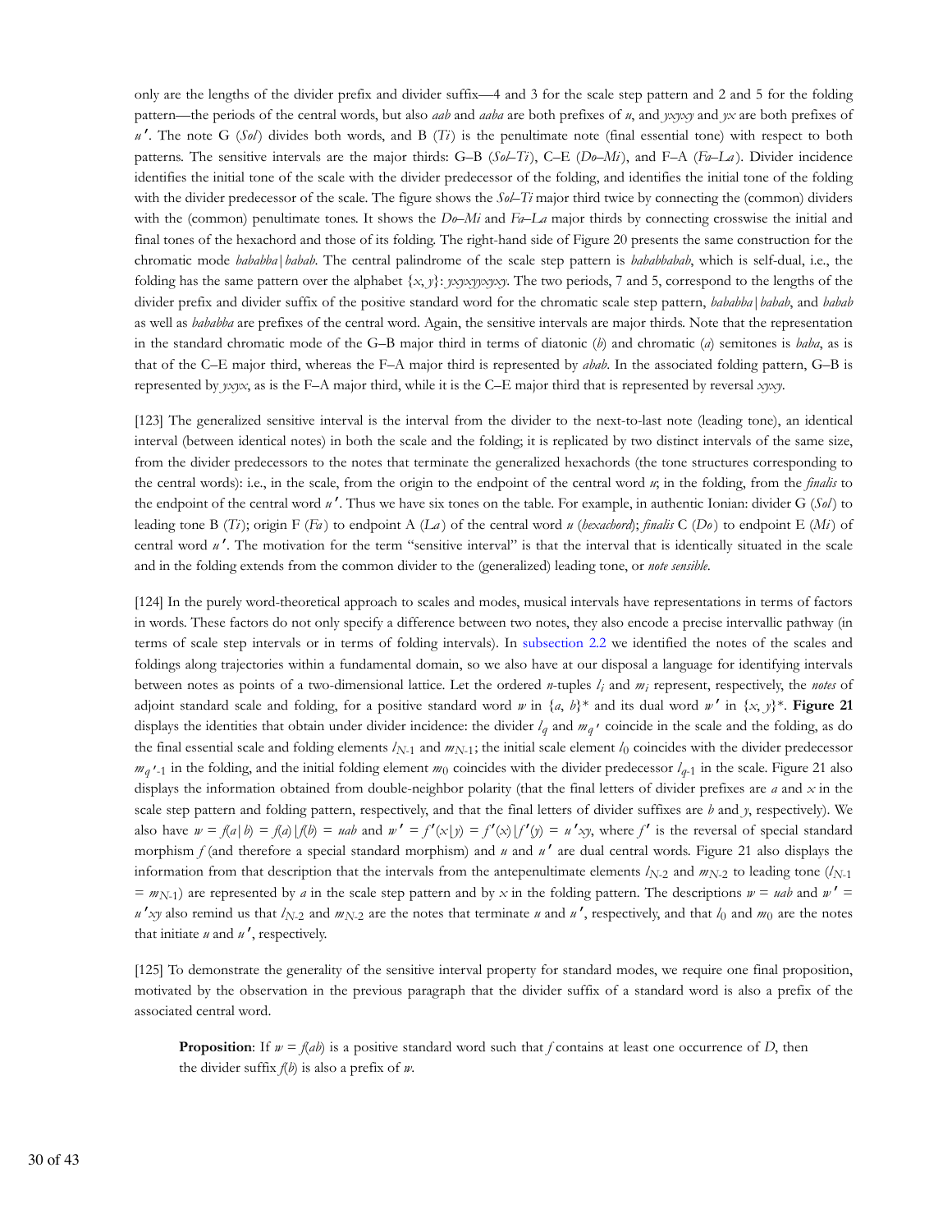only are the lengths of the divider prefix and divider suffix—4 and 3 for the scale step pattern and 2 and 5 for the folding pattern—the periods of the central words, but also *aab* and *aaba* are both prefixes of *u*, and *yxyxy* and *yx* are both prefixes of *u*′. The note G (*Sol*) divides both words, and B (*Ti*) is the penultimate note (final essential tone) with respect to both patterns. The sensitive intervals are the major thirds: G–B (*Sol–Ti*), C–E (*Do–Mi*), and F–A (*Fa–La*). Divider incidence identifies the initial tone of the scale with the divider predecessor of the folding, and identifies the initial tone of the folding with the divider predecessor of the scale. The figure shows the *Sol–Ti* major third twice by connecting the (common) dividers with the (common) penultimate tones. It shows the *Do–Mi* and *Fa–La* major thirds by connecting crosswise the initial and final tones of the hexachord and those of its folding. The right-hand side of Figure 20 presents the same construction for the chromatic mode *bababba|babab*. The central palindrome of the scale step pattern is *bababbabab*, which is self-dual, i.e., the folding has the same pattern over the alphabet {*x*, *y*}: *yxyxyyxyxy*. The two periods, 7 and 5, correspond to the lengths of the divider prefix and divider suffix of the positive standard word for the chromatic scale step pattern, *bababba|babab*, and *babab* as well as *bababba* are prefixes of the central word. Again, the sensitive intervals are major thirds. Note that the representation in the standard chromatic mode of the G–B major third in terms of diatonic (*b*) and chromatic (*a*) semitones is *baba*, as is that of the C–E major third, whereas the F–A major third is represented by *abab*. In the associated folding pattern, G–B is represented by *yxyx*, as is the F–A major third, while it is the C–E major third that is represented by reversal *xyxy*.

[123] The generalized sensitive interval is the interval from the divider to the next-to-last note (leading tone), an identical interval (between identical notes) in both the scale and the folding; it is replicated by two distinct intervals of the same size, from the divider predecessors to the notes that terminate the generalized hexachords (the tone structures corresponding to the central words): i.e., in the scale, from the origin to the endpoint of the central word *u*; in the folding, from the *finalis* to the endpoint of the central word *u*′. Thus we have six tones on the table. For example, in authentic Ionian: divider G (*Sol*) to leading tone B (*Ti*); origin F (*Fa*) to endpoint A (*La*) of the central word *u* (*hexachord*); *finalis* C (*Do*) to endpoint E (*Mi*) of central word *u*′. The motivation for the term "sensitive interval" is that the interval that is identically situated in the scale and in the folding extends from the common divider to the (generalized) leading tone, or *note sensible*.

[124] In the purely word-theoretical approach to scales and modes, musical intervals have representations in terms of factors in words. These factors do not only specify a difference between two notes, they also encode a precise intervallic pathway (in terms of scale step intervals or in terms of folding intervals). In subsection 2.2 we identified the notes of the scales and foldings along trajectories within a fundamental domain, so we also have at our disposal a language for identifying intervals between notes as points of a two-dimensional lattice. Let the ordered *n*-tuples $l_i$ and $m_i$ represent, respectively, the *notes* of adjoint standard scale and folding, for a positive standard word *w* in {*a*, *b*}* and its dual word *w*′ in {*x*, *y*}*. **Figure 21** displays the identities that obtain under divider incidence: the divider $l_q$ and $m_{q'}$ coincide in the scale and the folding, as do the final essential scale and folding elements $l_{N-1}$ and $m_{N-1}$; the initial scale element $l_0$ coincides with the divider predecessor $m_{q'-1}$ in the folding, and the initial folding element $m_0$ coincides with the divider predecessor $l_{q-1}$ in the scale. Figure 21 also displays the information obtained from double-neighbor polarity (that the final letters of divider prefixes are *a* and *x* in the scale step pattern and folding pattern, respectively, and that the final letters of divider suffixes are *b* and *y*, respectively). We also have $w = f(a|b) = f(a)|f(b) = uab$ and $w' = f'(x|y) = f'(x)|f'(y) = u'xy$, where $f'$ is the reversal of special standard morphism *f* (and therefore a special standard morphism) and *u* and *u*′ are dual central words. Figure 21 also displays the information from that description that the intervals from the antepenultimate elements $l_{N-2}$ and $m_{N-2}$ to leading tone ($l_{N-1} = m_{N-1}$) are represented by *a* in the scale step pattern and by *x* in the folding pattern. The descriptions $w = uab$ and $w' = u'xy$ also remind us that $l_{N-2}$ and $m_{N-2}$ are the notes that terminate *u* and *u*′, respectively, and that $l_0$ and $m_0$ are the notes that initiate *u* and *u*′, respectively.

[125] To demonstrate the generality of the sensitive interval property for standard modes, we require one final proposition, motivated by the observation in the previous paragraph that the divider suffix of a standard word is also a prefix of the associated central word.

> **Proposition**: If $w = f(ab)$ is a positive standard word such that *f* contains at least one occurrence of *D*, then the divider suffix $f(b)$ is also a prefix of *w*.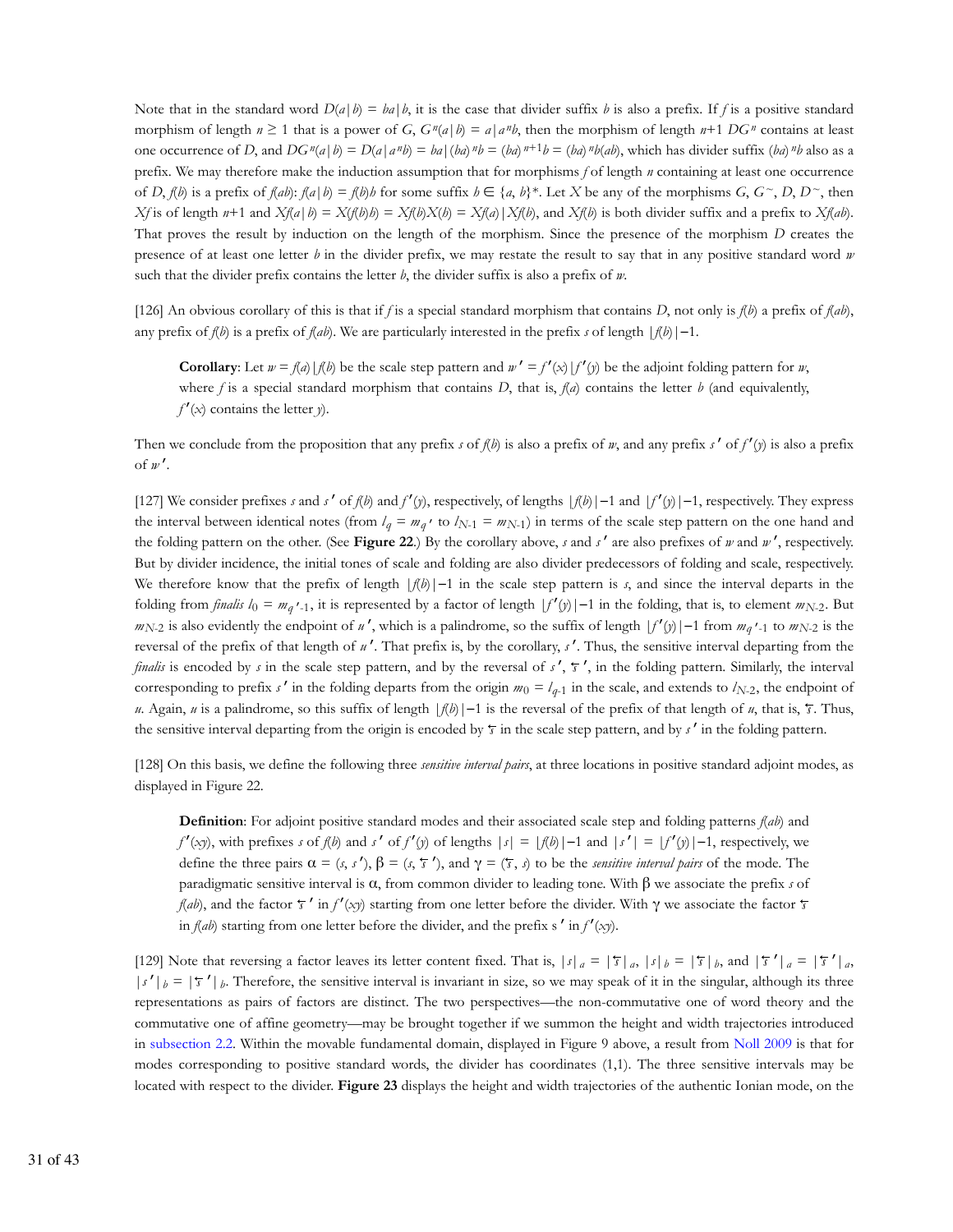Note that in the standard word $D(a|b) = ba|b$, it is the case that divider suffix $b$ is also a prefix. If $f$ is a positive standard morphism of length $n \geq 1$ that is a power of $G$, $G^n(a|b) = a|a^n b$, then the morphism of length $n$+1 $DG^n$ contains at least one occurrence of $D$, and $DG^n(a|b) = D(a|a^n b) = ba|(ba)^n b = (ba)^{n+1}b = (ba)^n b(ab)$, which has divider suffix $(ba)^n b$ also as a prefix. We may therefore make the induction assumption that for morphisms $f$ of length $n$ containing at least one occurrence of $D$, $f(b)$ is a prefix of $f(ab)$: $f(a|b) = f(b)h$ for some suffix $h \in \{a, b\}^*$. Let $X$ be any of the morphisms $G$, $G^{\sim}$, $D$, $D^{\sim}$, then $Xf$ is of length $n$+1 and $Xf(a|b) = X(f(b)h) = Xf(b)X(h) = Xf(a)|Xf(b)$, and $Xf(b)$ is both divider suffix and a prefix to $Xf(ab)$. That proves the result by induction on the length of the morphism. Since the presence of the morphism $D$ creates the presence of at least one letter $b$ in the divider prefix, we may restate the result to say that in any positive standard word $w$ such that the divider prefix contains the letter $b$, the divider suffix is also a prefix of $w$.

[126] An obvious corollary of this is that if $f$ is a special standard morphism that contains $D$, not only is $f(b)$ a prefix of $f(ab)$, any prefix of $f(b)$ is a prefix of $f(ab)$. We are particularly interested in the prefix $s$ of length $|f(b)|-1$.

> **Corollary**: Let $w = f(a)|f(b)$ be the scale step pattern and $w' = f'(x)|f'(y)$ be the adjoint folding pattern for $w$, where $f$ is a special standard morphism that contains $D$, that is, $f(a)$ contains the letter $b$ (and equivalently, $f'(x)$ contains the letter $y$).

Then we conclude from the proposition that any prefix $s$ of $f(b)$ is also a prefix of $w$, and any prefix $s'$ of $f'(y)$ is also a prefix of $w'$.

[127] We consider prefixes $s$ and $s'$ of $f(b)$ and $f'(y)$, respectively, of lengths $|f(b)|-1$ and $|f'(y)|-1$, respectively. They express the interval between identical notes (from $l_q = m_{q'}$ to $l_{N\text{-}1} = m_{N\text{-}1}$) in terms of the scale step pattern on the one hand and the folding pattern on the other. (See **Figure 22**.) By the corollary above, $s$ and $s'$ are also prefixes of $w$ and $w'$, respectively. But by divider incidence, the initial tones of scale and folding are also divider predecessors of folding and scale, respectively. We therefore know that the prefix of length $|f(b)|-1$ in the scale step pattern is $s$, and since the interval departs in the folding from *finalis* $l_0 = m_{q'\text{-}1}$, it is represented by a factor of length $|f'(y)|-1$ in the folding, that is, to element $m_{N\text{-}2}$. But $m_{N\text{-}2}$ is also evidently the endpoint of $u'$, which is a palindrome, so the suffix of length $|f'(y)|-1$ from $m_{q'\text{-}1}$ to $m_{N\text{-}2}$ is the reversal of the prefix of that length of $u'$. That prefix is, by the corollary, $s'$. Thus, the sensitive interval departing from the *finalis* is encoded by $s$ in the scale step pattern, and by the reversal of $s'$, $\overleftarrow{s}'$, in the folding pattern. Similarly, the interval corresponding to prefix $s'$ in the folding departs from the origin $m_0 = l_{q\text{-}1}$ in the scale, and extends to $l_{N\text{-}2}$, the endpoint of $u$. Again, $u$ is a palindrome, so this suffix of length $|f(b)|-1$ is the reversal of the prefix of that length of $u$, that is, $\overleftarrow{s}$. Thus, the sensitive interval departing from the origin is encoded by $\overleftarrow{s}$ in the scale step pattern, and by $s'$ in the folding pattern.

[128] On this basis, we define the following three *sensitive interval pairs*, at three locations in positive standard adjoint modes, as displayed in Figure 22.

> **Definition**: For adjoint positive standard modes and their associated scale step and folding patterns $f(ab)$ and $f'(xy)$, with prefixes $s$ of $f(b)$ and $s'$ of $f'(y)$ of lengths $|s| = |f(b)|-1$ and $|s'| = |f'(y)|-1$, respectively, we define the three pairs $\alpha = (s, s')$, $\beta = (s, \overleftarrow{s}')$, and $\gamma = (\overleftarrow{s}, s)$ to be the *sensitive interval pairs* of the mode. The paradigmatic sensitive interval is $\alpha$, from common divider to leading tone. With $\beta$ we associate the prefix $s$ of $f(ab)$, and the factor $\overleftarrow{s}'$ in $f'(xy)$ starting from one letter before the divider. With $\gamma$ we associate the factor $\overleftarrow{s}$ in $f(ab)$ starting from one letter before the divider, and the prefix s $'$ in $f'(xy)$.

[129] Note that reversing a factor leaves its letter content fixed. That is, $|s|_a = |\overleftarrow{s}|_a$, $|s|_b = |\overleftarrow{s}|_b$, and $|\overleftarrow{s}'|_a = |\overleftarrow{s}'|_a$, $|s'|_b = |\overleftarrow{s}'|_b$. Therefore, the sensitive interval is invariant in size, so we may speak of it in the singular, although its three representations as pairs of factors are distinct. The two perspectives—the non-commutative one of word theory and the commutative one of affine geometry—may be brought together if we summon the height and width trajectories introduced in subsection 2.2. Within the movable fundamental domain, displayed in Figure 9 above, a result from Noll 2009 is that for modes corresponding to positive standard words, the divider has coordinates (1,1). The three sensitive intervals may be located with respect to the divider. **Figure 23** displays the height and width trajectories of the authentic Ionian mode, on the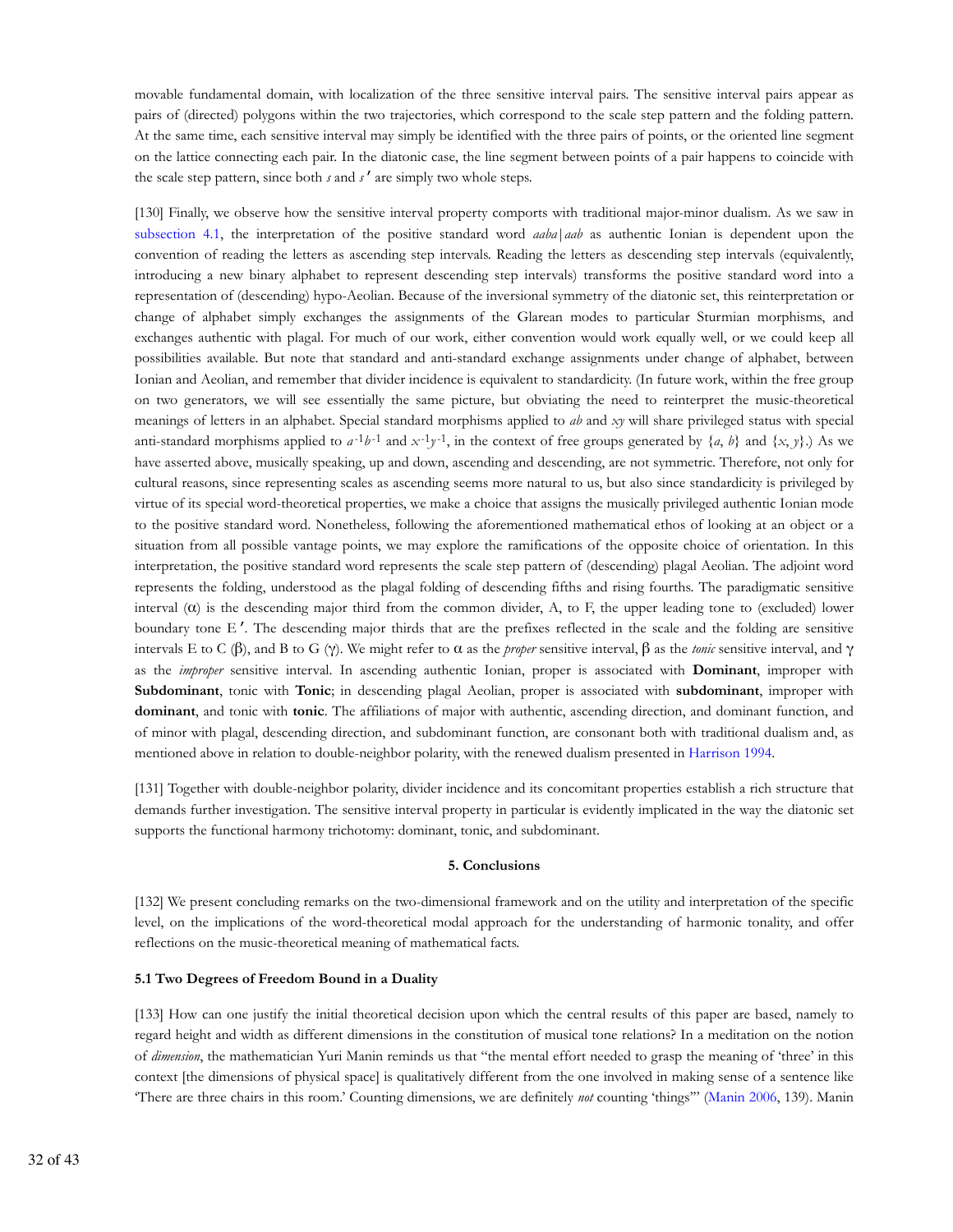movable fundamental domain, with localization of the three sensitive interval pairs. The sensitive interval pairs appear as pairs of (directed) polygons within the two trajectories, which correspond to the scale step pattern and the folding pattern. At the same time, each sensitive interval may simply be identified with the three pairs of points, or the oriented line segment on the lattice connecting each pair. In the diatonic case, the line segment between points of a pair happens to coincide with the scale step pattern, since both $s$ and $s'$ are simply two whole steps.

[130] Finally, we observe how the sensitive interval property comports with traditional major-minor dualism. As we saw in subsection 4.1, the interpretation of the positive standard word $aaba|aab$ as authentic Ionian is dependent upon the convention of reading the letters as ascending step intervals. Reading the letters as descending step intervals (equivalently, introducing a new binary alphabet to represent descending step intervals) transforms the positive standard word into a representation of (descending) hypo-Aeolian. Because of the inversional symmetry of the diatonic set, this reinterpretation or change of alphabet simply exchanges the assignments of the Glarean modes to particular Sturmian morphisms, and exchanges authentic with plagal. For much of our work, either convention would work equally well, or we could keep all possibilities available. But note that standard and anti-standard exchange assignments under change of alphabet, between Ionian and Aeolian, and remember that divider incidence is equivalent to standardicity. (In future work, within the free group on two generators, we will see essentially the same picture, but obviating the need to reinterpret the music-theoretical meanings of letters in an alphabet. Special standard morphisms applied to $ab$ and $xy$ will share privileged status with special anti-standard morphisms applied to $a^{-1}b^{-1}$ and $x^{-1}y^{-1}$, in the context of free groups generated by $\{a, b\}$ and $\{x, y\}$.) As we have asserted above, musically speaking, up and down, ascending and descending, are not symmetric. Therefore, not only for cultural reasons, since representing scales as ascending seems more natural to us, but also since standardicity is privileged by virtue of its special word-theoretical properties, we make a choice that assigns the musically privileged authentic Ionian mode to the positive standard word. Nonetheless, following the aforementioned mathematical ethos of looking at an object or a situation from all possible vantage points, we may explore the ramifications of the opposite choice of orientation. In this interpretation, the positive standard word represents the scale step pattern of (descending) plagal Aeolian. The adjoint word represents the folding, understood as the plagal folding of descending fifths and rising fourths. The paradigmatic sensitive interval (α) is the descending major third from the common divider, A, to F, the upper leading tone to (excluded) lower boundary tone E′. The descending major thirds that are the prefixes reflected in the scale and the folding are sensitive intervals E to C (β), and B to G (γ). We might refer to α as the *proper* sensitive interval, β as the *tonic* sensitive interval, and γ as the *improper* sensitive interval. In ascending authentic Ionian, proper is associated with **Dominant**, improper with **Subdominant**, tonic with **Tonic**; in descending plagal Aeolian, proper is associated with **subdominant**, improper with **dominant**, and tonic with **tonic**. The affiliations of major with authentic, ascending direction, and dominant function, and of minor with plagal, descending direction, and subdominant function, are consonant both with traditional dualism and, as mentioned above in relation to double-neighbor polarity, with the renewed dualism presented in Harrison 1994.

[131] Together with double-neighbor polarity, divider incidence and its concomitant properties establish a rich structure that demands further investigation. The sensitive interval property in particular is evidently implicated in the way the diatonic set supports the functional harmony trichotomy: dominant, tonic, and subdominant.

## 5. Conclusions

[132] We present concluding remarks on the two-dimensional framework and on the utility and interpretation of the specific level, on the implications of the word-theoretical modal approach for the understanding of harmonic tonality, and offer reflections on the music-theoretical meaning of mathematical facts.

### 5.1 Two Degrees of Freedom Bound in a Duality

[133] How can one justify the initial theoretical decision upon which the central results of this paper are based, namely to regard height and width as different dimensions in the constitution of musical tone relations? In a meditation on the notion of *dimension*, the mathematician Yuri Manin reminds us that "the mental effort needed to grasp the meaning of 'three' in this context [the dimensions of physical space] is qualitatively different from the one involved in making sense of a sentence like 'There are three chairs in this room.' Counting dimensions, we are definitely *not* counting 'things'" (Manin 2006, 139). Manin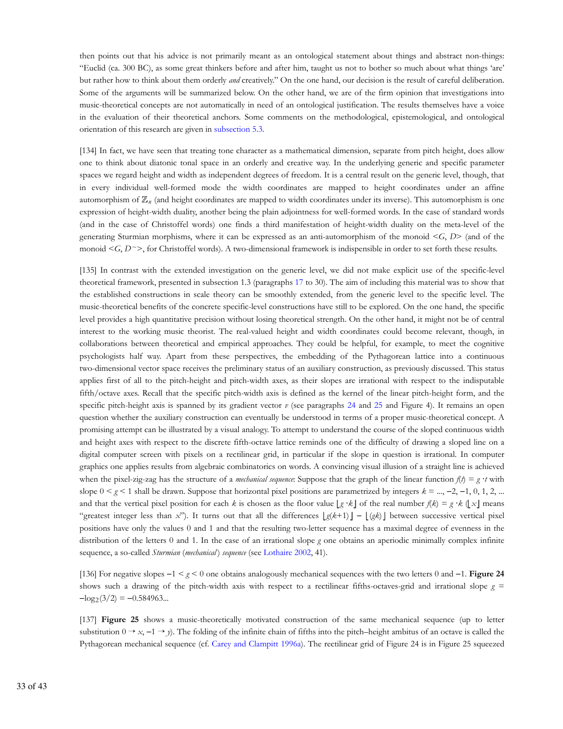then points out that his advice is not primarily meant as an ontological statement about things and abstract non-things: "Euclid (ca. 300 BC), as some great thinkers before and after him, taught us not to bother so much about what things 'are' but rather how to think about them orderly *and* creatively." On the one hand, our decision is the result of careful deliberation. Some of the arguments will be summarized below. On the other hand, we are of the firm opinion that investigations into music-theoretical concepts are not automatically in need of an ontological justification. The results themselves have a voice in the evaluation of their theoretical anchors. Some comments on the methodological, epistemological, and ontological orientation of this research are given in subsection 5.3.

[134] In fact, we have seen that treating tone character as a mathematical dimension, separate from pitch height, does allow one to think about diatonic tonal space in an orderly and creative way. In the underlying generic and specific parameter spaces we regard height and width as independent degrees of freedom. It is a central result on the generic level, though, that in every individual well-formed mode the width coordinates are mapped to height coordinates under an affine automorphism of $\mathbb{Z}_n$ (and height coordinates are mapped to width coordinates under its inverse). This automorphism is one expression of height-width duality, another being the plain adjointness for well-formed words. In the case of standard words (and in the case of Christoffel words) one finds a third manifestation of height-width duality on the meta-level of the generating Sturmian morphisms, where it can be expressed as an anti-automorphism of the monoid $<G, D>$ (and of the monoid $<G, D^{\sim}>$, for Christoffel words). A two-dimensional framework is indispensible in order to set forth these results.

[135] In contrast with the extended investigation on the generic level, we did not make explicit use of the specific-level theoretical framework, presented in subsection 1.3 (paragraphs 17 to 30). The aim of including this material was to show that the established constructions in scale theory can be smoothly extended, from the generic level to the specific level. The music-theoretical benefits of the concrete specific-level constructions have still to be explored. On the one hand, the specific level provides a high quantitative precision without losing theoretical strength. On the other hand, it might not be of central interest to the working music theorist. The real-valued height and width coordinates could become relevant, though, in collaborations between theoretical and empirical approaches. They could be helpful, for example, to meet the cognitive psychologists half way. Apart from these perspectives, the embedding of the Pythagorean lattice into a continuous two-dimensional vector space receives the preliminary status of an auxiliary construction, as previously discussed. This status applies first of all to the pitch-height and pitch-width axes, as their slopes are irrational with respect to the indisputable fifth/octave axes. Recall that the specific pitch-width axis is defined as the kernel of the linear pitch-height form, and the specific pitch-height axis is spanned by its gradient vector $v$ (see paragraphs 24 and 25 and Figure 4). It remains an open question whether the auxiliary construction can eventually be understood in terms of a proper music-theoretical concept. A promising attempt can be illustrated by a visual analogy. To attempt to understand the course of the sloped continuous width and height axes with respect to the discrete fifth-octave lattice reminds one of the difficulty of drawing a sloped line on a digital computer screen with pixels on a rectilinear grid, in particular if the slope in question is irrational. In computer graphics one applies results from algebraic combinatorics on words. A convincing visual illusion of a straight line is achieved when the pixel-zig-zag has the structure of a *mechanical sequence*: Suppose that the graph of the linear function $f(t) = g \cdot t$ with slope $0 < g < 1$ shall be drawn. Suppose that horizontal pixel positions are parametrized by integers $k = ..., -2, -1, 0, 1, 2, ...$ and that the vertical pixel position for each $k$ is chosen as the floor value $\lfloor g \cdot k \rfloor$ of the real number $f(k) = g \cdot k$ ($\lfloor x \rfloor$ means "greatest integer less than $x$"). It turns out that all the differences $\lfloor g(k+1) \rfloor - \lfloor (gk) \rfloor$ between successive vertical pixel positions have only the values 0 and 1 and that the resulting two-letter sequence has a maximal degree of evenness in the distribution of the letters 0 and 1. In the case of an irrational slope $g$ one obtains an aperiodic minimally complex infinite sequence, a so-called *Sturmian* (*mechanical*) *sequence* (see Lothaire 2002, 41).

[136] For negative slopes $-1 < g < 0$ one obtains analogously mechanical sequences with the two letters 0 and $-1$. **Figure 24** shows such a drawing of the pitch-width axis with respect to a rectilinear fifths-octaves-grid and irrational slope $g = -\log_2(3/2) = -0.584963...$

[137] **Figure 25** shows a music-theoretically motivated construction of the same mechanical sequence (up to letter substitution $0 \to x$, $-1 \to y$). The folding of the infinite chain of fifths into the pitch–height ambitus of an octave is called the Pythagorean mechanical sequence (cf. Carey and Clampitt 1996a). The rectilinear grid of Figure 24 is in Figure 25 squeezed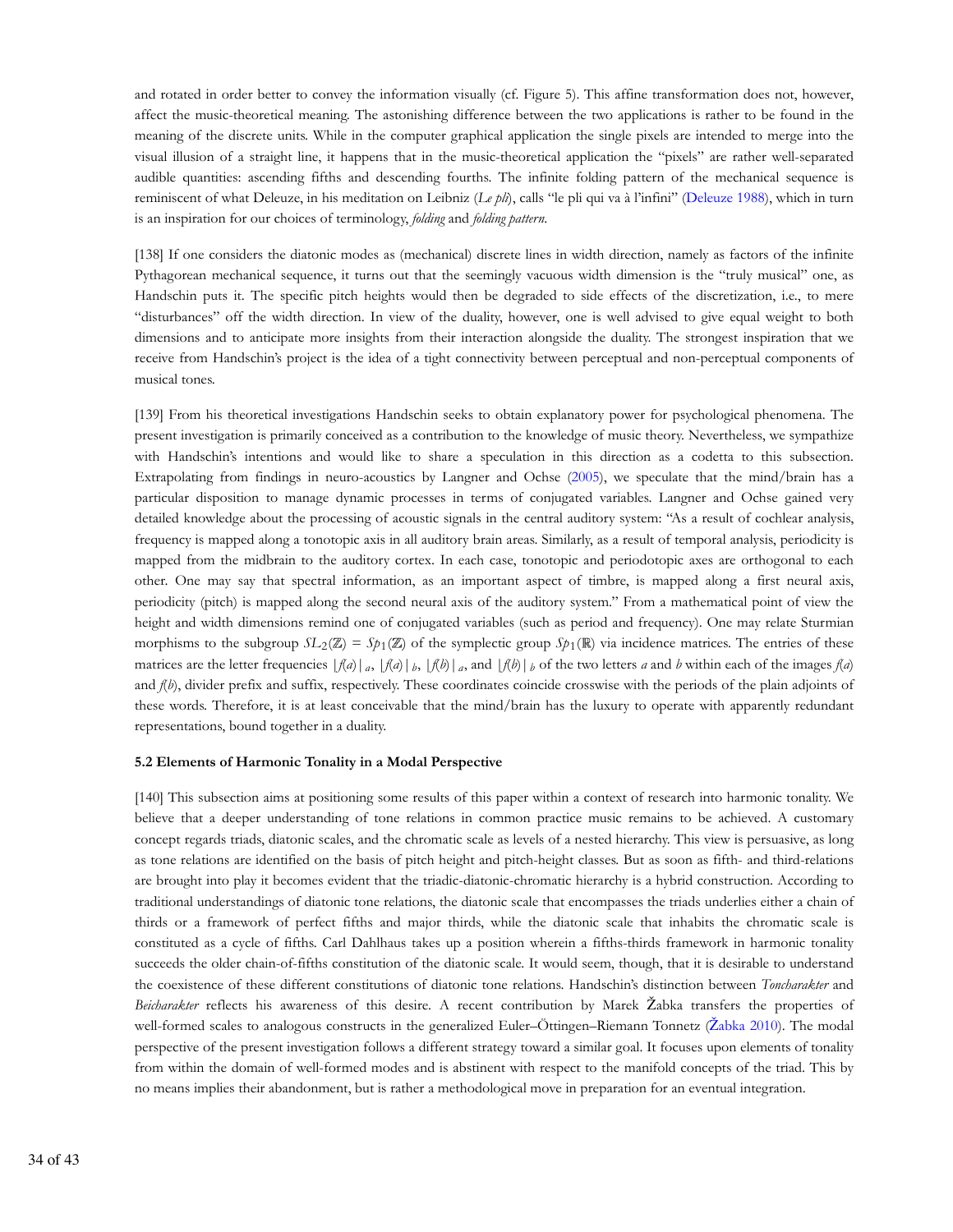and rotated in order better to convey the information visually (cf. Figure 5). This affine transformation does not, however, affect the music-theoretical meaning. The astonishing difference between the two applications is rather to be found in the meaning of the discrete units. While in the computer graphical application the single pixels are intended to merge into the visual illusion of a straight line, it happens that in the music-theoretical application the "pixels" are rather well-separated audible quantities: ascending fifths and descending fourths. The infinite folding pattern of the mechanical sequence is reminiscent of what Deleuze, in his meditation on Leibniz (*Le pli*), calls "le pli qui va à l'infini" (Deleuze 1988), which in turn is an inspiration for our choices of terminology, *folding* and *folding pattern*.

[138] If one considers the diatonic modes as (mechanical) discrete lines in width direction, namely as factors of the infinite Pythagorean mechanical sequence, it turns out that the seemingly vacuous width dimension is the "truly musical" one, as Handschin puts it. The specific pitch heights would then be degraded to side effects of the discretization, i.e., to mere "disturbances" off the width direction. In view of the duality, however, one is well advised to give equal weight to both dimensions and to anticipate more insights from their interaction alongside the duality. The strongest inspiration that we receive from Handschin's project is the idea of a tight connectivity between perceptual and non-perceptual components of musical tones.

[139] From his theoretical investigations Handschin seeks to obtain explanatory power for psychological phenomena. The present investigation is primarily conceived as a contribution to the knowledge of music theory. Nevertheless, we sympathize with Handschin's intentions and would like to share a speculation in this direction as a codetta to this subsection. Extrapolating from findings in neuro-acoustics by Langner and Ochse (2005), we speculate that the mind/brain has a particular disposition to manage dynamic processes in terms of conjugated variables. Langner and Ochse gained very detailed knowledge about the processing of acoustic signals in the central auditory system: "As a result of cochlear analysis, frequency is mapped along a tonotopic axis in all auditory brain areas. Similarly, as a result of temporal analysis, periodicity is mapped from the midbrain to the auditory cortex. In each case, tonotopic and periodotopic axes are orthogonal to each other. One may say that spectral information, as an important aspect of timbre, is mapped along a first neural axis, periodicity (pitch) is mapped along the second neural axis of the auditory system." From a mathematical point of view the height and width dimensions remind one of conjugated variables (such as period and frequency). One may relate Sturmian morphisms to the subgroup $SL_2(\mathbb{Z}) = Sp_1(\mathbb{Z})$ of the symplectic group $Sp_1(\mathbb{R})$ via incidence matrices. The entries of these matrices are the letter frequencies $|f(a)|_a$, $|f(a)|_b$, $|f(b)|_a$, and $|f(b)|_b$ of the two letters $a$ and $b$ within each of the images $f(a)$ and $f(b)$, divider prefix and suffix, respectively. These coordinates coincide crosswise with the periods of the plain adjoints of these words. Therefore, it is at least conceivable that the mind/brain has the luxury to operate with apparently redundant representations, bound together in a duality.

### 5.2 Elements of Harmonic Tonality in a Modal Perspective

[140] This subsection aims at positioning some results of this paper within a context of research into harmonic tonality. We believe that a deeper understanding of tone relations in common practice music remains to be achieved. A customary concept regards triads, diatonic scales, and the chromatic scale as levels of a nested hierarchy. This view is persuasive, as long as tone relations are identified on the basis of pitch height and pitch-height classes. But as soon as fifth- and third-relations are brought into play it becomes evident that the triadic-diatonic-chromatic hierarchy is a hybrid construction. According to traditional understandings of diatonic tone relations, the diatonic scale that encompasses the triads underlies either a chain of thirds or a framework of perfect fifths and major thirds, while the diatonic scale that inhabits the chromatic scale is constituted as a cycle of fifths. Carl Dahlhaus takes up a position wherein a fifths-thirds framework in harmonic tonality succeeds the older chain-of-fifths constitution of the diatonic scale. It would seem, though, that it is desirable to understand the coexistence of these different constitutions of diatonic tone relations. Handschin's distinction between *Toncharakter* and *Beicharakter* reflects his awareness of this desire. A recent contribution by Marek Žabka transfers the properties of well-formed scales to analogous constructs in the generalized Euler–Öttingen–Riemann Tonnetz (Žabka 2010). The modal perspective of the present investigation follows a different strategy toward a similar goal. It focuses upon elements of tonality from within the domain of well-formed modes and is abstinent with respect to the manifold concepts of the triad. This by no means implies their abandonment, but is rather a methodological move in preparation for an eventual integration.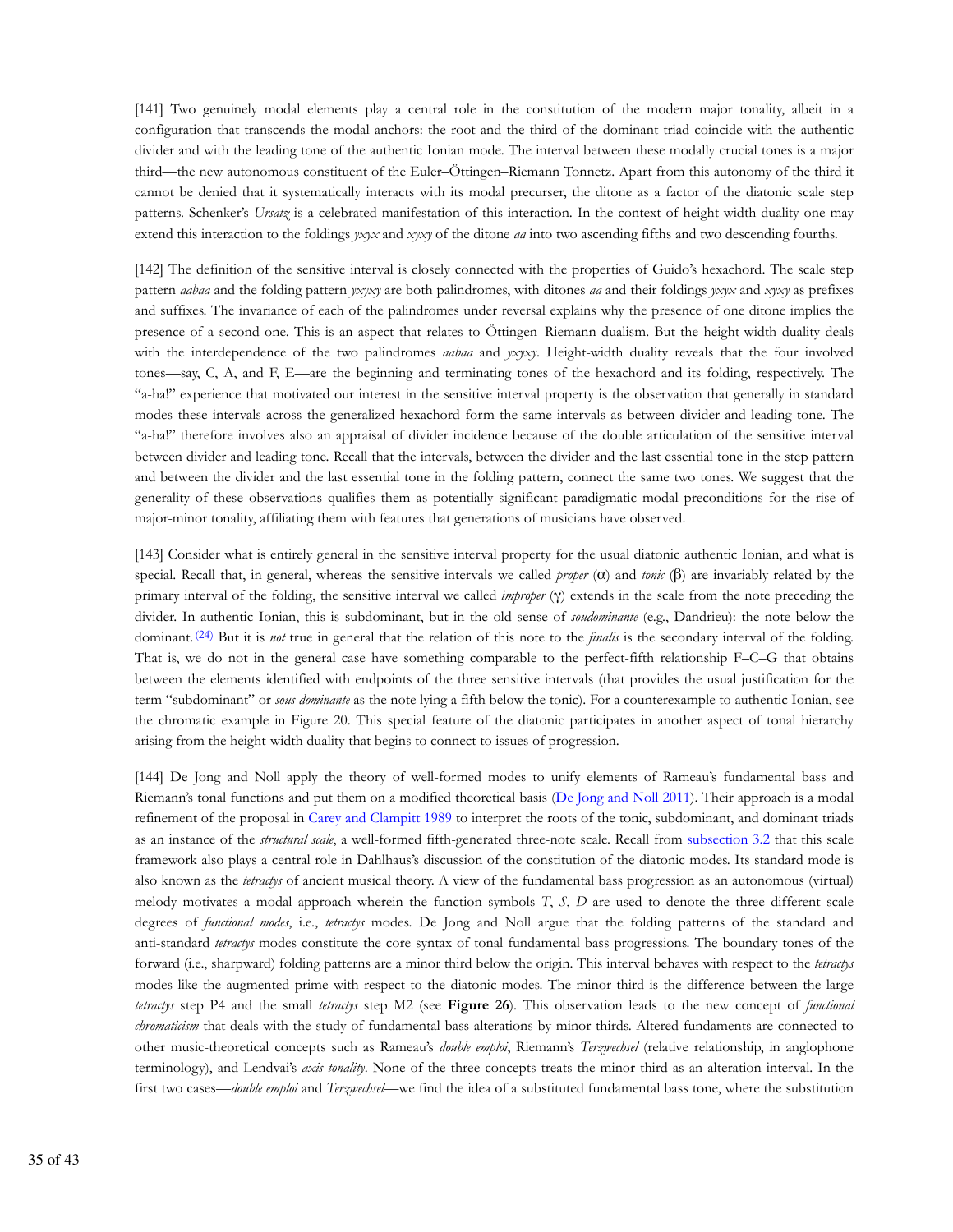[141] Two genuinely modal elements play a central role in the constitution of the modern major tonality, albeit in a configuration that transcends the modal anchors: the root and the third of the dominant triad coincide with the authentic divider and with the leading tone of the authentic Ionian mode. The interval between these modally crucial tones is a major third—the new autonomous constituent of the Euler–Öttingen–Riemann Tonnetz. Apart from this autonomy of the third it cannot be denied that it systematically interacts with its modal precurser, the ditone as a factor of the diatonic scale step patterns. Schenker's *Ursatz* is a celebrated manifestation of this interaction. In the context of height-width duality one may extend this interaction to the foldings *yxyx* and *xyxy* of the ditone *aa* into two ascending fifths and two descending fourths.

[142] The definition of the sensitive interval is closely connected with the properties of Guido's hexachord. The scale step pattern *aabaa* and the folding pattern *yxyxy* are both palindromes, with ditones *aa* and their foldings *yxyx* and *xyxy* as prefixes and suffixes. The invariance of each of the palindromes under reversal explains why the presence of one ditone implies the presence of a second one. This is an aspect that relates to Öttingen–Riemann dualism. But the height-width duality deals with the interdependence of the two palindromes *aabaa* and *yxyxy*. Height-width duality reveals that the four involved tones—say, C, A, and F, E—are the beginning and terminating tones of the hexachord and its folding, respectively. The "a-ha!" experience that motivated our interest in the sensitive interval property is the observation that generally in standard modes these intervals across the generalized hexachord form the same intervals as between divider and leading tone. The "a-ha!" therefore involves also an appraisal of divider incidence because of the double articulation of the sensitive interval between divider and leading tone. Recall that the intervals, between the divider and the last essential tone in the step pattern and between the divider and the last essential tone in the folding pattern, connect the same two tones. We suggest that the generality of these observations qualifies them as potentially significant paradigmatic modal preconditions for the rise of major-minor tonality, affiliating them with features that generations of musicians have observed.

[143] Consider what is entirely general in the sensitive interval property for the usual diatonic authentic Ionian, and what is special. Recall that, in general, whereas the sensitive intervals we called *proper* (α) and *tonic* (β) are invariably related by the primary interval of the folding, the sensitive interval we called *improper* (γ) extends in the scale from the note preceding the divider. In authentic Ionian, this is subdominant, but in the old sense of *soudominante* (e.g., Dandrieu): the note below the dominant.[24] But it is *not* true in general that the relation of this note to the *finalis* is the secondary interval of the folding. That is, we do not in the general case have something comparable to the perfect-fifth relationship F–C–G that obtains between the elements identified with endpoints of the three sensitive intervals (that provides the usual justification for the term "subdominant" or *sous-dominante* as the note lying a fifth below the tonic). For a counterexample to authentic Ionian, see the chromatic example in Figure 20. This special feature of the diatonic participates in another aspect of tonal hierarchy arising from the height-width duality that begins to connect to issues of progression.

[144] De Jong and Noll apply the theory of well-formed modes to unify elements of Rameau's fundamental bass and Riemann's tonal functions and put them on a modified theoretical basis (De Jong and Noll 2011). Their approach is a modal refinement of the proposal in Carey and Clampitt 1989 to interpret the roots of the tonic, subdominant, and dominant triads as an instance of the *structural scale*, a well-formed fifth-generated three-note scale. Recall from subsection 3.2 that this scale framework also plays a central role in Dahlhaus's discussion of the constitution of the diatonic modes. Its standard mode is also known as the *tetractys* of ancient musical theory. A view of the fundamental bass progression as an autonomous (virtual) melody motivates a modal approach wherein the function symbols *T*, *S*, *D* are used to denote the three different scale degrees of *functional modes*, i.e., *tetractys* modes. De Jong and Noll argue that the folding patterns of the standard and anti-standard *tetractys* modes constitute the core syntax of tonal fundamental bass progressions. The boundary tones of the forward (i.e., sharpward) folding patterns are a minor third below the origin. This interval behaves with respect to the *tetractys* modes like the augmented prime with respect to the diatonic modes. The minor third is the difference between the large *tetractys* step P4 and the small *tetractys* step M2 (see **Figure 26**). This observation leads to the new concept of *functional chromaticism* that deals with the study of fundamental bass alterations by minor thirds. Altered fundaments are connected to other music-theoretical concepts such as Rameau's *double emploi*, Riemann's *Terzwechsel* (relative relationship, in anglophone terminology), and Lendvai's *axis tonality*. None of the three concepts treats the minor third as an alteration interval. In the first two cases—*double emploi* and *Terzwechsel*—we find the idea of a substituted fundamental bass tone, where the substitution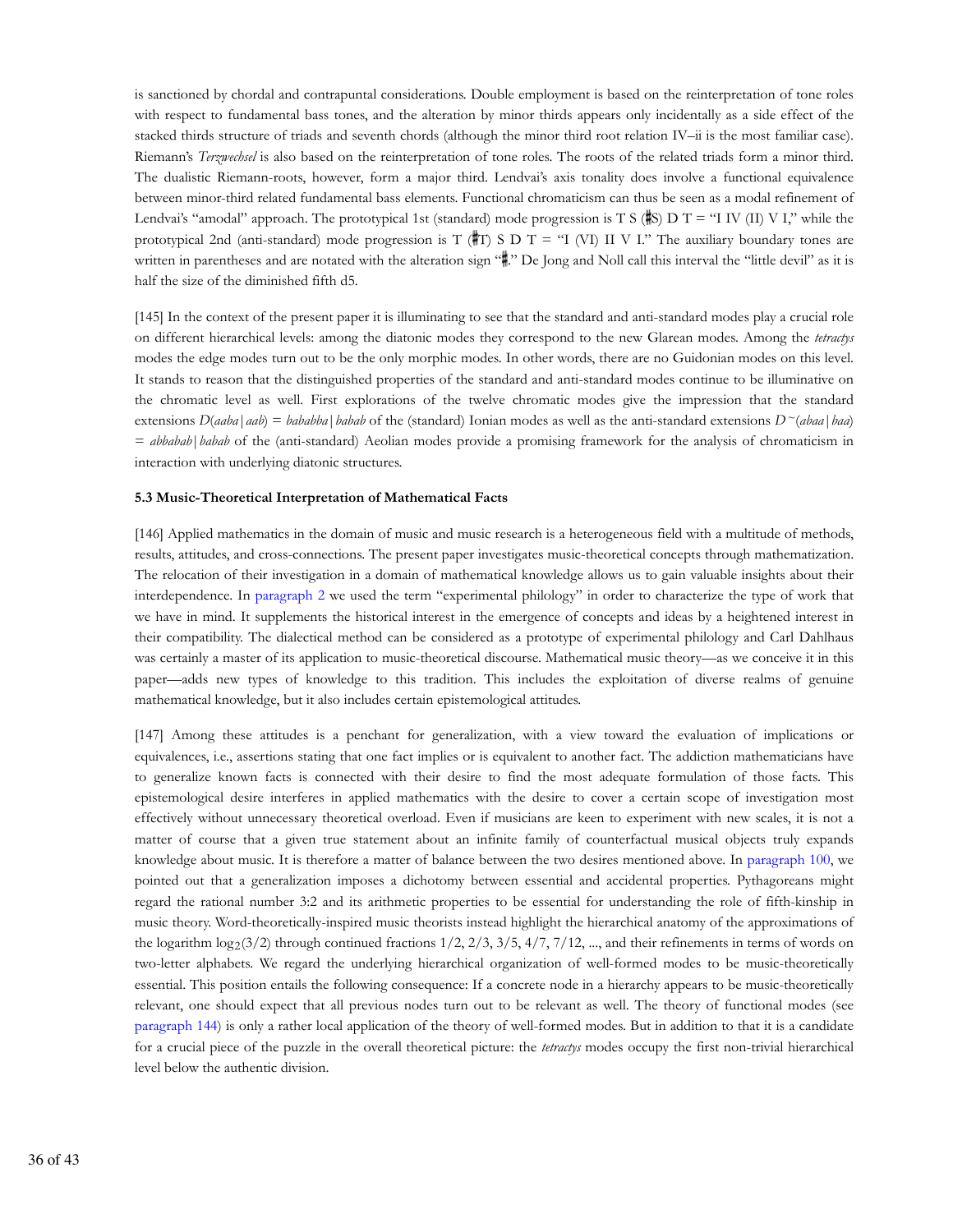is sanctioned by chordal and contrapuntal considerations. Double employment is based on the reinterpretation of tone roles with respect to fundamental bass tones, and the alteration by minor thirds appears only incidentally as a side effect of the stacked thirds structure of triads and seventh chords (although the minor third root relation IV–ii is the most familiar case). Riemann's *Terzwechsel* is also based on the reinterpretation of tone roles. The roots of the related triads form a minor third. The dualistic Riemann-roots, however, form a major third. Lendvai's axis tonality does involve a functional equivalence between minor-third related fundamental bass elements. Functional chromaticism can thus be seen as a modal refinement of Lendvai's "amodal" approach. The prototypical 1st (standard) mode progression is T S (𝄪S) D T = "I IV (II) V I," while the prototypical 2nd (anti-standard) mode progression is T (𝄪T) S D T = "I (VI) II V I." The auxiliary boundary tones are written in parentheses and are notated with the alteration sign "𝄪." De Jong and Noll call this interval the "little devil" as it is half the size of the diminished fifth d5.

[145] In the context of the present paper it is illuminating to see that the standard and anti-standard modes play a crucial role on different hierarchical levels: among the diatonic modes they correspond to the new Glarean modes. Among the *tetractys* modes the edge modes turn out to be the only morphic modes. In other words, there are no Guidonian modes on this level. It stands to reason that the distinguished properties of the standard and anti-standard modes continue to be illuminative on the chromatic level as well. First explorations of the twelve chromatic modes give the impression that the standard extensions $D(aaba|aab) = bababba|babab$ of the (standard) Ionian modes as well as the anti-standard extensions $D^{\sim}(abaa|baa) = abbabab|babab$ of the (anti-standard) Aeolian modes provide a promising framework for the analysis of chromaticism in interaction with underlying diatonic structures.

### 5.3 Music-Theoretical Interpretation of Mathematical Facts

[146] Applied mathematics in the domain of music and music research is a heterogeneous field with a multitude of methods, results, attitudes, and cross-connections. The present paper investigates music-theoretical concepts through mathematization. The relocation of their investigation in a domain of mathematical knowledge allows us to gain valuable insights about their interdependence. In paragraph 2 we used the term "experimental philology" in order to characterize the type of work that we have in mind. It supplements the historical interest in the emergence of concepts and ideas by a heightened interest in their compatibility. The dialectical method can be considered as a prototype of experimental philology and Carl Dahlhaus was certainly a master of its application to music-theoretical discourse. Mathematical music theory—as we conceive it in this paper—adds new types of knowledge to this tradition. This includes the exploitation of diverse realms of genuine mathematical knowledge, but it also includes certain epistemological attitudes.

[147] Among these attitudes is a penchant for generalization, with a view toward the evaluation of implications or equivalences, i.e., assertions stating that one fact implies or is equivalent to another fact. The addiction mathematicians have to generalize known facts is connected with their desire to find the most adequate formulation of those facts. This epistemological desire interferes in applied mathematics with the desire to cover a certain scope of investigation most effectively without unnecessary theoretical overload. Even if musicians are keen to experiment with new scales, it is not a matter of course that a given true statement about an infinite family of counterfactual musical objects truly expands knowledge about music. It is therefore a matter of balance between the two desires mentioned above. In paragraph 100, we pointed out that a generalization imposes a dichotomy between essential and accidental properties. Pythagoreans might regard the rational number 3:2 and its arithmetic properties to be essential for understanding the role of fifth-kinship in music theory. Word-theoretically-inspired music theorists instead highlight the hierarchical anatomy of the approximations of the logarithm $\log_2(3/2)$ through continued fractions $1/2$, $2/3$, $3/5$, $4/7$, $7/12$, ..., and their refinements in terms of words on two-letter alphabets. We regard the underlying hierarchical organization of well-formed modes to be music-theoretically essential. This position entails the following consequence: If a concrete node in a hierarchy appears to be music-theoretically relevant, one should expect that all previous nodes turn out to be relevant as well. The theory of functional modes (see paragraph 144) is only a rather local application of the theory of well-formed modes. But in addition to that it is a candidate for a crucial piece of the puzzle in the overall theoretical picture: the *tetractys* modes occupy the first non-trivial hierarchical level below the authentic division.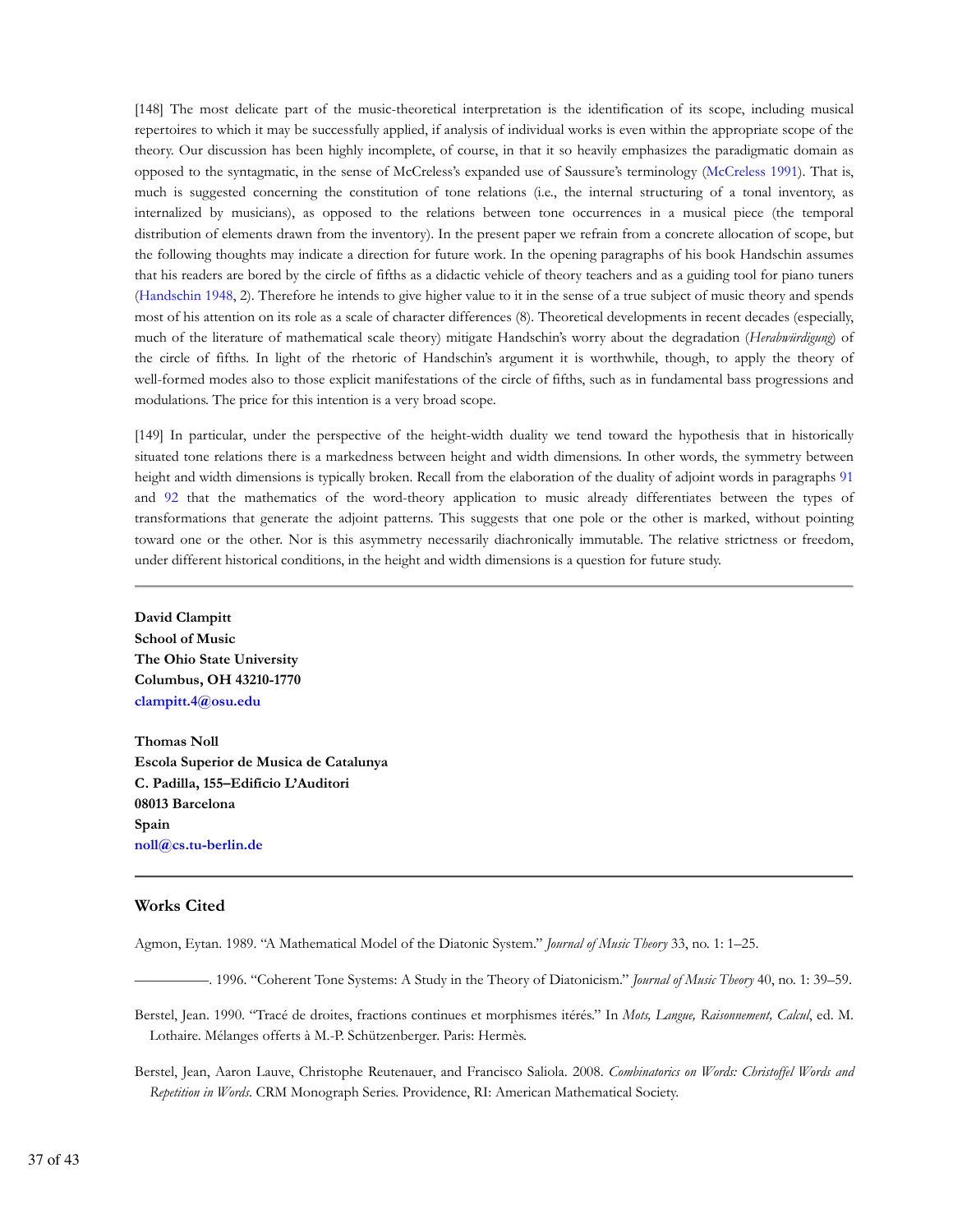[148] The most delicate part of the music-theoretical interpretation is the identification of its scope, including musical repertoires to which it may be successfully applied, if analysis of individual works is even within the appropriate scope of the theory. Our discussion has been highly incomplete, of course, in that it so heavily emphasizes the paradigmatic domain as opposed to the syntagmatic, in the sense of McCreless's expanded use of Saussure's terminology (McCreless 1991). That is, much is suggested concerning the constitution of tone relations (i.e., the internal structuring of a tonal inventory, as internalized by musicians), as opposed to the relations between tone occurrences in a musical piece (the temporal distribution of elements drawn from the inventory). In the present paper we refrain from a concrete allocation of scope, but the following thoughts may indicate a direction for future work. In the opening paragraphs of his book Handschin assumes that his readers are bored by the circle of fifths as a didactic vehicle of theory teachers and as a guiding tool for piano tuners (Handschin 1948, 2). Therefore he intends to give higher value to it in the sense of a true subject of music theory and spends most of his attention on its role as a scale of character differences (8). Theoretical developments in recent decades (especially, much of the literature of mathematical scale theory) mitigate Handschin's worry about the degradation (*Herabwürdigung*) of the circle of fifths. In light of the rhetoric of Handschin's argument it is worthwhile, though, to apply the theory of well-formed modes also to those explicit manifestations of the circle of fifths, such as in fundamental bass progressions and modulations. The price for this intention is a very broad scope.

[149] In particular, under the perspective of the height-width duality we tend toward the hypothesis that in historically situated tone relations there is a markedness between height and width dimensions. In other words, the symmetry between height and width dimensions is typically broken. Recall from the elaboration of the duality of adjoint words in paragraphs 91 and 92 that the mathematics of the word-theory application to music already differentiates between the types of transformations that generate the adjoint patterns. This suggests that one pole or the other is marked, without pointing toward one or the other. Nor is this asymmetry necessarily diachronically immutable. The relative strictness or freedom, under different historical conditions, in the height and width dimensions is a question for future study.

---

**David Clampitt**
**School of Music**
**The Ohio State University**
**Columbus, OH 43210-1770**
**clampitt.4@osu.edu**

**Thomas Noll**
**Escola Superior de Musica de Catalunya**
**C. Padilla, 155–Edificio L'Auditori**
**08013 Barcelona**
**Spain**
**noll@cs.tu-berlin.de**

---

## Works Cited

Agmon, Eytan. 1989. "A Mathematical Model of the Diatonic System." *Journal of Music Theory* 33, no. 1: 1–25.

———. 1996. "Coherent Tone Systems: A Study in the Theory of Diatonicism." *Journal of Music Theory* 40, no. 1: 39–59.

Berstel, Jean. 1990. "Tracé de droites, fractions continues et morphismes itérés." In *Mots, Langue, Raisonnement, Calcul*, ed. M. Lothaire. Mélanges offerts à M.-P. Schützenberger. Paris: Hermès.

Berstel, Jean, Aaron Lauve, Christophe Reutenauer, and Francisco Saliola. 2008. *Combinatorics on Words: Christoffel Words and Repetition in Words*. CRM Monograph Series. Providence, RI: American Mathematical Society.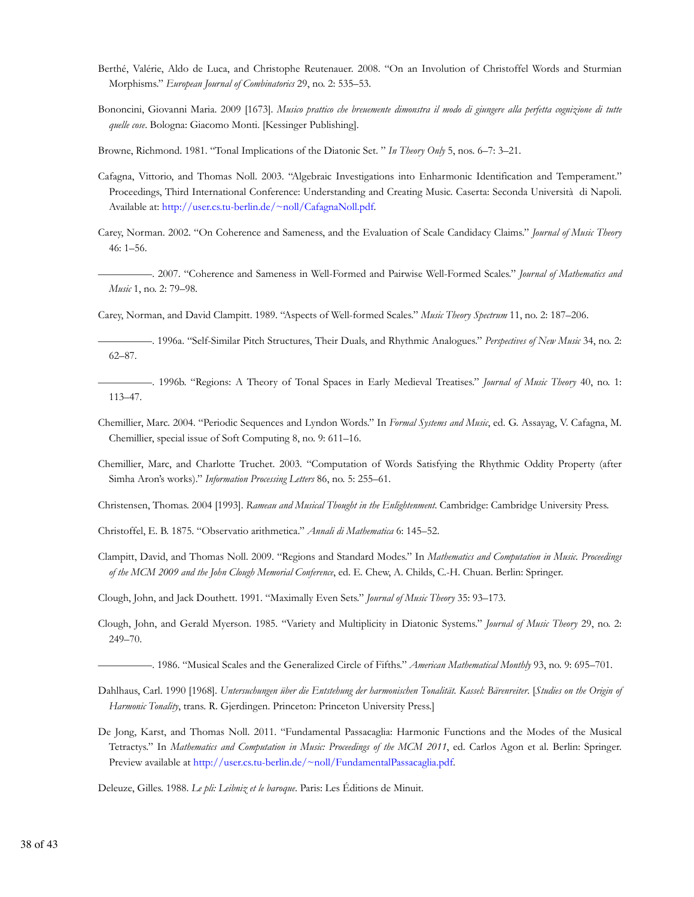Berthé, Valérie, Aldo de Luca, and Christophe Reutenauer. 2008. "On an Involution of Christoffel Words and Sturmian Morphisms." *European Journal of Combinatorics* 29, no. 2: 535–53.

Bononcini, Giovanni Maria. 2009 [1673]. *Musico prattico che breuemente dimonstra il modo di giungere alla perfetta cognizione di tutte quelle cose*. Bologna: Giacomo Monti. [Kessinger Publishing].

Browne, Richmond. 1981. "Tonal Implications of the Diatonic Set. " *In Theory Only* 5, nos. 6–7: 3–21.

Cafagna, Vittorio, and Thomas Noll. 2003. "Algebraic Investigations into Enharmonic Identification and Temperament." Proceedings, Third International Conference: Understanding and Creating Music. Caserta: Seconda Università di Napoli. Available at: http://user.cs.tu-berlin.de/~noll/CafagnaNoll.pdf.

Carey, Norman. 2002. "On Coherence and Sameness, and the Evaluation of Scale Candidacy Claims." *Journal of Music Theory* 46: 1–56.

—————. 2007. "Coherence and Sameness in Well-Formed and Pairwise Well-Formed Scales." *Journal of Mathematics and Music* 1, no. 2: 79–98.

Carey, Norman, and David Clampitt. 1989. "Aspects of Well-formed Scales." *Music Theory Spectrum* 11, no. 2: 187–206.

—————. 1996a. "Self-Similar Pitch Structures, Their Duals, and Rhythmic Analogues." *Perspectives of New Music* 34, no. 2: 62–87.

—————. 1996b. "Regions: A Theory of Tonal Spaces in Early Medieval Treatises." *Journal of Music Theory* 40, no. 1: 113–47.

Chemillier, Marc. 2004. "Periodic Sequences and Lyndon Words." In *Formal Systems and Music*, ed. G. Assayag, V. Cafagna, M. Chemillier, special issue of Soft Computing 8, no. 9: 611–16.

Chemillier, Marc, and Charlotte Truchet. 2003. "Computation of Words Satisfying the Rhythmic Oddity Property (after Simha Aron's works)." *Information Processing Letters* 86, no. 5: 255–61.

Christensen, Thomas. 2004 [1993]. *Rameau and Musical Thought in the Enlightenment*. Cambridge: Cambridge University Press.

Christoffel, E. B. 1875. "Observatio arithmetica." *Annali di Mathematica* 6: 145–52.

Clampitt, David, and Thomas Noll. 2009. "Regions and Standard Modes." In *Mathematics and Computation in Music. Proceedings of the MCM 2009 and the John Clough Memorial Conference*, ed. E. Chew, A. Childs, C.-H. Chuan. Berlin: Springer.

Clough, John, and Jack Douthett. 1991. "Maximally Even Sets." *Journal of Music Theory* 35: 93–173.

Clough, John, and Gerald Myerson. 1985. "Variety and Multiplicity in Diatonic Systems." *Journal of Music Theory* 29, no. 2: 249–70.

—————. 1986. "Musical Scales and the Generalized Circle of Fifths." *American Mathematical Monthly* 93, no. 9: 695–701.

Dahlhaus, Carl. 1990 [1968]. *Untersuchungen über die Entstehung der harmonischen Tonalität. Kassel: Bärenreiter*. [*Studies on the Origin of Harmonic Tonality*, trans. R. Gjerdingen. Princeton: Princeton University Press.]

De Jong, Karst, and Thomas Noll. 2011. "Fundamental Passacaglia: Harmonic Functions and the Modes of the Musical Tetractys." In *Mathematics and Computation in Music: Proceedings of the MCM 2011*, ed. Carlos Agon et al. Berlin: Springer. Preview available at http://user.cs.tu-berlin.de/~noll/FundamentalPassacaglia.pdf.

Deleuze, Gilles. 1988. *Le pli: Leibniz et le baroque*. Paris: Les Éditions de Minuit.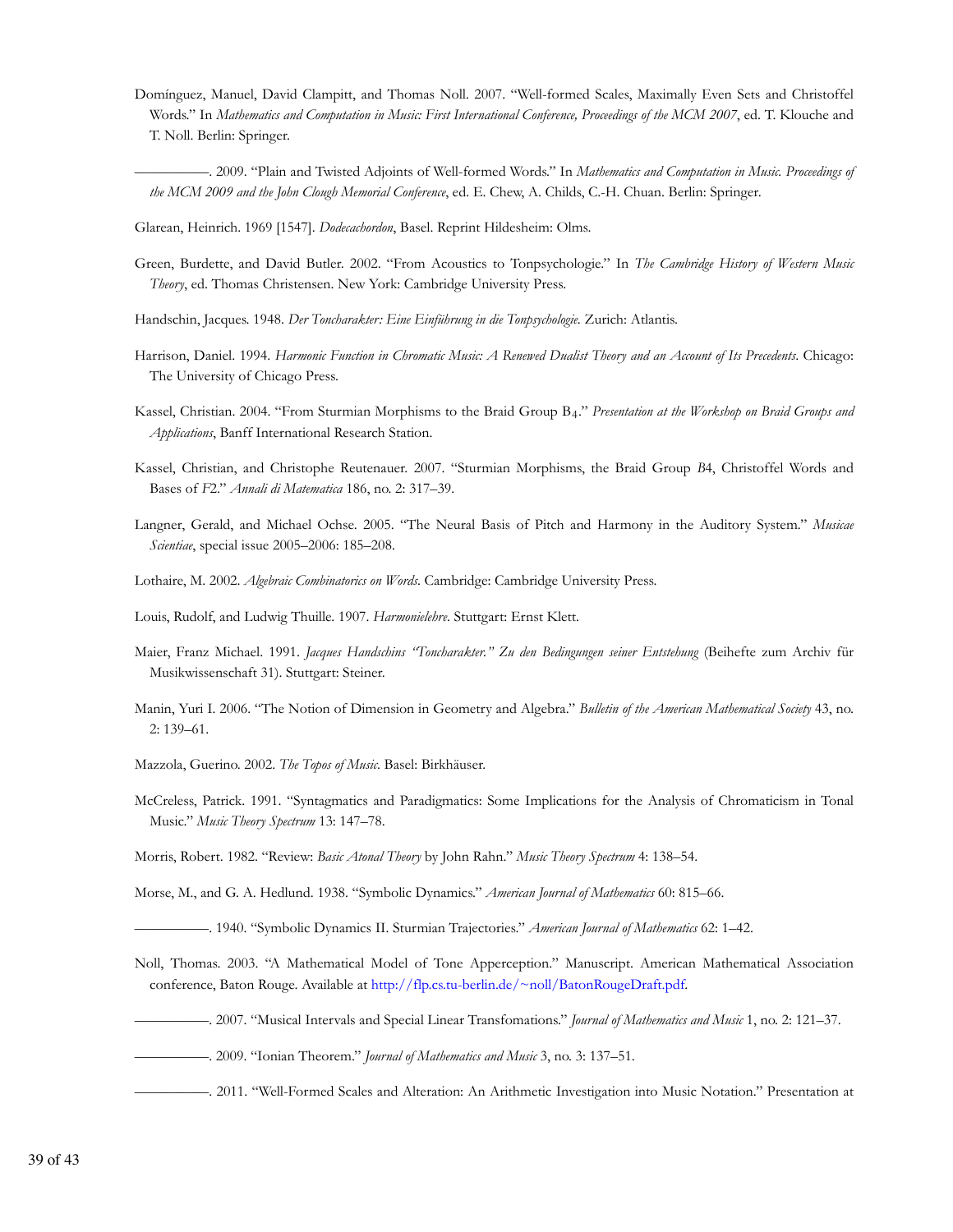Domínguez, Manuel, David Clampitt, and Thomas Noll. 2007. "Well-formed Scales, Maximally Even Sets and Christoffel Words." In *Mathematics and Computation in Music: First International Conference, Proceedings of the MCM 2007*, ed. T. Klouche and T. Noll. Berlin: Springer.

————. 2009. "Plain and Twisted Adjoints of Well-formed Words." In *Mathematics and Computation in Music. Proceedings of the MCM 2009 and the John Clough Memorial Conference*, ed. E. Chew, A. Childs, C.-H. Chuan. Berlin: Springer.

Glarean, Heinrich. 1969 [1547]. *Dodecachordon*, Basel. Reprint Hildesheim: Olms.

Green, Burdette, and David Butler. 2002. "From Acoustics to Tonpsychologie." In *The Cambridge History of Western Music Theory*, ed. Thomas Christensen. New York: Cambridge University Press.

Handschin, Jacques. 1948. *Der Toncharakter: Eine Einführung in die Tonpsychologie*. Zurich: Atlantis.

Harrison, Daniel. 1994. *Harmonic Function in Chromatic Music: A Renewed Dualist Theory and an Account of Its Precedents*. Chicago: The University of Chicago Press.

Kassel, Christian. 2004. "From Sturmian Morphisms to the Braid Group $B_4$." *Presentation at the Workshop on Braid Groups and Applications*, Banff International Research Station.

Kassel, Christian, and Christophe Reutenauer. 2007. "Sturmian Morphisms, the Braid Group *B*4, Christoffel Words and Bases of *F*2." *Annali di Matematica* 186, no. 2: 317–39.

Langner, Gerald, and Michael Ochse. 2005. "The Neural Basis of Pitch and Harmony in the Auditory System." *Musicae Scientiae*, special issue 2005–2006: 185–208.

Lothaire, M. 2002. *Algebraic Combinatorics on Words*. Cambridge: Cambridge University Press.

Louis, Rudolf, and Ludwig Thuille. 1907. *Harmonielehre*. Stuttgart: Ernst Klett.

Maier, Franz Michael. 1991. *Jacques Handschins "Toncharakter." Zu den Bedingungen seiner Entstehung* (Beihefte zum Archiv für Musikwissenschaft 31). Stuttgart: Steiner.

Manin, Yuri I. 2006. "The Notion of Dimension in Geometry and Algebra." *Bulletin of the American Mathematical Society* 43, no. 2: 139–61.

Mazzola, Guerino. 2002. *The Topos of Music*. Basel: Birkhäuser.

McCreless, Patrick. 1991. "Syntagmatics and Paradigmatics: Some Implications for the Analysis of Chromaticism in Tonal Music." *Music Theory Spectrum* 13: 147–78.

Morris, Robert. 1982. "Review: *Basic Atonal Theory* by John Rahn." *Music Theory Spectrum* 4: 138–54.

Morse, M., and G. A. Hedlund. 1938. "Symbolic Dynamics." *American Journal of Mathematics* 60: 815–66.

————. 1940. "Symbolic Dynamics II. Sturmian Trajectories." *American Journal of Mathematics* 62: 1–42.

Noll, Thomas. 2003. "A Mathematical Model of Tone Apperception." Manuscript. American Mathematical Association conference, Baton Rouge. Available at http://flp.cs.tu-berlin.de/~noll/BatonRougeDraft.pdf.

————. 2007. "Musical Intervals and Special Linear Transfomations." *Journal of Mathematics and Music* 1, no. 2: 121–37.

————. 2009. "Ionian Theorem." *Journal of Mathematics and Music* 3, no. 3: 137–51.

————. 2011. "Well-Formed Scales and Alteration: An Arithmetic Investigation into Music Notation." Presentation at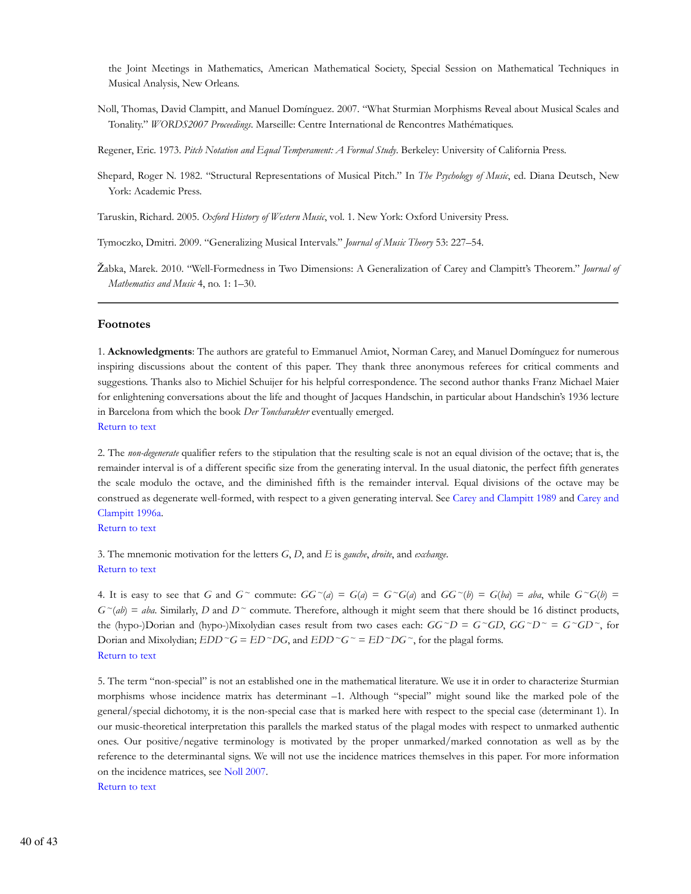the Joint Meetings in Mathematics, American Mathematical Society, Special Session on Mathematical Techniques in Musical Analysis, New Orleans.

Noll, Thomas, David Clampitt, and Manuel Domínguez. 2007. "What Sturmian Morphisms Reveal about Musical Scales and Tonality." *WORDS2007 Proceedings*. Marseille: Centre International de Rencontres Mathématiques.

Regener, Eric. 1973. *Pitch Notation and Equal Temperament: A Formal Study*. Berkeley: University of California Press.

Shepard, Roger N. 1982. "Structural Representations of Musical Pitch." In *The Psychology of Music*, ed. Diana Deutsch, New York: Academic Press.

Taruskin, Richard. 2005. *Oxford History of Western Music*, vol. 1. New York: Oxford University Press.

Tymoczko, Dmitri. 2009. "Generalizing Musical Intervals." *Journal of Music Theory* 53: 227–54.

Žabka, Marek. 2010. "Well-Formedness in Two Dimensions: A Generalization of Carey and Clampitt's Theorem." *Journal of Mathematics and Music* 4, no. 1: 1–30.

---

## Footnotes

1. **Acknowledgments**: The authors are grateful to Emmanuel Amiot, Norman Carey, and Manuel Domínguez for numerous inspiring discussions about the content of this paper. They thank three anonymous referees for critical comments and suggestions. Thanks also to Michiel Schuijer for his helpful correspondence. The second author thanks Franz Michael Maier for enlightening conversations about the life and thought of Jacques Handschin, in particular about Handschin's 1936 lecture in Barcelona from which the book *Der Toncharakter* eventually emerged.
Return to text

2. The *non-degenerate* qualifier refers to the stipulation that the resulting scale is not an equal division of the octave; that is, the remainder interval is of a different specific size from the generating interval. In the usual diatonic, the perfect fifth generates the scale modulo the octave, and the diminished fifth is the remainder interval. Equal divisions of the octave may be construed as degenerate well-formed, with respect to a given generating interval. See Carey and Clampitt 1989 and Carey and Clampitt 1996a.
Return to text

3. The mnemonic motivation for the letters $G$, $D$, and $E$ is *gauche*, *droite*, and *exchange*.
Return to text

4. It is easy to see that $G$ and $G^{\sim}$ commute: $GG^{\sim}(a) = G(a) = G^{\sim}G(a)$ and $GG^{\sim}(b) = G(ba) = aba$, while $G^{\sim}G(b) = G^{\sim}(ab) = aba$. Similarly, $D$ and $D^{\sim}$ commute. Therefore, although it might seem that there should be 16 distinct products, the (hypo-)Dorian and (hypo-)Mixolydian cases result from two cases each: $GG^{\sim}D = G^{\sim}GD$, $GG^{\sim}D^{\sim} = G^{\sim}GD^{\sim}$, for Dorian and Mixolydian; $EDD^{\sim}G = ED^{\sim}DG$, and $EDD^{\sim}G^{\sim} = ED^{\sim}DG^{\sim}$, for the plagal forms.
Return to text

5. The term "non-special" is not an established one in the mathematical literature. We use it in order to characterize Sturmian morphisms whose incidence matrix has determinant –1. Although "special" might sound like the marked pole of the general/special dichotomy, it is the non-special case that is marked here with respect to the special case (determinant 1). In our music-theoretical interpretation this parallels the marked status of the plagal modes with respect to unmarked authentic ones. Our positive/negative terminology is motivated by the proper unmarked/marked connotation as well as by the reference to the determinantal signs. We will not use the incidence matrices themselves in this paper. For more information on the incidence matrices, see Noll 2007.
Return to text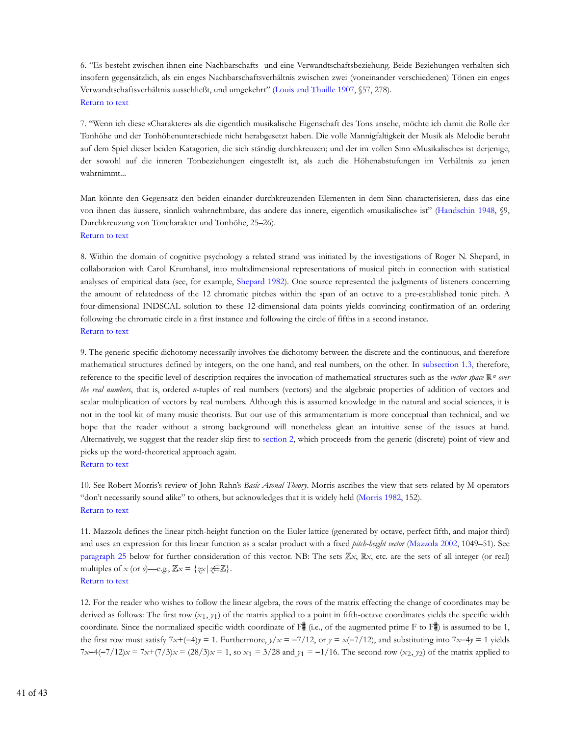6. “Es besteht zwischen ihnen eine Nachbarschafts- und eine Verwandtschaftsbeziehung. Beide Beziehungen verhalten sich insofern gegensätzlich, als ein enges Nachbarschaftsverhältnis zwischen zwei (voneinander verschiedenen) Tönen ein enges Verwandtschaftsverhältnis ausschließt, und umgekehrt” (Louis and Thuille 1907, §57, 278).
Return to text

7. “Wenn ich diese «Charaktere» als die eigentlich musikalische Eigenschaft des Tons ansehe, möchte ich damit die Rolle der Tonhöhe und der Tonhöhenunterschiede nicht herabgesetzt haben. Die volle Mannigfaltigkeit der Musik als Melodie beruht auf dem Spiel dieser beiden Katagorien, die sich ständig durchkreuzen; und der im vollen Sinn «Musikalische» ist derjenige, der sowohl auf die inneren Tonbeziehungen eingestellt ist, als auch die Höhenabstufungen im Verhältnis zu jenen wahrnimmt...

Man könnte den Gegensatz den beiden einander durchkreuzenden Elementen in dem Sinn characterisieren, dass das eine von ihnen das äussere, sinnlich wahrnehmbare, das andere das innere, eigentlich «musikalische» ist” (Handschin 1948, §9, Durchkreuzung von Toncharakter und Tonhöhe, 25–26).
Return to text

8. Within the domain of cognitive psychology a related strand was initiated by the investigations of Roger N. Shepard, in collaboration with Carol Krumhansl, into multidimensional representations of musical pitch in connection with statistical analyses of empirical data (see, for example, Shepard 1982). One source represented the judgments of listeners concerning the amount of relatedness of the 12 chromatic pitches within the span of an octave to a pre-established tonic pitch. A four-dimensional INDSCAL solution to these 12-dimensional data points yields convincing confirmation of an ordering following the chromatic circle in a first instance and following the circle of fifths in a second instance.
Return to text

9. The generic-specific dichotomy necessarily involves the dichotomy between the discrete and the continuous, and therefore mathematical structures defined by integers, on the one hand, and real numbers, on the other. In subsection 1.3, therefore, reference to the specific level of description requires the invocation of mathematical structures such as the *vector space* $\mathbb{R}^n$ *over the real numbers*, that is, ordered $n$-tuples of real numbers (vectors) and the algebraic properties of addition of vectors and scalar multiplication of vectors by real numbers. Although this is assumed knowledge in the natural and social sciences, it is not in the tool kit of many music theorists. But our use of this armamentarium is more conceptual than technical, and we hope that the reader without a strong background will nonetheless glean an intuitive sense of the issues at hand. Alternatively, we suggest that the reader skip first to section 2, which proceeds from the generic (discrete) point of view and picks up the word-theoretical approach again.
Return to text

10. See Robert Morris’s review of John Rahn’s *Basic Atonal Theory*. Morris ascribes the view that sets related by M operators “don’t necessarily sound alike” to others, but acknowledges that it is widely held (Morris 1982, 152).
Return to text

11. Mazzola defines the linear pitch-height function on the Euler lattice (generated by octave, perfect fifth, and major third) and uses an expression for this linear function as a scalar product with a fixed *pitch-height vector* (Mazzola 2002, 1049–51). See paragraph 25 below for further consideration of this vector. NB: The sets $\mathbb{Z}x$, $\mathbb{R}x$, etc. are the sets of all integer (or real) multiples of $x$ (or $o$)—e.g., $\mathbb{Z}x = \{zx \mid z \in \mathbb{Z}\}$.
Return to text

12. For the reader who wishes to follow the linear algebra, the rows of the matrix effecting the change of coordinates may be derived as follows: The first row $(x_1, y_1)$ of the matrix applied to a point in fifth-octave coordinates yields the specific width coordinate. Since the normalized specific width coordinate of F♯ (i.e., of the augmented prime F to F♯) is assumed to be 1, the first row must satisfy $7x+(-4)y = 1$. Furthermore, $y/x = -7/12$, or $y = x(-7/12)$, and substituting into $7x-4y = 1$ yields $7x-4(-7/12)x = 7x+(7/3)x = (28/3)x = 1$, so $x_1 = 3/28$ and $y_1 = -1/16$. The second row $(x_2, y_2)$ of the matrix applied to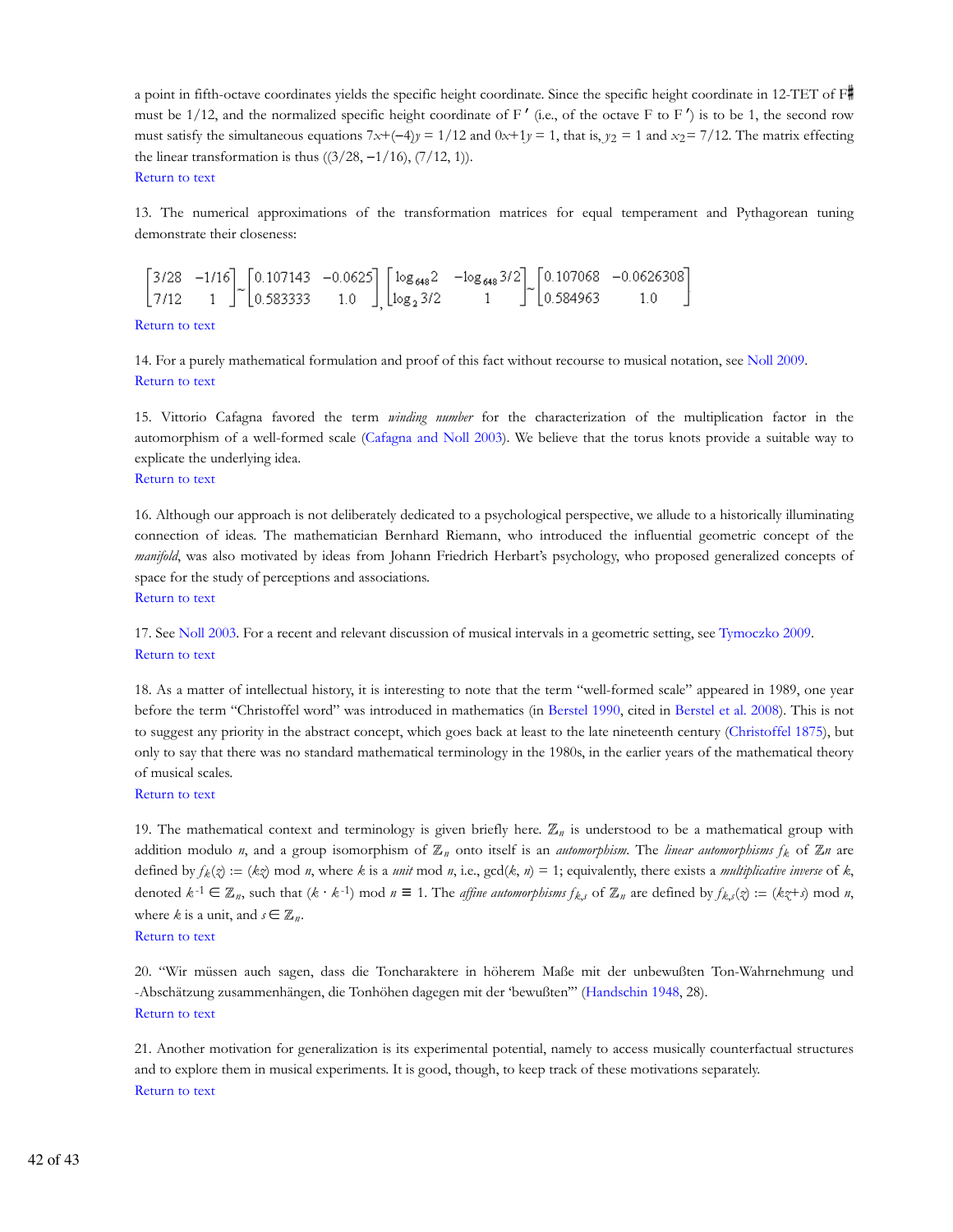a point in fifth-octave coordinates yields the specific height coordinate. Since the specific height coordinate in 12-TET of F♯ must be 1/12, and the normalized specific height coordinate of F ′ (i.e., of the octave F to F ′) is to be 1, the second row must satisfy the simultaneous equations $7x+(-4)y = 1/12$ and $0x+1y = 1$, that is, $y_2 = 1$ and $x_2 = 7/12$. The matrix effecting the linear transformation is thus ((3/28, −1/16), (7/12, 1)).
Return to text

13. The numerical approximations of the transformation matrices for equal temperament and Pythagorean tuning demonstrate their closeness:

$$\begin{bmatrix} 3/28 & -1/16 \\ 7/12 & 1 \end{bmatrix} \sim \begin{bmatrix} 0.107143 & -0.0625 \\ 0.583333 & 1.0 \end{bmatrix}, \begin{bmatrix} \log_{648} 2 & -\log_{648} 3/2 \\ \log_2 3/2 & 1 \end{bmatrix} \sim \begin{bmatrix} 0.107068 & -0.0626308 \\ 0.584963 & 1.0 \end{bmatrix}$$

Return to text

14. For a purely mathematical formulation and proof of this fact without recourse to musical notation, see Noll 2009.
Return to text

15. Vittorio Cafagna favored the term *winding number* for the characterization of the multiplication factor in the automorphism of a well-formed scale (Cafagna and Noll 2003). We believe that the torus knots provide a suitable way to explicate the underlying idea.
Return to text

16. Although our approach is not deliberately dedicated to a psychological perspective, we allude to a historically illuminating connection of ideas. The mathematician Bernhard Riemann, who introduced the influential geometric concept of the *manifold*, was also motivated by ideas from Johann Friedrich Herbart's psychology, who proposed generalized concepts of space for the study of perceptions and associations.
Return to text

17. See Noll 2003. For a recent and relevant discussion of musical intervals in a geometric setting, see Tymoczko 2009.
Return to text

18. As a matter of intellectual history, it is interesting to note that the term "well-formed scale" appeared in 1989, one year before the term "Christoffel word" was introduced in mathematics (in Berstel 1990, cited in Berstel et al. 2008). This is not to suggest any priority in the abstract concept, which goes back at least to the late nineteenth century (Christoffel 1875), but only to say that there was no standard mathematical terminology in the 1980s, in the earlier years of the mathematical theory of musical scales.
Return to text

19. The mathematical context and terminology is given briefly here. $\mathbb{Z}_n$ is understood to be a mathematical group with addition modulo $n$, and a group isomorphism of $\mathbb{Z}_n$ onto itself is an *automorphism*. The *linear automorphisms* $f_k$ of $\mathbb{Z}n$ are defined by $f_k(z) := (kz) \bmod n$, where $k$ is a *unit* mod $n$, i.e., $\gcd(k, n) = 1$; equivalently, there exists a *multiplicative inverse* of $k$, denoted $k^{-1} \in \mathbb{Z}_n$, such that $(k \cdot k^{-1}) \bmod n \equiv 1$. The *affine automorphisms* $f_{k,s}$ of $\mathbb{Z}_n$ are defined by $f_{k,s}(z) := (kz+s) \bmod n$, where $k$ is a unit, and $s \in \mathbb{Z}_n$.
Return to text

20. "Wir müssen auch sagen, dass die Toncharaktere in höherem Maße mit der unbewußten Ton-Wahrnehmung und -Abschätzung zusammenhängen, die Tonhöhen dagegen mit der 'bewußten'" (Handschin 1948, 28).
Return to text

21. Another motivation for generalization is its experimental potential, namely to access musically counterfactual structures and to explore them in musical experiments. It is good, though, to keep track of these motivations separately.
Return to text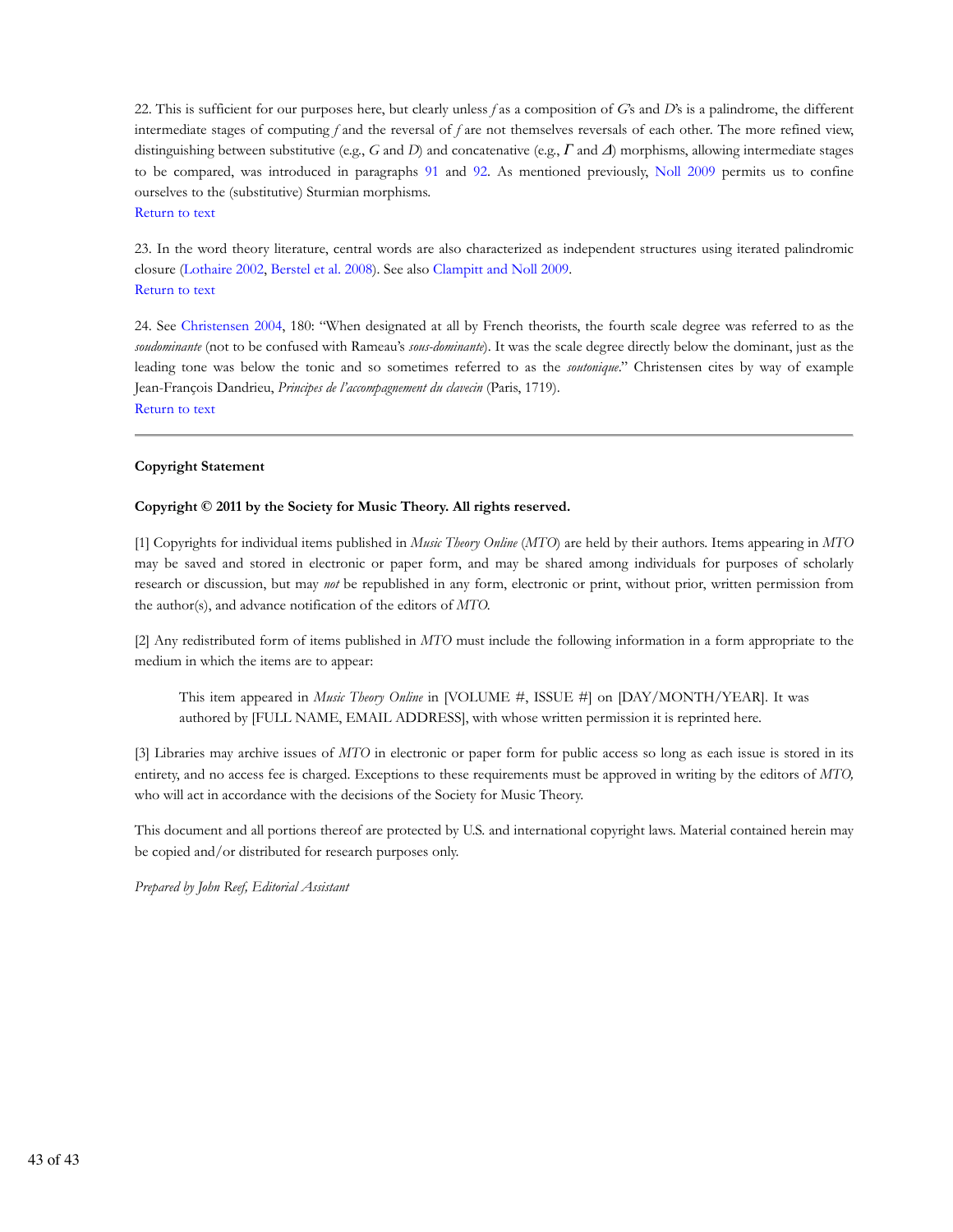22. This is sufficient for our purposes here, but clearly unless $f$ as a composition of $G$'s and $D$'s is a palindrome, the different intermediate stages of computing $f$ and the reversal of $f$ are not themselves reversals of each other. The more refined view, distinguishing between substitutive (e.g., $G$ and $D$) and concatenative (e.g., $\Gamma$ and $\Delta$) morphisms, allowing intermediate stages to be compared, was introduced in paragraphs 91 and 92. As mentioned previously, Noll 2009 permits us to confine ourselves to the (substitutive) Sturmian morphisms.
Return to text

23. In the word theory literature, central words are also characterized as independent structures using iterated palindromic closure (Lothaire 2002, Berstel et al. 2008). See also Clampitt and Noll 2009.
Return to text

24. See Christensen 2004, 180: "When designated at all by French theorists, the fourth scale degree was referred to as the *soudominante* (not to be confused with Rameau's *sous-dominante*). It was the scale degree directly below the dominant, just as the leading tone was below the tonic and so sometimes referred to as the *soutonique*." Christensen cites by way of example Jean-François Dandrieu, *Principes de l'accompagnement du clavecin* (Paris, 1719).
Return to text

---

**Copyright Statement**

**Copyright © 2011 by the Society for Music Theory. All rights reserved.**

[1] Copyrights for individual items published in *Music Theory Online* (*MTO*) are held by their authors. Items appearing in *MTO* may be saved and stored in electronic or paper form, and may be shared among individuals for purposes of scholarly research or discussion, but may *not* be republished in any form, electronic or print, without prior, written permission from the author(s), and advance notification of the editors of *MTO.*

[2] Any redistributed form of items published in *MTO* must include the following information in a form appropriate to the medium in which the items are to appear:

> This item appeared in *Music Theory Online* in [VOLUME #, ISSUE #] on [DAY/MONTH/YEAR]. It was authored by [FULL NAME, EMAIL ADDRESS], with whose written permission it is reprinted here.

[3] Libraries may archive issues of *MTO* in electronic or paper form for public access so long as each issue is stored in its entirety, and no access fee is charged. Exceptions to these requirements must be approved in writing by the editors of *MTO,* who will act in accordance with the decisions of the Society for Music Theory.

This document and all portions thereof are protected by U.S. and international copyright laws. Material contained herein may be copied and/or distributed for research purposes only.

*Prepared by John Reef, Editorial Assistant*